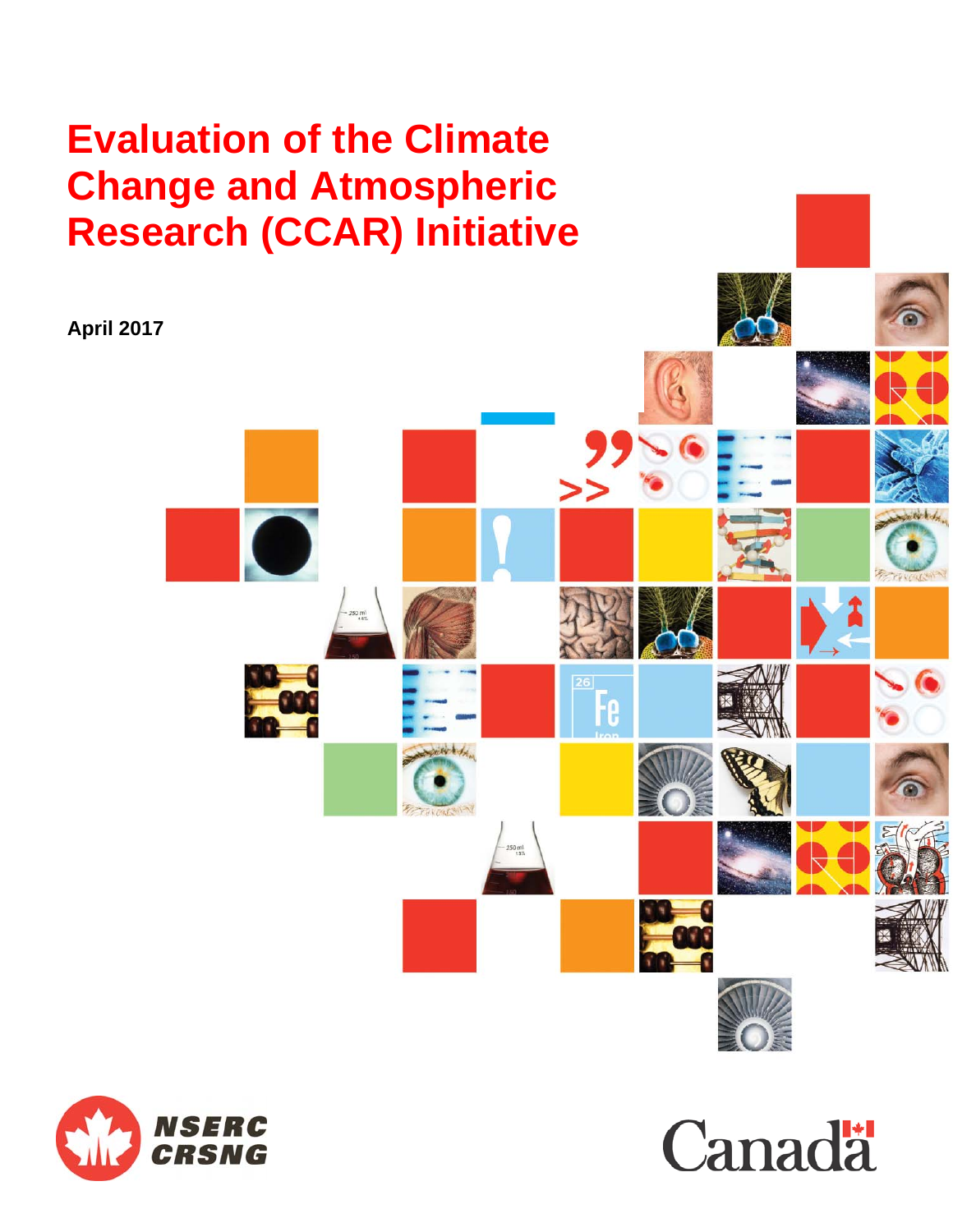# Evaluation of the Climate Change and Atmospheric Research (CCAR) Initiative

**April 2017**

NSERC CRSNG

Canada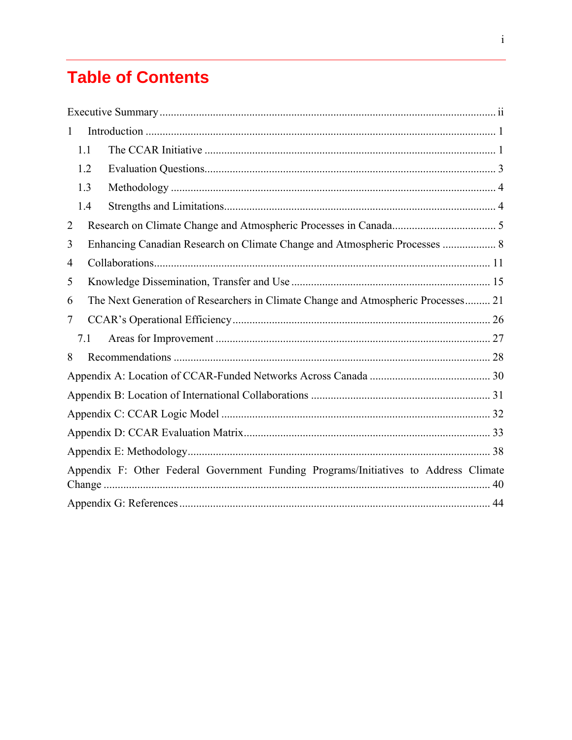# Table of Contents

Executive Summary ........................................................................................................ ii

1 Introduction ........................................................................................................... 1

1.1 The CCAR Initiative ....................................................................................... 1

1.2 Evaluation Questions....................................................................................... 3

1.3 Methodology ................................................................................................... 4

1.4 Strengths and Limitations................................................................................ 4

2 Research on Climate Change and Atmospheric Processes in Canada.................................... 5

3 Enhancing Canadian Research on Climate Change and Atmospheric Processes .................. 8

4 Collaborations...................................................................................................... 11

5 Knowledge Dissemination, Transfer and Use ..................................................................... 15

6 The Next Generation of Researchers in Climate Change and Atmospheric Processes......... 21

7 CCAR's Operational Efficiency........................................................................................... 26

7.1 Areas for Improvement ................................................................................. 27

8 Recommendations ............................................................................................... 28

Appendix A: Location of CCAR-Funded Networks Across Canada .......................................... 30

Appendix B: Location of International Collaborations ............................................................... 31

Appendix C: CCAR Logic Model ............................................................................................... 32

Appendix D: CCAR Evaluation Matrix....................................................................................... 33

Appendix E: Methodology........................................................................................................... 38

Appendix F: Other Federal Government Funding Programs/Initiatives to Address Climate Change ........................................................................................................................................ 40

Appendix G: References ............................................................................................................. 44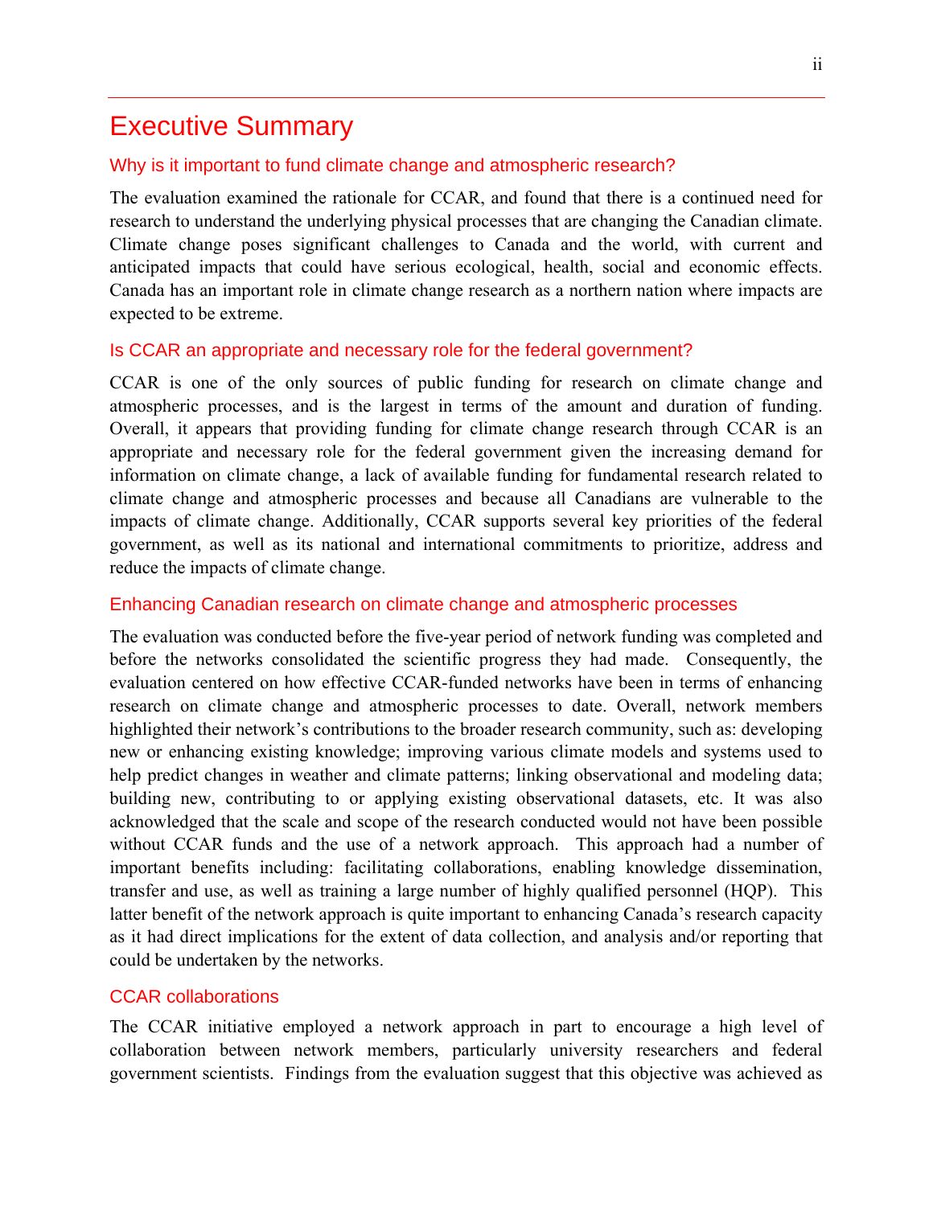# Executive Summary

## Why is it important to fund climate change and atmospheric research?

The evaluation examined the rationale for CCAR, and found that there is a continued need for research to understand the underlying physical processes that are changing the Canadian climate. Climate change poses significant challenges to Canada and the world, with current and anticipated impacts that could have serious ecological, health, social and economic effects. Canada has an important role in climate change research as a northern nation where impacts are expected to be extreme.

## Is CCAR an appropriate and necessary role for the federal government?

CCAR is one of the only sources of public funding for research on climate change and atmospheric processes, and is the largest in terms of the amount and duration of funding. Overall, it appears that providing funding for climate change research through CCAR is an appropriate and necessary role for the federal government given the increasing demand for information on climate change, a lack of available funding for fundamental research related to climate change and atmospheric processes and because all Canadians are vulnerable to the impacts of climate change. Additionally, CCAR supports several key priorities of the federal government, as well as its national and international commitments to prioritize, address and reduce the impacts of climate change.

## Enhancing Canadian research on climate change and atmospheric processes

The evaluation was conducted before the five-year period of network funding was completed and before the networks consolidated the scientific progress they had made. Consequently, the evaluation centered on how effective CCAR-funded networks have been in terms of enhancing research on climate change and atmospheric processes to date. Overall, network members highlighted their network's contributions to the broader research community, such as: developing new or enhancing existing knowledge; improving various climate models and systems used to help predict changes in weather and climate patterns; linking observational and modeling data; building new, contributing to or applying existing observational datasets, etc. It was also acknowledged that the scale and scope of the research conducted would not have been possible without CCAR funds and the use of a network approach. This approach had a number of important benefits including: facilitating collaborations, enabling knowledge dissemination, transfer and use, as well as training a large number of highly qualified personnel (HQP). This latter benefit of the network approach is quite important to enhancing Canada's research capacity as it had direct implications for the extent of data collection, and analysis and/or reporting that could be undertaken by the networks.

## CCAR collaborations

The CCAR initiative employed a network approach in part to encourage a high level of collaboration between network members, particularly university researchers and federal government scientists. Findings from the evaluation suggest that this objective was achieved as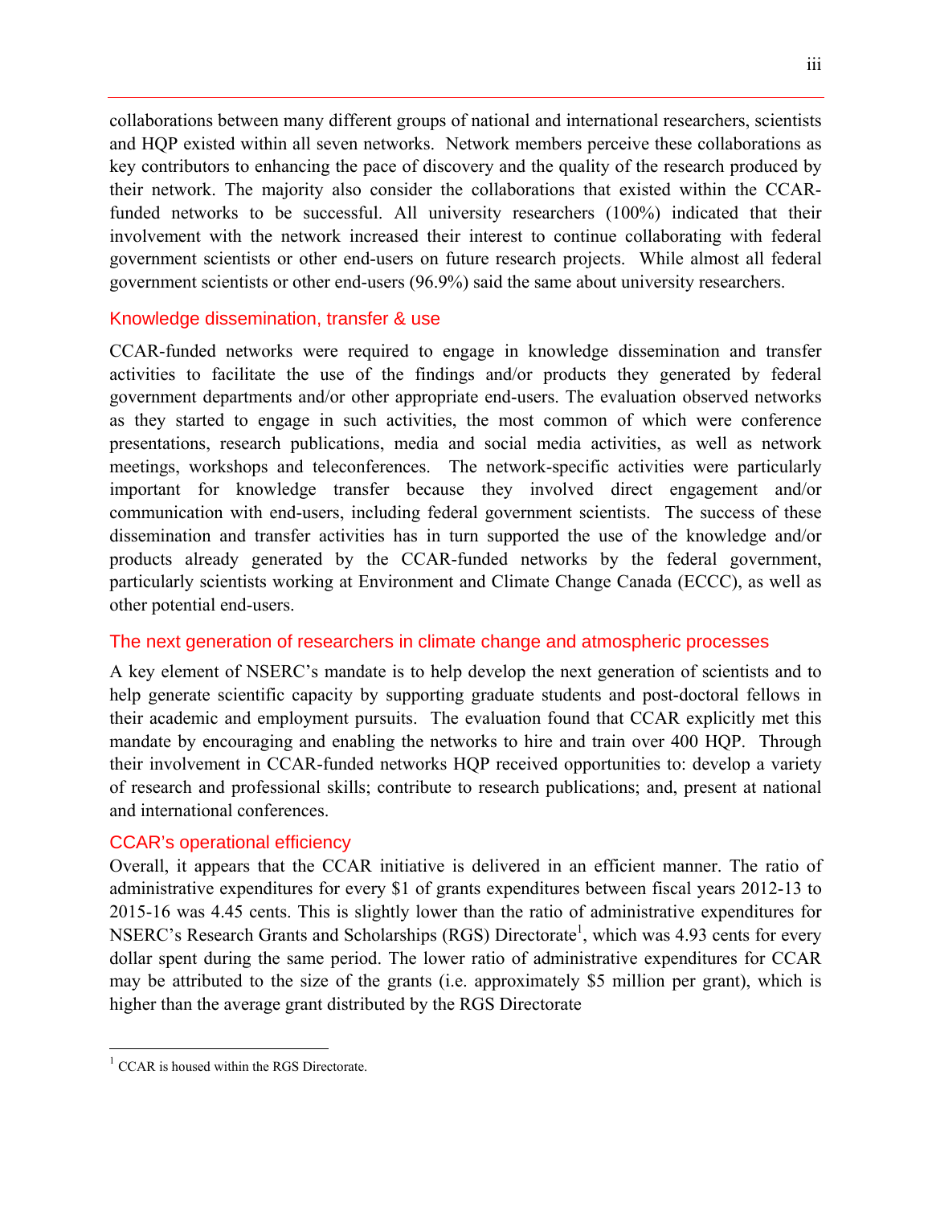collaborations between many different groups of national and international researchers, scientists and HQP existed within all seven networks. Network members perceive these collaborations as key contributors to enhancing the pace of discovery and the quality of the research produced by their network. The majority also consider the collaborations that existed within the CCAR-funded networks to be successful. All university researchers (100%) indicated that their involvement with the network increased their interest to continue collaborating with federal government scientists or other end-users on future research projects. While almost all federal government scientists or other end-users (96.9%) said the same about university researchers.

### Knowledge dissemination, transfer & use

CCAR-funded networks were required to engage in knowledge dissemination and transfer activities to facilitate the use of the findings and/or products they generated by federal government departments and/or other appropriate end-users. The evaluation observed networks as they started to engage in such activities, the most common of which were conference presentations, research publications, media and social media activities, as well as network meetings, workshops and teleconferences. The network-specific activities were particularly important for knowledge transfer because they involved direct engagement and/or communication with end-users, including federal government scientists. The success of these dissemination and transfer activities has in turn supported the use of the knowledge and/or products already generated by the CCAR-funded networks by the federal government, particularly scientists working at Environment and Climate Change Canada (ECCC), as well as other potential end-users.

### The next generation of researchers in climate change and atmospheric processes

A key element of NSERC's mandate is to help develop the next generation of scientists and to help generate scientific capacity by supporting graduate students and post-doctoral fellows in their academic and employment pursuits. The evaluation found that CCAR explicitly met this mandate by encouraging and enabling the networks to hire and train over 400 HQP. Through their involvement in CCAR-funded networks HQP received opportunities to: develop a variety of research and professional skills; contribute to research publications; and, present at national and international conferences.

### CCAR's operational efficiency

Overall, it appears that the CCAR initiative is delivered in an efficient manner. The ratio of administrative expenditures for every $1 of grants expenditures between fiscal years 2012-13 to 2015-16 was 4.45 cents. This is slightly lower than the ratio of administrative expenditures for NSERC's Research Grants and Scholarships (RGS) Directorate[1], which was 4.93 cents for every dollar spent during the same period. The lower ratio of administrative expenditures for CCAR may be attributed to the size of the grants (i.e. approximately $5 million per grant), which is higher than the average grant distributed by the RGS Directorate

---

[1] CCAR is housed within the RGS Directorate.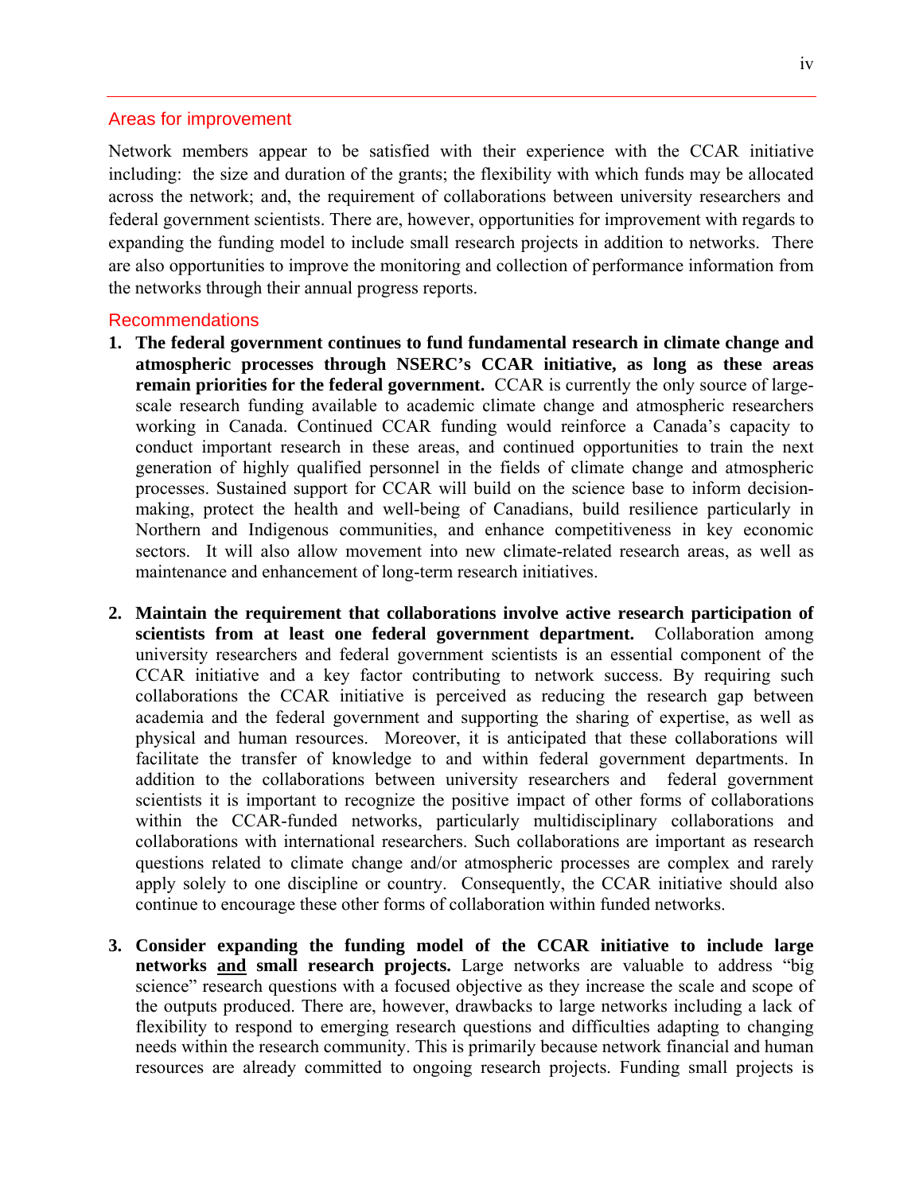## Areas for improvement

Network members appear to be satisfied with their experience with the CCAR initiative including: the size and duration of the grants; the flexibility with which funds may be allocated across the network; and, the requirement of collaborations between university researchers and federal government scientists. There are, however, opportunities for improvement with regards to expanding the funding model to include small research projects in addition to networks. There are also opportunities to improve the monitoring and collection of performance information from the networks through their annual progress reports.

## Recommendations

1. **The federal government continues to fund fundamental research in climate change and atmospheric processes through NSERC's CCAR initiative, as long as these areas remain priorities for the federal government.** CCAR is currently the only source of large-scale research funding available to academic climate change and atmospheric researchers working in Canada. Continued CCAR funding would reinforce a Canada's capacity to conduct important research in these areas, and continued opportunities to train the next generation of highly qualified personnel in the fields of climate change and atmospheric processes. Sustained support for CCAR will build on the science base to inform decision-making, protect the health and well-being of Canadians, build resilience particularly in Northern and Indigenous communities, and enhance competitiveness in key economic sectors. It will also allow movement into new climate-related research areas, as well as maintenance and enhancement of long-term research initiatives.

2. **Maintain the requirement that collaborations involve active research participation of scientists from at least one federal government department.** Collaboration among university researchers and federal government scientists is an essential component of the CCAR initiative and a key factor contributing to network success. By requiring such collaborations the CCAR initiative is perceived as reducing the research gap between academia and the federal government and supporting the sharing of expertise, as well as physical and human resources. Moreover, it is anticipated that these collaborations will facilitate the transfer of knowledge to and within federal government departments. In addition to the collaborations between university researchers and federal government scientists it is important to recognize the positive impact of other forms of collaborations within the CCAR-funded networks, particularly multidisciplinary collaborations and collaborations with international researchers. Such collaborations are important as research questions related to climate change and/or atmospheric processes are complex and rarely apply solely to one discipline or country. Consequently, the CCAR initiative should also continue to encourage these other forms of collaboration within funded networks.

3. **Consider expanding the funding model of the CCAR initiative to include large networks <u>and</u> small research projects.** Large networks are valuable to address "big science" research questions with a focused objective as they increase the scale and scope of the outputs produced. There are, however, drawbacks to large networks including a lack of flexibility to respond to emerging research questions and difficulties adapting to changing needs within the research community. This is primarily because network financial and human resources are already committed to ongoing research projects. Funding small projects is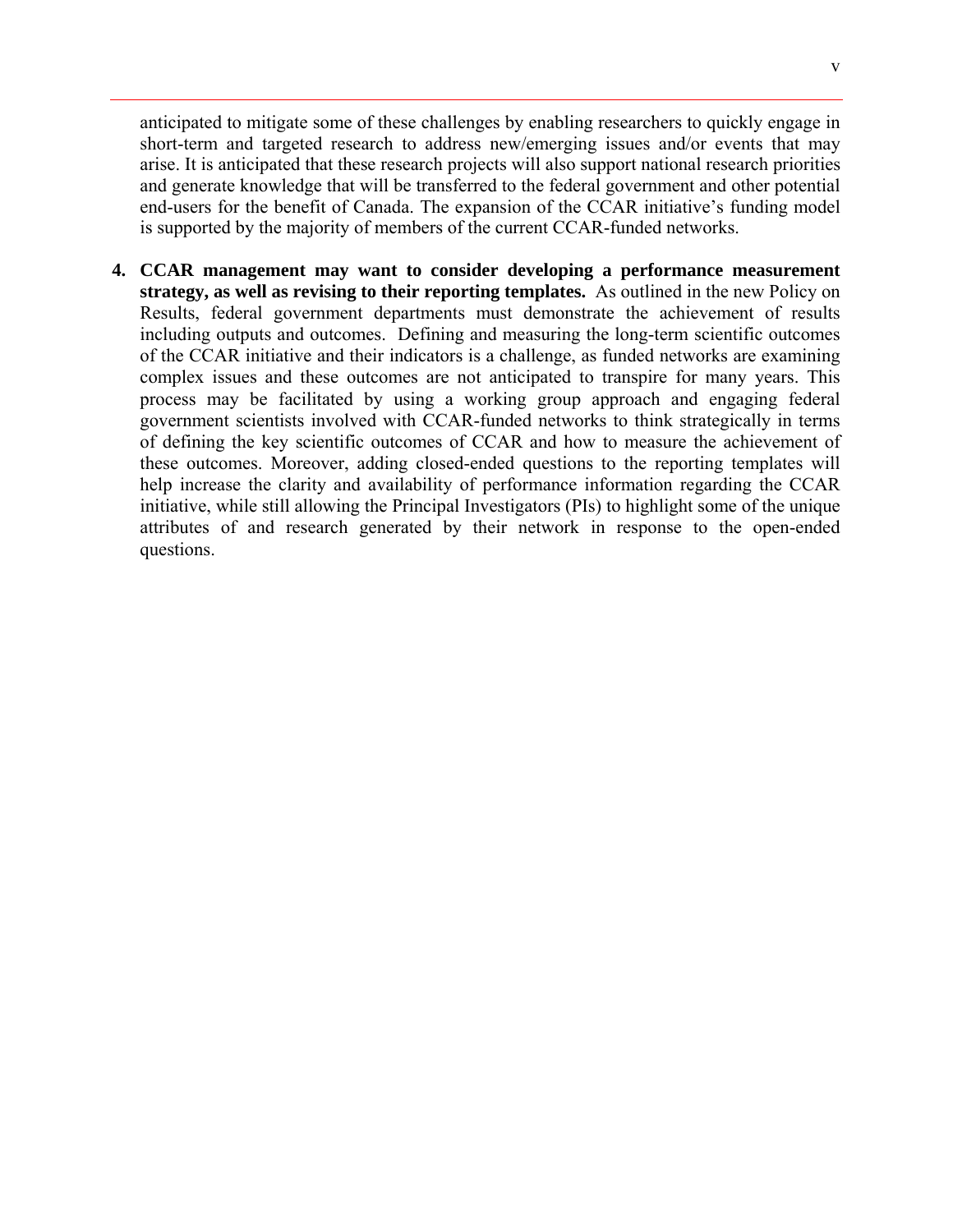anticipated to mitigate some of these challenges by enabling researchers to quickly engage in short-term and targeted research to address new/emerging issues and/or events that may arise. It is anticipated that these research projects will also support national research priorities and generate knowledge that will be transferred to the federal government and other potential end-users for the benefit of Canada. The expansion of the CCAR initiative's funding model is supported by the majority of members of the current CCAR-funded networks.

4. **CCAR management may want to consider developing a performance measurement strategy, as well as revising to their reporting templates.** As outlined in the new Policy on Results, federal government departments must demonstrate the achievement of results including outputs and outcomes. Defining and measuring the long-term scientific outcomes of the CCAR initiative and their indicators is a challenge, as funded networks are examining complex issues and these outcomes are not anticipated to transpire for many years. This process may be facilitated by using a working group approach and engaging federal government scientists involved with CCAR-funded networks to think strategically in terms of defining the key scientific outcomes of CCAR and how to measure the achievement of these outcomes. Moreover, adding closed-ended questions to the reporting templates will help increase the clarity and availability of performance information regarding the CCAR initiative, while still allowing the Principal Investigators (PIs) to highlight some of the unique attributes of and research generated by their network in response to the open-ended questions.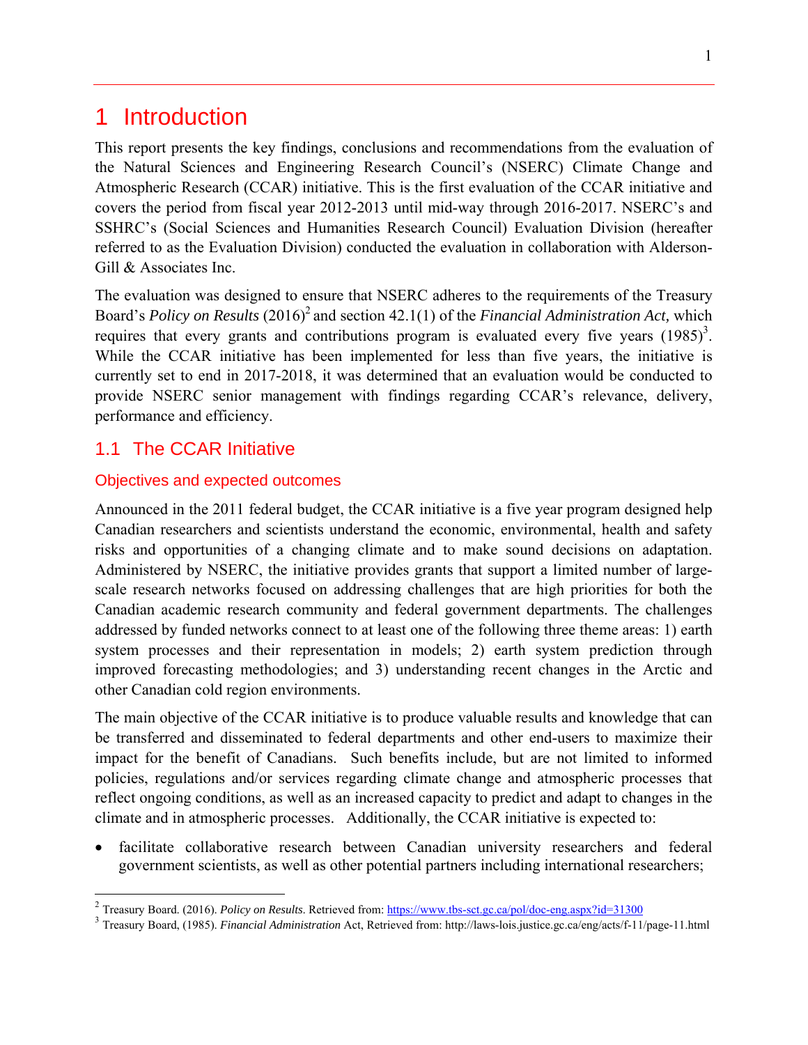# 1 Introduction

This report presents the key findings, conclusions and recommendations from the evaluation of the Natural Sciences and Engineering Research Council's (NSERC) Climate Change and Atmospheric Research (CCAR) initiative. This is the first evaluation of the CCAR initiative and covers the period from fiscal year 2012-2013 until mid-way through 2016-2017. NSERC's and SSHRC's (Social Sciences and Humanities Research Council) Evaluation Division (hereafter referred to as the Evaluation Division) conducted the evaluation in collaboration with Alderson-Gill & Associates Inc.

The evaluation was designed to ensure that NSERC adheres to the requirements of the Treasury Board's *Policy on Results* (2016)[2] and section 42.1(1) of the *Financial Administration Act,* which requires that every grants and contributions program is evaluated every five years (1985)[3]. While the CCAR initiative has been implemented for less than five years, the initiative is currently set to end in 2017-2018, it was determined that an evaluation would be conducted to provide NSERC senior management with findings regarding CCAR's relevance, delivery, performance and efficiency.

## 1.1 The CCAR Initiative

### Objectives and expected outcomes

Announced in the 2011 federal budget, the CCAR initiative is a five year program designed help Canadian researchers and scientists understand the economic, environmental, health and safety risks and opportunities of a changing climate and to make sound decisions on adaptation. Administered by NSERC, the initiative provides grants that support a limited number of large-scale research networks focused on addressing challenges that are high priorities for both the Canadian academic research community and federal government departments. The challenges addressed by funded networks connect to at least one of the following three theme areas: 1) earth system processes and their representation in models; 2) earth system prediction through improved forecasting methodologies; and 3) understanding recent changes in the Arctic and other Canadian cold region environments.

The main objective of the CCAR initiative is to produce valuable results and knowledge that can be transferred and disseminated to federal departments and other end-users to maximize their impact for the benefit of Canadians. Such benefits include, but are not limited to informed policies, regulations and/or services regarding climate change and atmospheric processes that reflect ongoing conditions, as well as an increased capacity to predict and adapt to changes in the climate and in atmospheric processes. Additionally, the CCAR initiative is expected to:

- facilitate collaborative research between Canadian university researchers and federal government scientists, as well as other potential partners including international researchers;

---

[2] Treasury Board. (2016). *Policy on Results*. Retrieved from: https://www.tbs-sct.gc.ca/pol/doc-eng.aspx?id=31300

[3] Treasury Board, (1985). *Financial Administration* Act, Retrieved from: http://laws-lois.justice.gc.ca/eng/acts/f-11/page-11.html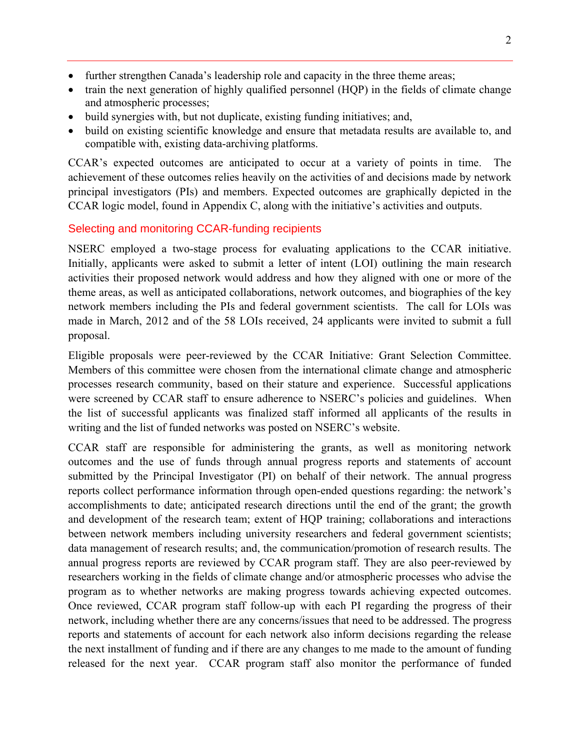- further strengthen Canada's leadership role and capacity in the three theme areas;
- train the next generation of highly qualified personnel (HQP) in the fields of climate change and atmospheric processes;
- build synergies with, but not duplicate, existing funding initiatives; and,
- build on existing scientific knowledge and ensure that metadata results are available to, and compatible with, existing data-archiving platforms.

CCAR's expected outcomes are anticipated to occur at a variety of points in time. The achievement of these outcomes relies heavily on the activities of and decisions made by network principal investigators (PIs) and members. Expected outcomes are graphically depicted in the CCAR logic model, found in Appendix C, along with the initiative's activities and outputs.

### Selecting and monitoring CCAR-funding recipients

NSERC employed a two-stage process for evaluating applications to the CCAR initiative. Initially, applicants were asked to submit a letter of intent (LOI) outlining the main research activities their proposed network would address and how they aligned with one or more of the theme areas, as well as anticipated collaborations, network outcomes, and biographies of the key network members including the PIs and federal government scientists. The call for LOIs was made in March, 2012 and of the 58 LOIs received, 24 applicants were invited to submit a full proposal.

Eligible proposals were peer-reviewed by the CCAR Initiative: Grant Selection Committee. Members of this committee were chosen from the international climate change and atmospheric processes research community, based on their stature and experience. Successful applications were screened by CCAR staff to ensure adherence to NSERC's policies and guidelines. When the list of successful applicants was finalized staff informed all applicants of the results in writing and the list of funded networks was posted on NSERC's website.

CCAR staff are responsible for administering the grants, as well as monitoring network outcomes and the use of funds through annual progress reports and statements of account submitted by the Principal Investigator (PI) on behalf of their network. The annual progress reports collect performance information through open-ended questions regarding: the network's accomplishments to date; anticipated research directions until the end of the grant; the growth and development of the research team; extent of HQP training; collaborations and interactions between network members including university researchers and federal government scientists; data management of research results; and, the communication/promotion of research results. The annual progress reports are reviewed by CCAR program staff. They are also peer-reviewed by researchers working in the fields of climate change and/or atmospheric processes who advise the program as to whether networks are making progress towards achieving expected outcomes. Once reviewed, CCAR program staff follow-up with each PI regarding the progress of their network, including whether there are any concerns/issues that need to be addressed. The progress reports and statements of account for each network also inform decisions regarding the release the next installment of funding and if there are any changes to me made to the amount of funding released for the next year. CCAR program staff also monitor the performance of funded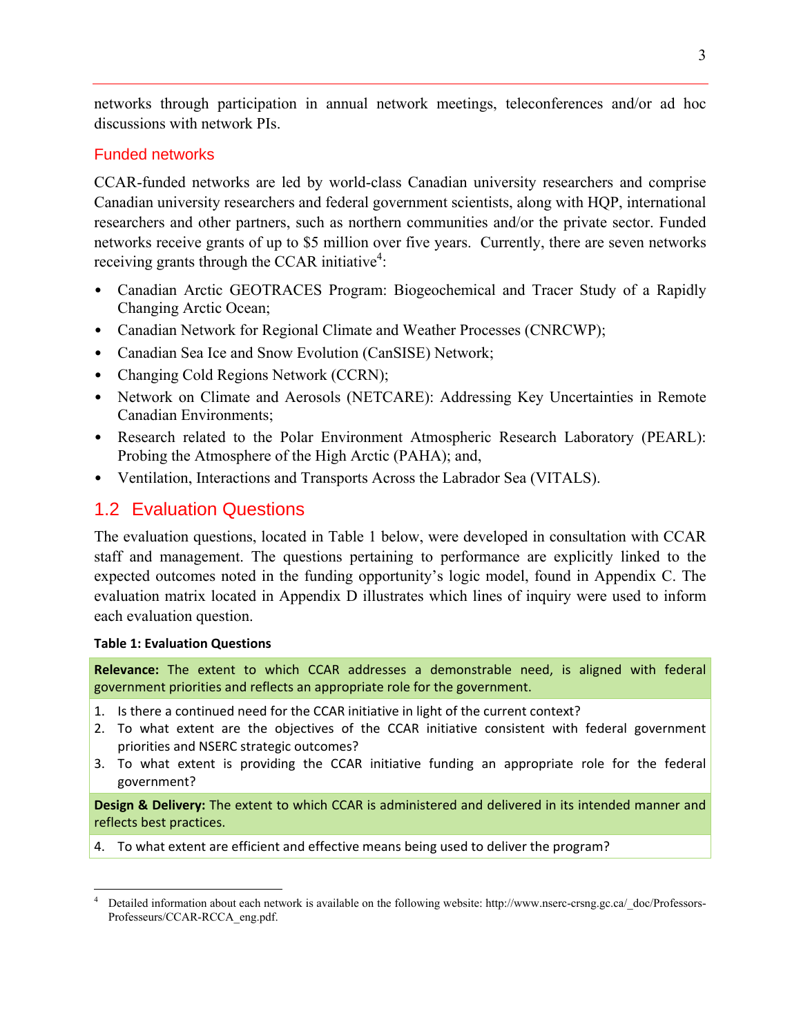networks through participation in annual network meetings, teleconferences and/or ad hoc discussions with network PIs.

### Funded networks

CCAR-funded networks are led by world-class Canadian university researchers and comprise Canadian university researchers and federal government scientists, along with HQP, international researchers and other partners, such as northern communities and/or the private sector. Funded networks receive grants of up to $5 million over five years. Currently, there are seven networks receiving grants through the CCAR initiative[4]:

- Canadian Arctic GEOTRACES Program: Biogeochemical and Tracer Study of a Rapidly Changing Arctic Ocean;
- Canadian Network for Regional Climate and Weather Processes (CNRCWP);
- Canadian Sea Ice and Snow Evolution (CanSISE) Network;
- Changing Cold Regions Network (CCRN);
- Network on Climate and Aerosols (NETCARE): Addressing Key Uncertainties in Remote Canadian Environments;
- Research related to the Polar Environment Atmospheric Research Laboratory (PEARL): Probing the Atmosphere of the High Arctic (PAHA); and,
- Ventilation, Interactions and Transports Across the Labrador Sea (VITALS).

## 1.2 Evaluation Questions

The evaluation questions, located in Table 1 below, were developed in consultation with CCAR staff and management. The questions pertaining to performance are explicitly linked to the expected outcomes noted in the funding opportunity's logic model, found in Appendix C. The evaluation matrix located in Appendix D illustrates which lines of inquiry were used to inform each evaluation question.

**Table 1: Evaluation Questions**

| |
|---|
| **Relevance:** The extent to which CCAR addresses a demonstrable need, is aligned with federal government priorities and reflects an appropriate role for the government. |
| 1. Is there a continued need for the CCAR initiative in light of the current context?<br>2. To what extent are the objectives of the CCAR initiative consistent with federal government priorities and NSERC strategic outcomes?<br>3. To what extent is providing the CCAR initiative funding an appropriate role for the federal government? |
| **Design & Delivery:** The extent to which CCAR is administered and delivered in its intended manner and reflects best practices. |
| 4. To what extent are efficient and effective means being used to deliver the program? |

[4] Detailed information about each network is available on the following website: http://www.nserc-crsng.gc.ca/_doc/Professors-Professeurs/CCAR-RCCA_eng.pdf.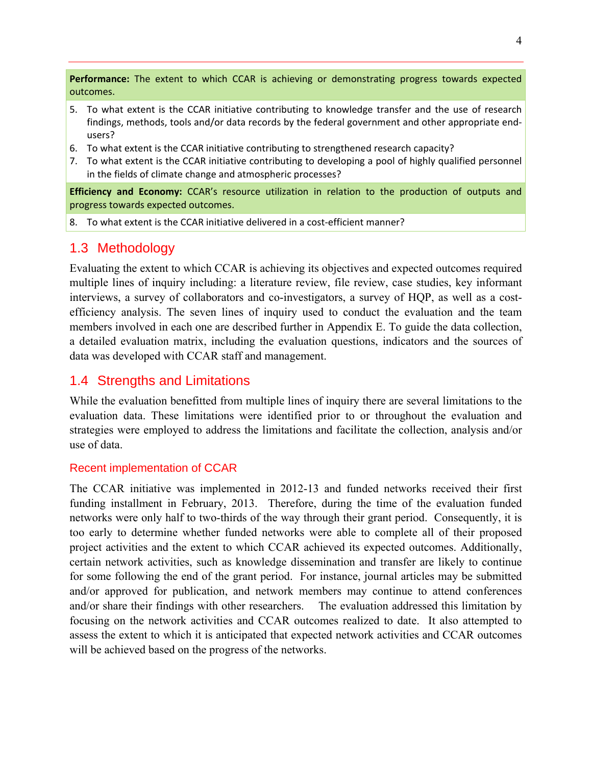| |
|---|
| **Performance:** The extent to which CCAR is achieving or demonstrating progress towards expected outcomes. |
| 5. To what extent is the CCAR initiative contributing to knowledge transfer and the use of research findings, methods, tools and/or data records by the federal government and other appropriate end-users?<br>6. To what extent is the CCAR initiative contributing to strengthened research capacity?<br>7. To what extent is the CCAR initiative contributing to developing a pool of highly qualified personnel in the fields of climate change and atmospheric processes? |
| **Efficiency and Economy:** CCAR's resource utilization in relation to the production of outputs and progress towards expected outcomes. |
| 8. To what extent is the CCAR initiative delivered in a cost-efficient manner? |

## 1.3 Methodology

Evaluating the extent to which CCAR is achieving its objectives and expected outcomes required multiple lines of inquiry including: a literature review, file review, case studies, key informant interviews, a survey of collaborators and co-investigators, a survey of HQP, as well as a cost-efficiency analysis. The seven lines of inquiry used to conduct the evaluation and the team members involved in each one are described further in Appendix E. To guide the data collection, a detailed evaluation matrix, including the evaluation questions, indicators and the sources of data was developed with CCAR staff and management.

## 1.4 Strengths and Limitations

While the evaluation benefitted from multiple lines of inquiry there are several limitations to the evaluation data. These limitations were identified prior to or throughout the evaluation and strategies were employed to address the limitations and facilitate the collection, analysis and/or use of data.

### Recent implementation of CCAR

The CCAR initiative was implemented in 2012-13 and funded networks received their first funding installment in February, 2013. Therefore, during the time of the evaluation funded networks were only half to two-thirds of the way through their grant period. Consequently, it is too early to determine whether funded networks were able to complete all of their proposed project activities and the extent to which CCAR achieved its expected outcomes. Additionally, certain network activities, such as knowledge dissemination and transfer are likely to continue for some following the end of the grant period. For instance, journal articles may be submitted and/or approved for publication, and network members may continue to attend conferences and/or share their findings with other researchers. The evaluation addressed this limitation by focusing on the network activities and CCAR outcomes realized to date. It also attempted to assess the extent to which it is anticipated that expected network activities and CCAR outcomes will be achieved based on the progress of the networks.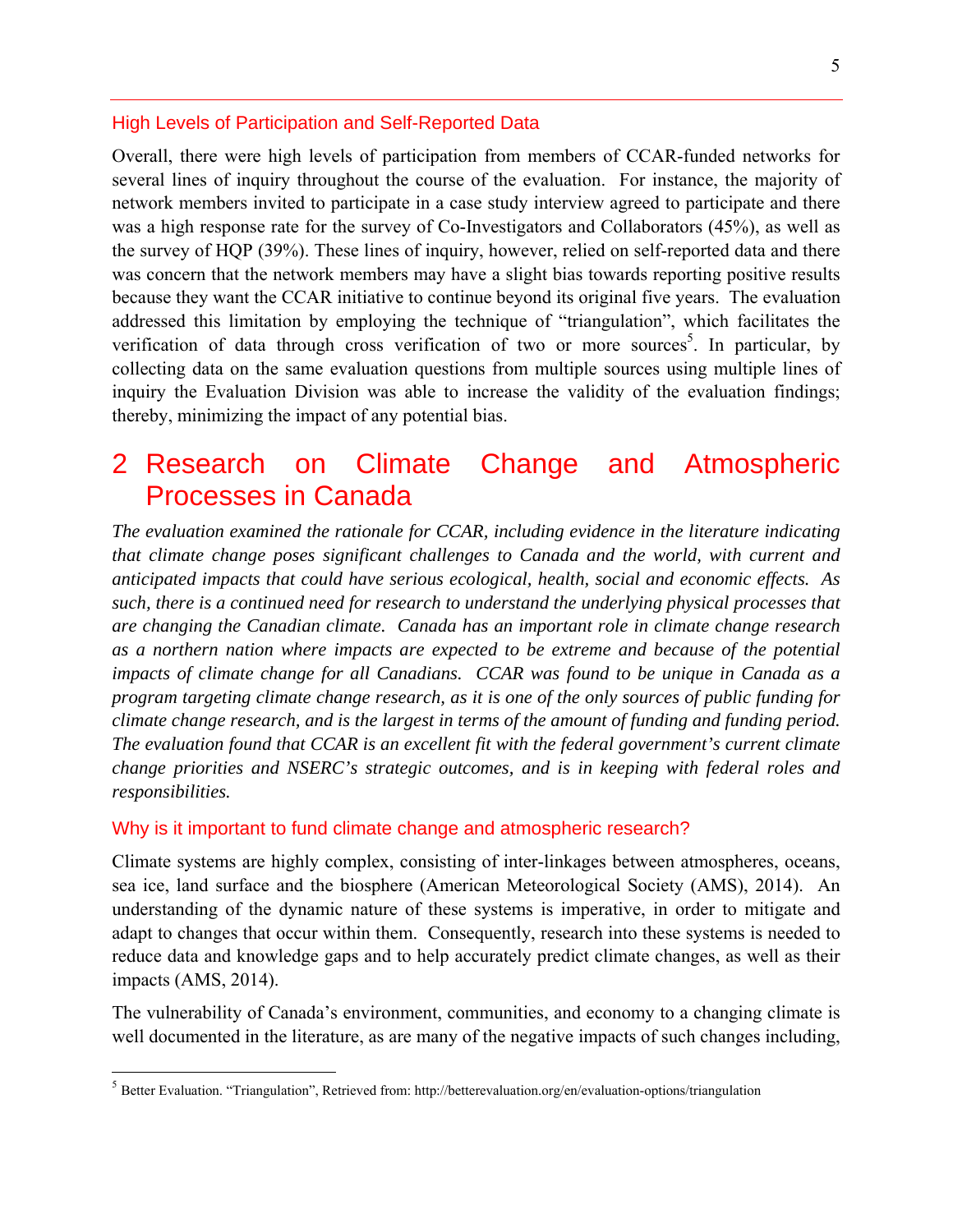### High Levels of Participation and Self-Reported Data

Overall, there were high levels of participation from members of CCAR-funded networks for several lines of inquiry throughout the course of the evaluation. For instance, the majority of network members invited to participate in a case study interview agreed to participate and there was a high response rate for the survey of Co-Investigators and Collaborators (45%), as well as the survey of HQP (39%). These lines of inquiry, however, relied on self-reported data and there was concern that the network members may have a slight bias towards reporting positive results because they want the CCAR initiative to continue beyond its original five years. The evaluation addressed this limitation by employing the technique of "triangulation", which facilitates the verification of data through cross verification of two or more sources[5]. In particular, by collecting data on the same evaluation questions from multiple sources using multiple lines of inquiry the Evaluation Division was able to increase the validity of the evaluation findings; thereby, minimizing the impact of any potential bias.

# 2 Research on Climate Change and Atmospheric Processes in Canada

*The evaluation examined the rationale for CCAR, including evidence in the literature indicating that climate change poses significant challenges to Canada and the world, with current and anticipated impacts that could have serious ecological, health, social and economic effects. As such, there is a continued need for research to understand the underlying physical processes that are changing the Canadian climate. Canada has an important role in climate change research as a northern nation where impacts are expected to be extreme and because of the potential impacts of climate change for all Canadians. CCAR was found to be unique in Canada as a program targeting climate change research, as it is one of the only sources of public funding for climate change research, and is the largest in terms of the amount of funding and funding period. The evaluation found that CCAR is an excellent fit with the federal government's current climate change priorities and NSERC's strategic outcomes, and is in keeping with federal roles and responsibilities.*

### Why is it important to fund climate change and atmospheric research?

Climate systems are highly complex, consisting of inter-linkages between atmospheres, oceans, sea ice, land surface and the biosphere (American Meteorological Society (AMS), 2014). An understanding of the dynamic nature of these systems is imperative, in order to mitigate and adapt to changes that occur within them. Consequently, research into these systems is needed to reduce data and knowledge gaps and to help accurately predict climate changes, as well as their impacts (AMS, 2014).

The vulnerability of Canada's environment, communities, and economy to a changing climate is well documented in the literature, as are many of the negative impacts of such changes including,

[5] Better Evaluation. "Triangulation", Retrieved from: http://betterevaluation.org/en/evaluation-options/triangulation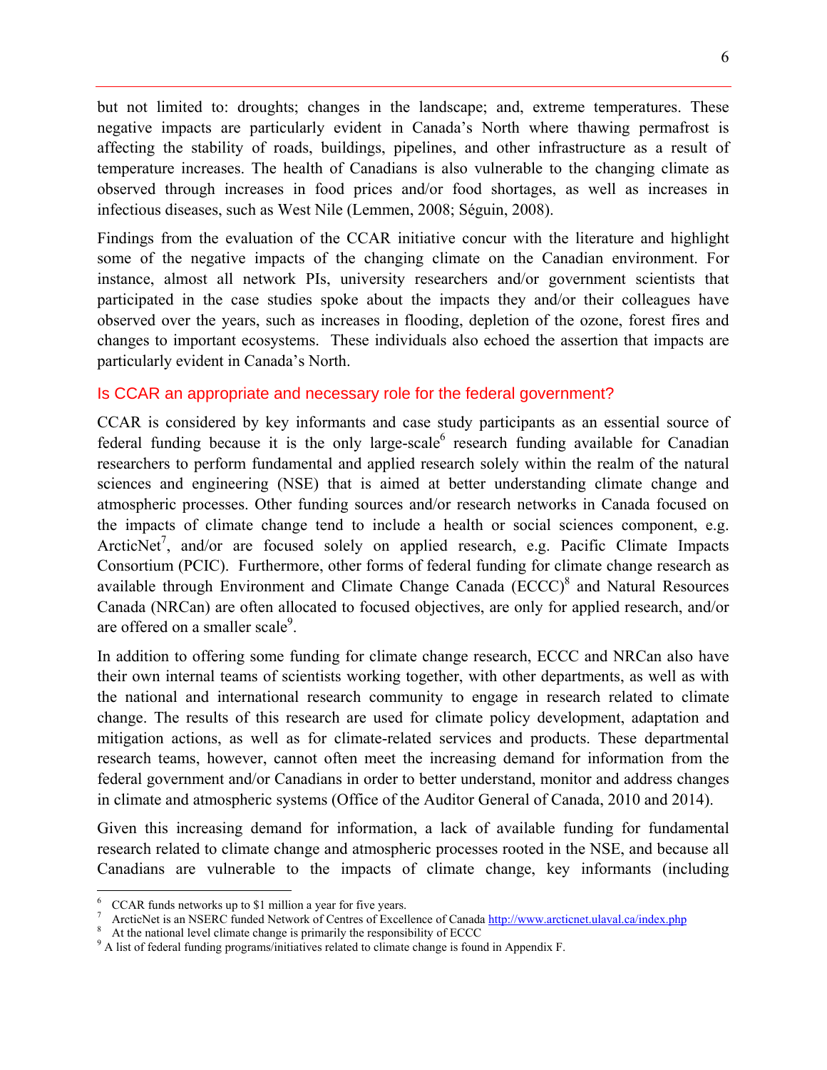but not limited to: droughts; changes in the landscape; and, extreme temperatures. These negative impacts are particularly evident in Canada's North where thawing permafrost is affecting the stability of roads, buildings, pipelines, and other infrastructure as a result of temperature increases. The health of Canadians is also vulnerable to the changing climate as observed through increases in food prices and/or food shortages, as well as increases in infectious diseases, such as West Nile (Lemmen, 2008; Séguin, 2008).

Findings from the evaluation of the CCAR initiative concur with the literature and highlight some of the negative impacts of the changing climate on the Canadian environment. For instance, almost all network PIs, university researchers and/or government scientists that participated in the case studies spoke about the impacts they and/or their colleagues have observed over the years, such as increases in flooding, depletion of the ozone, forest fires and changes to important ecosystems. These individuals also echoed the assertion that impacts are particularly evident in Canada's North.

### Is CCAR an appropriate and necessary role for the federal government?

CCAR is considered by key informants and case study participants as an essential source of federal funding because it is the only large-scale[6] research funding available for Canadian researchers to perform fundamental and applied research solely within the realm of the natural sciences and engineering (NSE) that is aimed at better understanding climate change and atmospheric processes. Other funding sources and/or research networks in Canada focused on the impacts of climate change tend to include a health or social sciences component, e.g. ArcticNet[7], and/or are focused solely on applied research, e.g. Pacific Climate Impacts Consortium (PCIC). Furthermore, other forms of federal funding for climate change research as available through Environment and Climate Change Canada (ECCC)[8] and Natural Resources Canada (NRCan) are often allocated to focused objectives, are only for applied research, and/or are offered on a smaller scale[9].

In addition to offering some funding for climate change research, ECCC and NRCan also have their own internal teams of scientists working together, with other departments, as well as with the national and international research community to engage in research related to climate change. The results of this research are used for climate policy development, adaptation and mitigation actions, as well as for climate-related services and products. These departmental research teams, however, cannot often meet the increasing demand for information from the federal government and/or Canadians in order to better understand, monitor and address changes in climate and atmospheric systems (Office of the Auditor General of Canada, 2010 and 2014).

Given this increasing demand for information, a lack of available funding for fundamental research related to climate change and atmospheric processes rooted in the NSE, and because all Canadians are vulnerable to the impacts of climate change, key informants (including

[6] CCAR funds networks up to $1 million a year for five years.

[7] ArcticNet is an NSERC funded Network of Centres of Excellence of Canada http://www.arcticnet.ulaval.ca/index.php

[8] At the national level climate change is primarily the responsibility of ECCC

[9] A list of federal funding programs/initiatives related to climate change is found in Appendix F.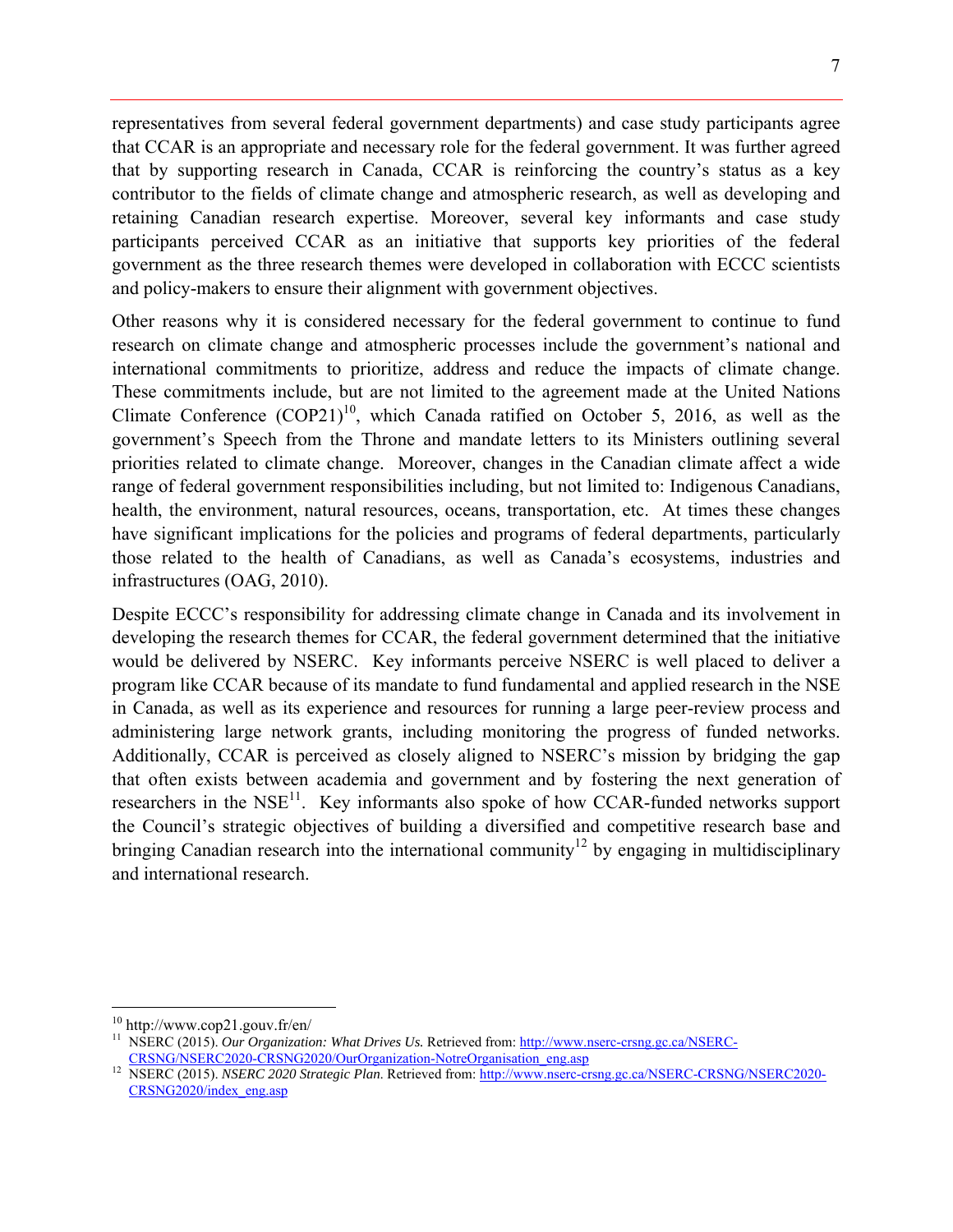representatives from several federal government departments) and case study participants agree that CCAR is an appropriate and necessary role for the federal government. It was further agreed that by supporting research in Canada, CCAR is reinforcing the country's status as a key contributor to the fields of climate change and atmospheric research, as well as developing and retaining Canadian research expertise. Moreover, several key informants and case study participants perceived CCAR as an initiative that supports key priorities of the federal government as the three research themes were developed in collaboration with ECCC scientists and policy-makers to ensure their alignment with government objectives.

Other reasons why it is considered necessary for the federal government to continue to fund research on climate change and atmospheric processes include the government's national and international commitments to prioritize, address and reduce the impacts of climate change. These commitments include, but are not limited to the agreement made at the United Nations Climate Conference (COP21)[10], which Canada ratified on October 5, 2016, as well as the government's Speech from the Throne and mandate letters to its Ministers outlining several priorities related to climate change. Moreover, changes in the Canadian climate affect a wide range of federal government responsibilities including, but not limited to: Indigenous Canadians, health, the environment, natural resources, oceans, transportation, etc. At times these changes have significant implications for the policies and programs of federal departments, particularly those related to the health of Canadians, as well as Canada's ecosystems, industries and infrastructures (OAG, 2010).

Despite ECCC's responsibility for addressing climate change in Canada and its involvement in developing the research themes for CCAR, the federal government determined that the initiative would be delivered by NSERC. Key informants perceive NSERC is well placed to deliver a program like CCAR because of its mandate to fund fundamental and applied research in the NSE in Canada, as well as its experience and resources for running a large peer-review process and administering large network grants, including monitoring the progress of funded networks. Additionally, CCAR is perceived as closely aligned to NSERC's mission by bridging the gap that often exists between academia and government and by fostering the next generation of researchers in the NSE[11]. Key informants also spoke of how CCAR-funded networks support the Council's strategic objectives of building a diversified and competitive research base and bringing Canadian research into the international community[12] by engaging in multidisciplinary and international research.

---

[10] http://www.cop21.gouv.fr/en/

[11] NSERC (2015). *Our Organization: What Drives Us.* Retrieved from: http://www.nserc-crsng.gc.ca/NSERC-CRSNG/NSERC2020-CRSNG2020/OurOrganization-NotreOrganisation_eng.asp

[12] NSERC (2015). *NSERC 2020 Strategic Plan.* Retrieved from: http://www.nserc-crsng.gc.ca/NSERC-CRSNG/NSERC2020-CRSNG2020/index_eng.asp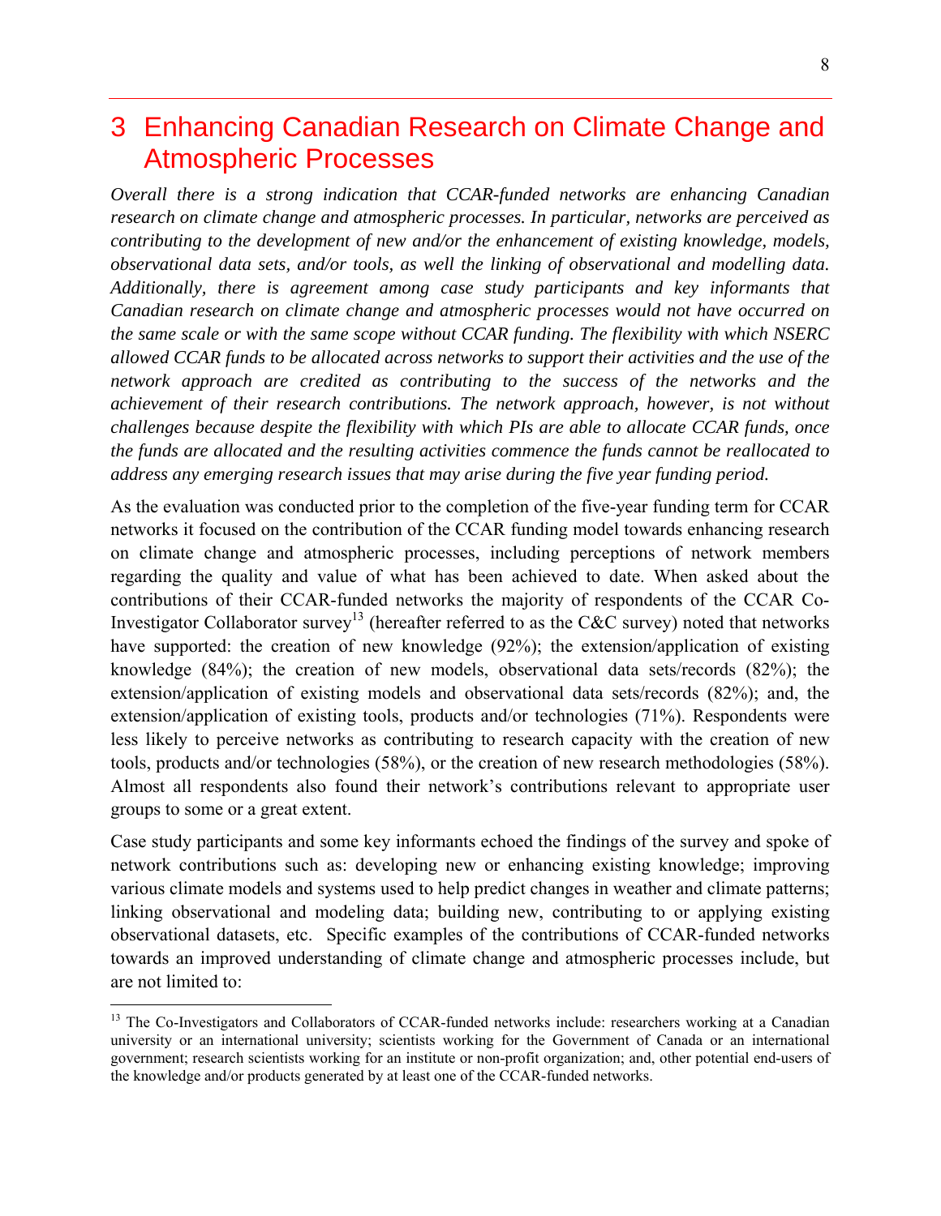# 3 Enhancing Canadian Research on Climate Change and Atmospheric Processes

*Overall there is a strong indication that CCAR-funded networks are enhancing Canadian research on climate change and atmospheric processes. In particular, networks are perceived as contributing to the development of new and/or the enhancement of existing knowledge, models, observational data sets, and/or tools, as well the linking of observational and modelling data. Additionally, there is agreement among case study participants and key informants that Canadian research on climate change and atmospheric processes would not have occurred on the same scale or with the same scope without CCAR funding. The flexibility with which NSERC allowed CCAR funds to be allocated across networks to support their activities and the use of the network approach are credited as contributing to the success of the networks and the achievement of their research contributions. The network approach, however, is not without challenges because despite the flexibility with which PIs are able to allocate CCAR funds, once the funds are allocated and the resulting activities commence the funds cannot be reallocated to address any emerging research issues that may arise during the five year funding period.*

As the evaluation was conducted prior to the completion of the five-year funding term for CCAR networks it focused on the contribution of the CCAR funding model towards enhancing research on climate change and atmospheric processes, including perceptions of network members regarding the quality and value of what has been achieved to date. When asked about the contributions of their CCAR-funded networks the majority of respondents of the CCAR Co-Investigator Collaborator survey[13] (hereafter referred to as the C&C survey) noted that networks have supported: the creation of new knowledge (92%); the extension/application of existing knowledge (84%); the creation of new models, observational data sets/records (82%); the extension/application of existing models and observational data sets/records (82%); and, the extension/application of existing tools, products and/or technologies (71%). Respondents were less likely to perceive networks as contributing to research capacity with the creation of new tools, products and/or technologies (58%), or the creation of new research methodologies (58%). Almost all respondents also found their network's contributions relevant to appropriate user groups to some or a great extent.

Case study participants and some key informants echoed the findings of the survey and spoke of network contributions such as: developing new or enhancing existing knowledge; improving various climate models and systems used to help predict changes in weather and climate patterns; linking observational and modeling data; building new, contributing to or applying existing observational datasets, etc. Specific examples of the contributions of CCAR-funded networks towards an improved understanding of climate change and atmospheric processes include, but are not limited to:

[13] The Co-Investigators and Collaborators of CCAR-funded networks include: researchers working at a Canadian university or an international university; scientists working for the Government of Canada or an international government; research scientists working for an institute or non-profit organization; and, other potential end-users of the knowledge and/or products generated by at least one of the CCAR-funded networks.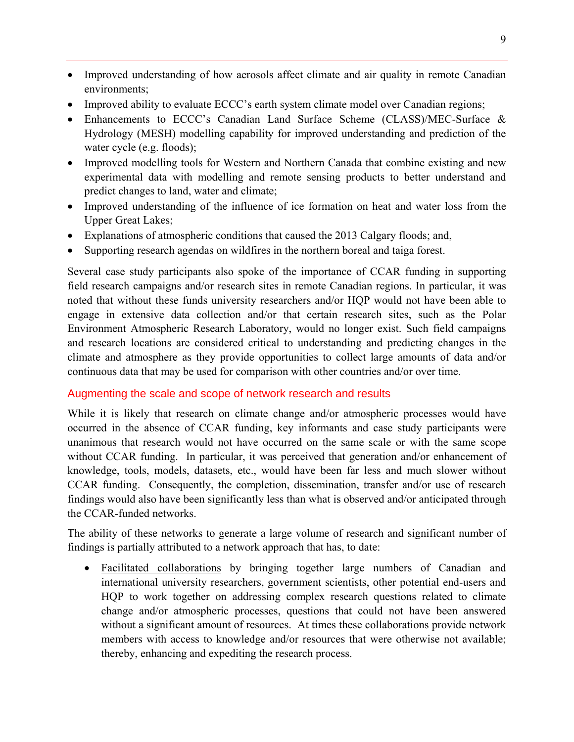- Improved understanding of how aerosols affect climate and air quality in remote Canadian environments;
- Improved ability to evaluate ECCC's earth system climate model over Canadian regions;
- Enhancements to ECCC's Canadian Land Surface Scheme (CLASS)/MEC-Surface & Hydrology (MESH) modelling capability for improved understanding and prediction of the water cycle (e.g. floods);
- Improved modelling tools for Western and Northern Canada that combine existing and new experimental data with modelling and remote sensing products to better understand and predict changes to land, water and climate;
- Improved understanding of the influence of ice formation on heat and water loss from the Upper Great Lakes;
- Explanations of atmospheric conditions that caused the 2013 Calgary floods; and,
- Supporting research agendas on wildfires in the northern boreal and taiga forest.

Several case study participants also spoke of the importance of CCAR funding in supporting field research campaigns and/or research sites in remote Canadian regions. In particular, it was noted that without these funds university researchers and/or HQP would not have been able to engage in extensive data collection and/or that certain research sites, such as the Polar Environment Atmospheric Research Laboratory, would no longer exist. Such field campaigns and research locations are considered critical to understanding and predicting changes in the climate and atmosphere as they provide opportunities to collect large amounts of data and/or continuous data that may be used for comparison with other countries and/or over time.

### Augmenting the scale and scope of network research and results

While it is likely that research on climate change and/or atmospheric processes would have occurred in the absence of CCAR funding, key informants and case study participants were unanimous that research would not have occurred on the same scale or with the same scope without CCAR funding. In particular, it was perceived that generation and/or enhancement of knowledge, tools, models, datasets, etc., would have been far less and much slower without CCAR funding. Consequently, the completion, dissemination, transfer and/or use of research findings would also have been significantly less than what is observed and/or anticipated through the CCAR-funded networks.

The ability of these networks to generate a large volume of research and significant number of findings is partially attributed to a network approach that has, to date:

- Facilitated collaborations by bringing together large numbers of Canadian and international university researchers, government scientists, other potential end-users and HQP to work together on addressing complex research questions related to climate change and/or atmospheric processes, questions that could not have been answered without a significant amount of resources. At times these collaborations provide network members with access to knowledge and/or resources that were otherwise not available; thereby, enhancing and expediting the research process.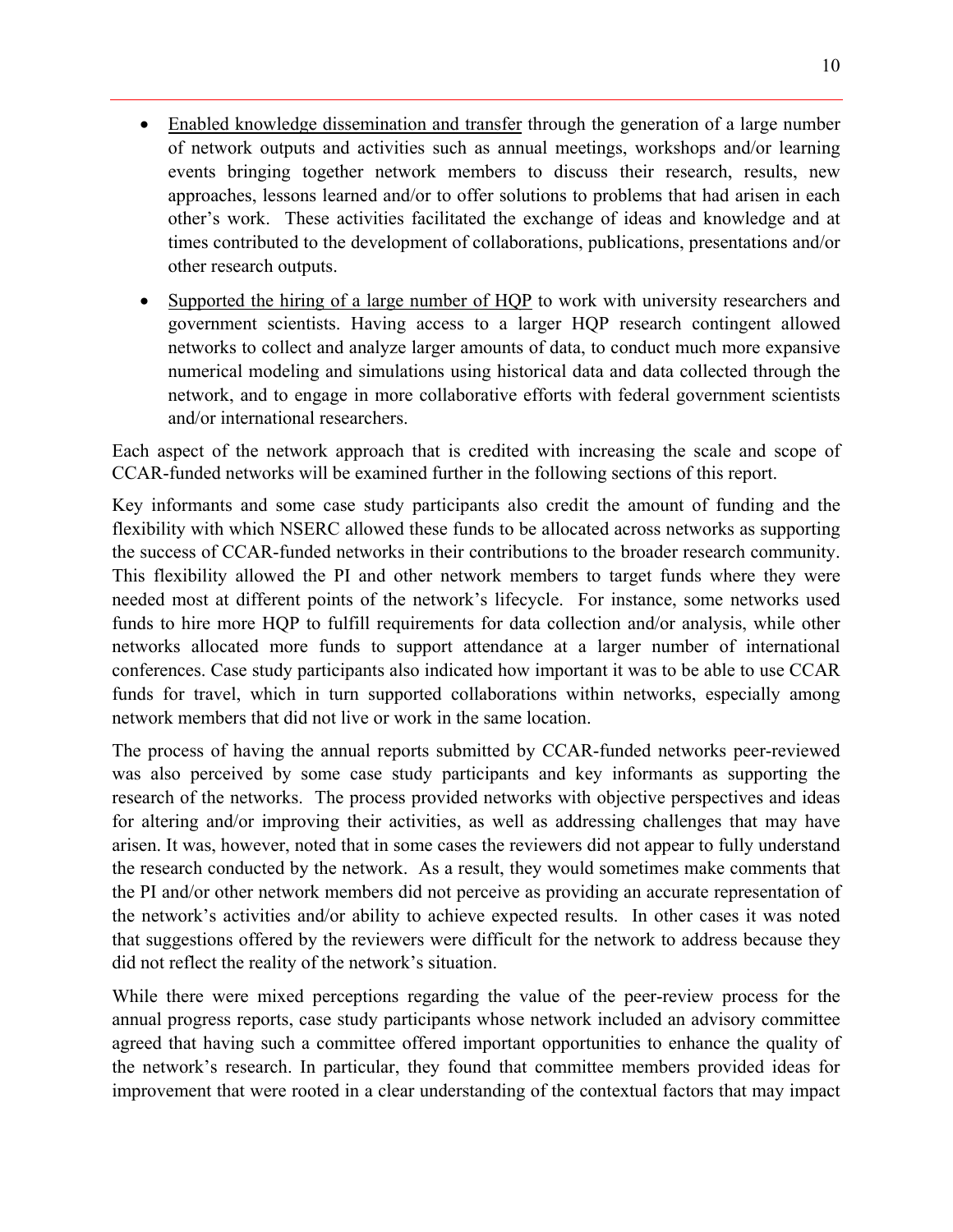- Enabled knowledge dissemination and transfer through the generation of a large number of network outputs and activities such as annual meetings, workshops and/or learning events bringing together network members to discuss their research, results, new approaches, lessons learned and/or to offer solutions to problems that had arisen in each other's work. These activities facilitated the exchange of ideas and knowledge and at times contributed to the development of collaborations, publications, presentations and/or other research outputs.
- Supported the hiring of a large number of HQP to work with university researchers and government scientists. Having access to a larger HQP research contingent allowed networks to collect and analyze larger amounts of data, to conduct much more expansive numerical modeling and simulations using historical data and data collected through the network, and to engage in more collaborative efforts with federal government scientists and/or international researchers.

Each aspect of the network approach that is credited with increasing the scale and scope of CCAR-funded networks will be examined further in the following sections of this report.

Key informants and some case study participants also credit the amount of funding and the flexibility with which NSERC allowed these funds to be allocated across networks as supporting the success of CCAR-funded networks in their contributions to the broader research community. This flexibility allowed the PI and other network members to target funds where they were needed most at different points of the network's lifecycle. For instance, some networks used funds to hire more HQP to fulfill requirements for data collection and/or analysis, while other networks allocated more funds to support attendance at a larger number of international conferences. Case study participants also indicated how important it was to be able to use CCAR funds for travel, which in turn supported collaborations within networks, especially among network members that did not live or work in the same location.

The process of having the annual reports submitted by CCAR-funded networks peer-reviewed was also perceived by some case study participants and key informants as supporting the research of the networks. The process provided networks with objective perspectives and ideas for altering and/or improving their activities, as well as addressing challenges that may have arisen. It was, however, noted that in some cases the reviewers did not appear to fully understand the research conducted by the network. As a result, they would sometimes make comments that the PI and/or other network members did not perceive as providing an accurate representation of the network's activities and/or ability to achieve expected results. In other cases it was noted that suggestions offered by the reviewers were difficult for the network to address because they did not reflect the reality of the network's situation.

While there were mixed perceptions regarding the value of the peer-review process for the annual progress reports, case study participants whose network included an advisory committee agreed that having such a committee offered important opportunities to enhance the quality of the network's research. In particular, they found that committee members provided ideas for improvement that were rooted in a clear understanding of the contextual factors that may impact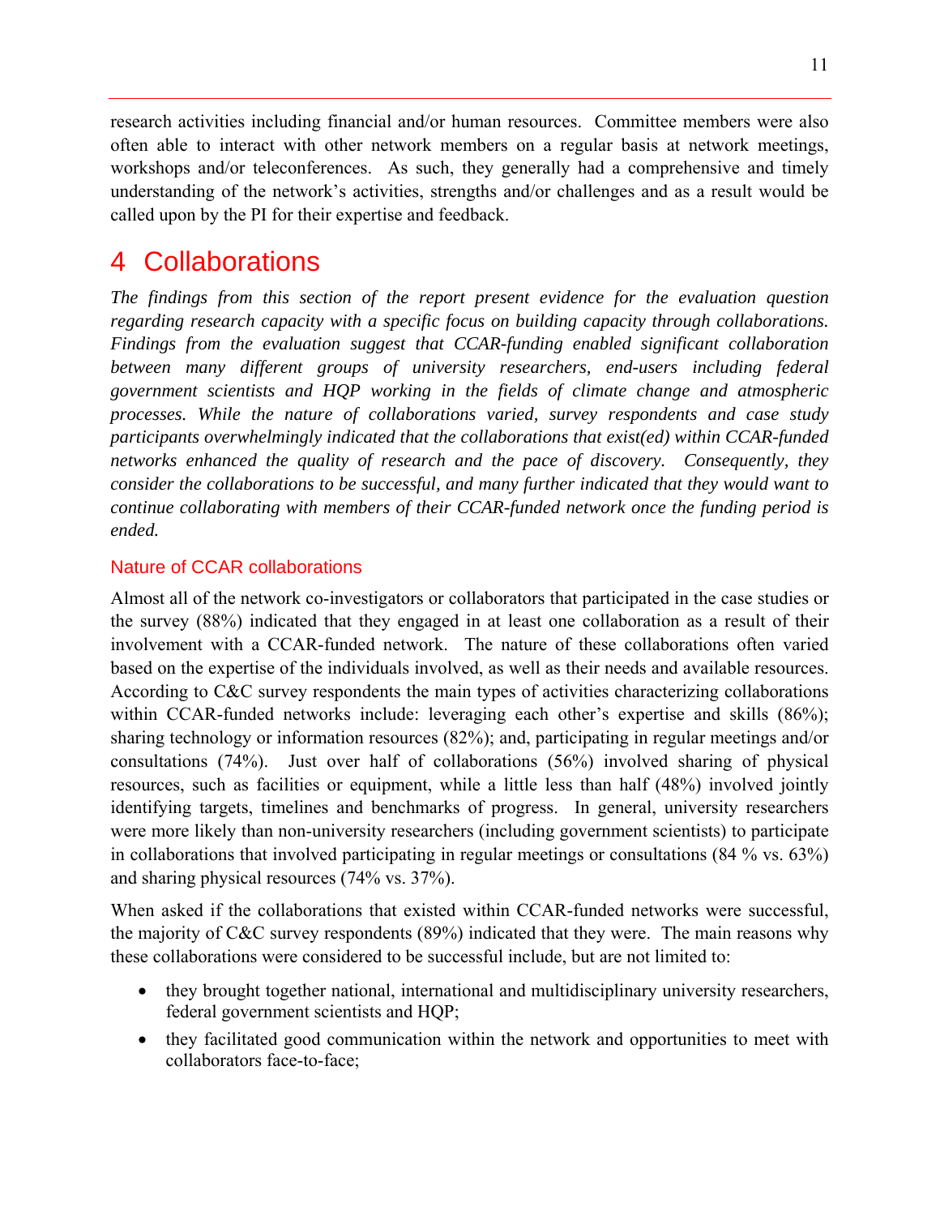research activities including financial and/or human resources. Committee members were also often able to interact with other network members on a regular basis at network meetings, workshops and/or teleconferences. As such, they generally had a comprehensive and timely understanding of the network's activities, strengths and/or challenges and as a result would be called upon by the PI for their expertise and feedback.

# 4 Collaborations

*The findings from this section of the report present evidence for the evaluation question regarding research capacity with a specific focus on building capacity through collaborations. Findings from the evaluation suggest that CCAR-funding enabled significant collaboration between many different groups of university researchers, end-users including federal government scientists and HQP working in the fields of climate change and atmospheric processes. While the nature of collaborations varied, survey respondents and case study participants overwhelmingly indicated that the collaborations that exist(ed) within CCAR-funded networks enhanced the quality of research and the pace of discovery. Consequently, they consider the collaborations to be successful, and many further indicated that they would want to continue collaborating with members of their CCAR-funded network once the funding period is ended.*

## Nature of CCAR collaborations

Almost all of the network co-investigators or collaborators that participated in the case studies or the survey (88%) indicated that they engaged in at least one collaboration as a result of their involvement with a CCAR-funded network. The nature of these collaborations often varied based on the expertise of the individuals involved, as well as their needs and available resources. According to C&C survey respondents the main types of activities characterizing collaborations within CCAR-funded networks include: leveraging each other's expertise and skills (86%); sharing technology or information resources (82%); and, participating in regular meetings and/or consultations (74%). Just over half of collaborations (56%) involved sharing of physical resources, such as facilities or equipment, while a little less than half (48%) involved jointly identifying targets, timelines and benchmarks of progress. In general, university researchers were more likely than non-university researchers (including government scientists) to participate in collaborations that involved participating in regular meetings or consultations (84 % vs. 63%) and sharing physical resources (74% vs. 37%).

When asked if the collaborations that existed within CCAR-funded networks were successful, the majority of C&C survey respondents (89%) indicated that they were. The main reasons why these collaborations were considered to be successful include, but are not limited to:

- they brought together national, international and multidisciplinary university researchers, federal government scientists and HQP;
- they facilitated good communication within the network and opportunities to meet with collaborators face-to-face;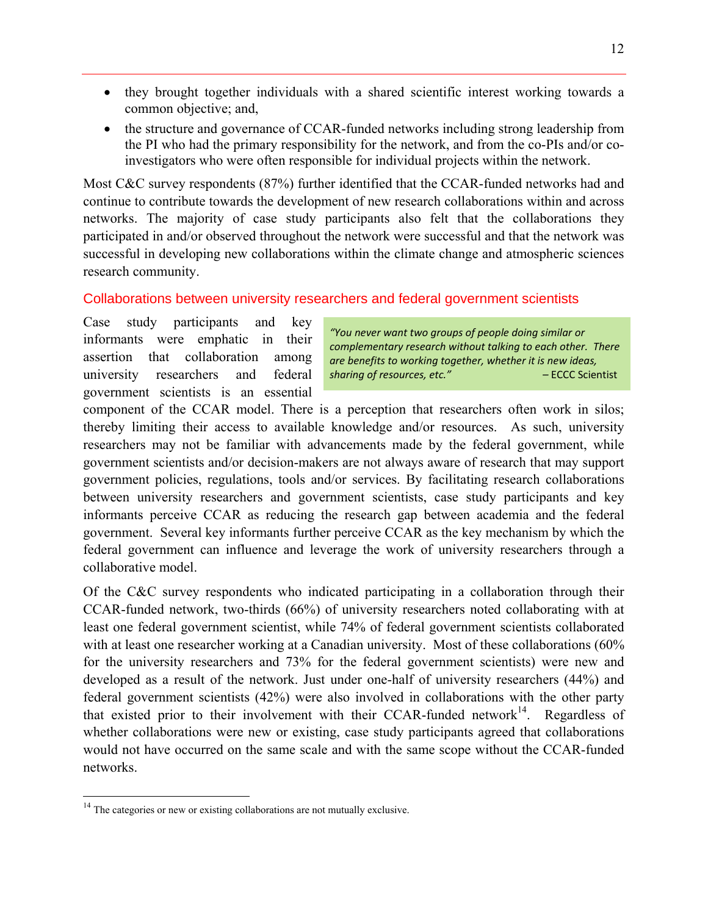- they brought together individuals with a shared scientific interest working towards a common objective; and,
- the structure and governance of CCAR-funded networks including strong leadership from the PI who had the primary responsibility for the network, and from the co-PIs and/or co-investigators who were often responsible for individual projects within the network.

Most C&C survey respondents (87%) further identified that the CCAR-funded networks had and continue to contribute towards the development of new research collaborations within and across networks. The majority of case study participants also felt that the collaborations they participated in and/or observed throughout the network were successful and that the network was successful in developing new collaborations within the climate change and atmospheric sciences research community.

## Collaborations between university researchers and federal government scientists

> *"You never want two groups of people doing similar or complementary research without talking to each other. There are benefits to working together, whether it is new ideas, sharing of resources, etc."* – ECCC Scientist

Case study participants and key informants were emphatic in their assertion that collaboration among university researchers and federal government scientists is an essential component of the CCAR model. There is a perception that researchers often work in silos; thereby limiting their access to available knowledge and/or resources. As such, university researchers may not be familiar with advancements made by the federal government, while government scientists and/or decision-makers are not always aware of research that may support government policies, regulations, tools and/or services. By facilitating research collaborations between university researchers and government scientists, case study participants and key informants perceive CCAR as reducing the research gap between academia and the federal government. Several key informants further perceive CCAR as the key mechanism by which the federal government can influence and leverage the work of university researchers through a collaborative model.

Of the C&C survey respondents who indicated participating in a collaboration through their CCAR-funded network, two-thirds (66%) of university researchers noted collaborating with at least one federal government scientist, while 74% of federal government scientists collaborated with at least one researcher working at a Canadian university. Most of these collaborations (60% for the university researchers and 73% for the federal government scientists) were new and developed as a result of the network. Just under one-half of university researchers (44%) and federal government scientists (42%) were also involved in collaborations with the other party that existed prior to their involvement with their CCAR-funded network[14]. Regardless of whether collaborations were new or existing, case study participants agreed that collaborations would not have occurred on the same scale and with the same scope without the CCAR-funded networks.

[14] The categories or new or existing collaborations are not mutually exclusive.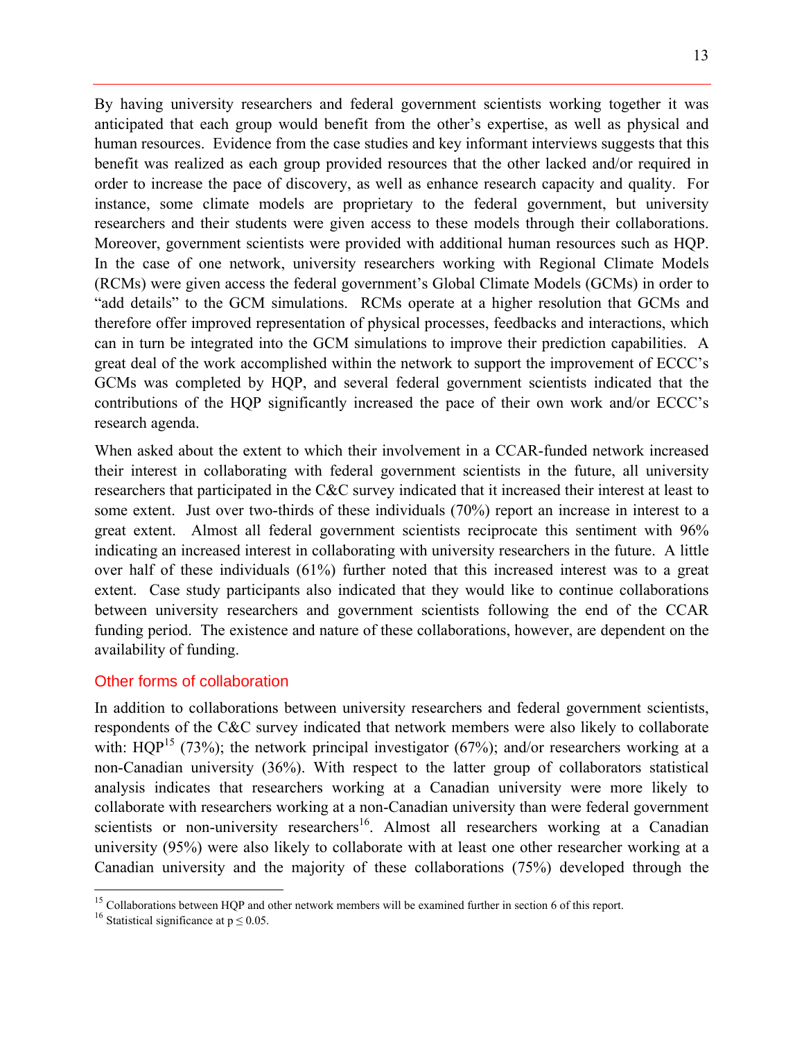By having university researchers and federal government scientists working together it was anticipated that each group would benefit from the other's expertise, as well as physical and human resources. Evidence from the case studies and key informant interviews suggests that this benefit was realized as each group provided resources that the other lacked and/or required in order to increase the pace of discovery, as well as enhance research capacity and quality. For instance, some climate models are proprietary to the federal government, but university researchers and their students were given access to these models through their collaborations. Moreover, government scientists were provided with additional human resources such as HQP. In the case of one network, university researchers working with Regional Climate Models (RCMs) were given access the federal government's Global Climate Models (GCMs) in order to "add details" to the GCM simulations. RCMs operate at a higher resolution that GCMs and therefore offer improved representation of physical processes, feedbacks and interactions, which can in turn be integrated into the GCM simulations to improve their prediction capabilities. A great deal of the work accomplished within the network to support the improvement of ECCC's GCMs was completed by HQP, and several federal government scientists indicated that the contributions of the HQP significantly increased the pace of their own work and/or ECCC's research agenda.

When asked about the extent to which their involvement in a CCAR-funded network increased their interest in collaborating with federal government scientists in the future, all university researchers that participated in the C&C survey indicated that it increased their interest at least to some extent. Just over two-thirds of these individuals (70%) report an increase in interest to a great extent. Almost all federal government scientists reciprocate this sentiment with 96% indicating an increased interest in collaborating with university researchers in the future. A little over half of these individuals (61%) further noted that this increased interest was to a great extent. Case study participants also indicated that they would like to continue collaborations between university researchers and government scientists following the end of the CCAR funding period. The existence and nature of these collaborations, however, are dependent on the availability of funding.

### Other forms of collaboration

In addition to collaborations between university researchers and federal government scientists, respondents of the C&C survey indicated that network members were also likely to collaborate with: HQP[15] (73%); the network principal investigator (67%); and/or researchers working at a non-Canadian university (36%). With respect to the latter group of collaborators statistical analysis indicates that researchers working at a Canadian university were more likely to collaborate with researchers working at a non-Canadian university than were federal government scientists or non-university researchers[16]. Almost all researchers working at a Canadian university (95%) were also likely to collaborate with at least one other researcher working at a Canadian university and the majority of these collaborations (75%) developed through the

---

[15] Collaborations between HQP and other network members will be examined further in section 6 of this report.

[16] Statistical significance at $p \leq 0.05$.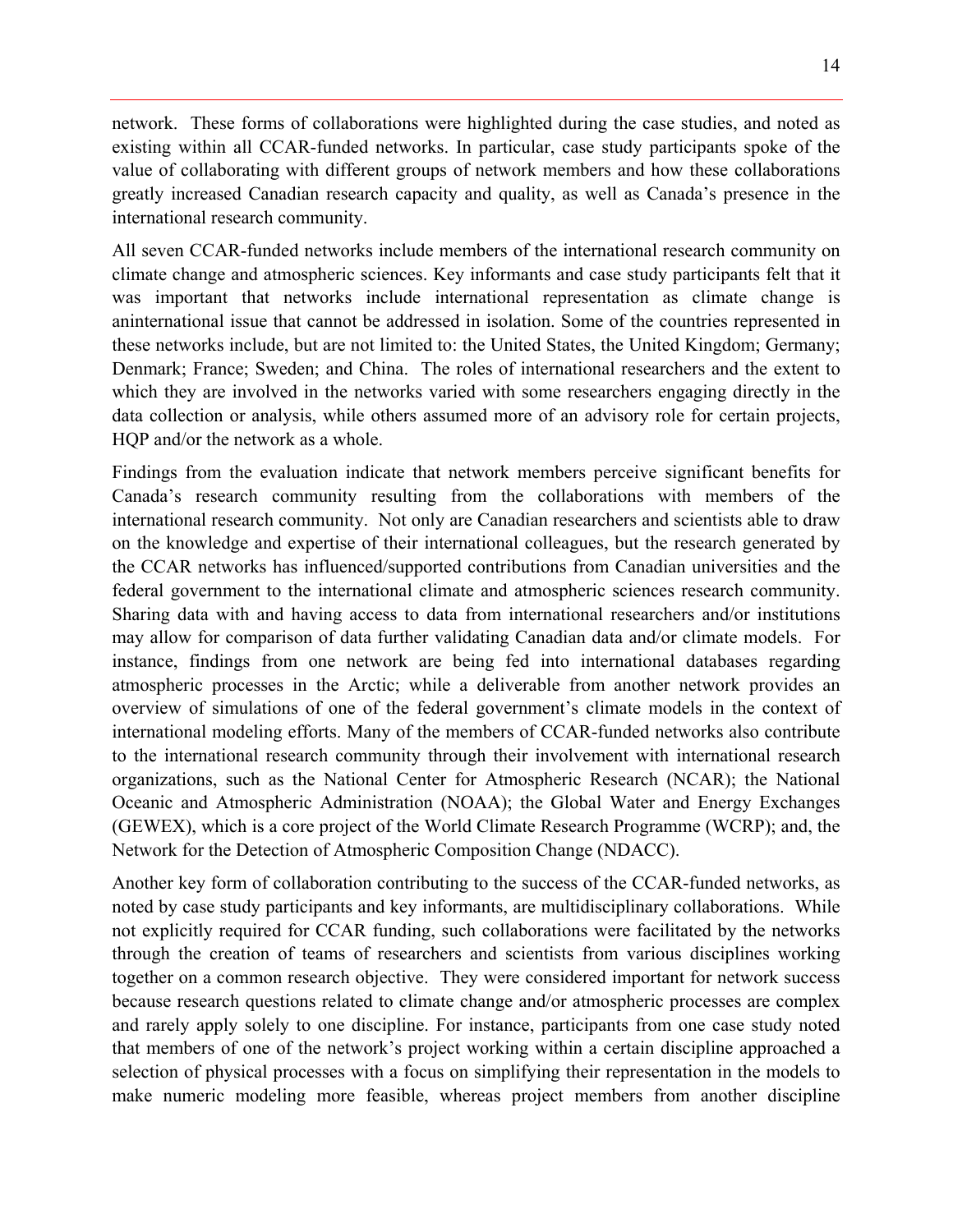network. These forms of collaborations were highlighted during the case studies, and noted as existing within all CCAR-funded networks. In particular, case study participants spoke of the value of collaborating with different groups of network members and how these collaborations greatly increased Canadian research capacity and quality, as well as Canada's presence in the international research community.

All seven CCAR-funded networks include members of the international research community on climate change and atmospheric sciences. Key informants and case study participants felt that it was important that networks include international representation as climate change is aninternational issue that cannot be addressed in isolation. Some of the countries represented in these networks include, but are not limited to: the United States, the United Kingdom; Germany; Denmark; France; Sweden; and China. The roles of international researchers and the extent to which they are involved in the networks varied with some researchers engaging directly in the data collection or analysis, while others assumed more of an advisory role for certain projects, HQP and/or the network as a whole.

Findings from the evaluation indicate that network members perceive significant benefits for Canada's research community resulting from the collaborations with members of the international research community. Not only are Canadian researchers and scientists able to draw on the knowledge and expertise of their international colleagues, but the research generated by the CCAR networks has influenced/supported contributions from Canadian universities and the federal government to the international climate and atmospheric sciences research community. Sharing data with and having access to data from international researchers and/or institutions may allow for comparison of data further validating Canadian data and/or climate models. For instance, findings from one network are being fed into international databases regarding atmospheric processes in the Arctic; while a deliverable from another network provides an overview of simulations of one of the federal government's climate models in the context of international modeling efforts. Many of the members of CCAR-funded networks also contribute to the international research community through their involvement with international research organizations, such as the National Center for Atmospheric Research (NCAR); the National Oceanic and Atmospheric Administration (NOAA); the Global Water and Energy Exchanges (GEWEX), which is a core project of the World Climate Research Programme (WCRP); and, the Network for the Detection of Atmospheric Composition Change (NDACC).

Another key form of collaboration contributing to the success of the CCAR-funded networks, as noted by case study participants and key informants, are multidisciplinary collaborations. While not explicitly required for CCAR funding, such collaborations were facilitated by the networks through the creation of teams of researchers and scientists from various disciplines working together on a common research objective. They were considered important for network success because research questions related to climate change and/or atmospheric processes are complex and rarely apply solely to one discipline. For instance, participants from one case study noted that members of one of the network's project working within a certain discipline approached a selection of physical processes with a focus on simplifying their representation in the models to make numeric modeling more feasible, whereas project members from another discipline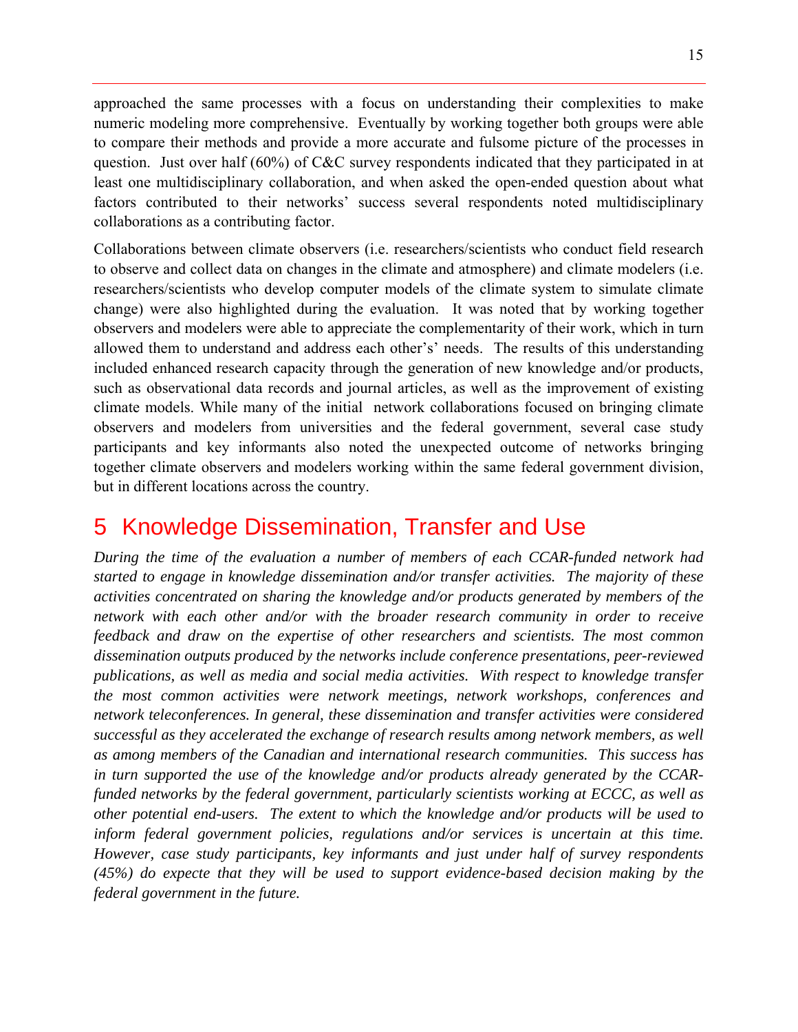approached the same processes with a focus on understanding their complexities to make numeric modeling more comprehensive. Eventually by working together both groups were able to compare their methods and provide a more accurate and fulsome picture of the processes in question. Just over half (60%) of C&C survey respondents indicated that they participated in at least one multidisciplinary collaboration, and when asked the open-ended question about what factors contributed to their networks' success several respondents noted multidisciplinary collaborations as a contributing factor.

Collaborations between climate observers (i.e. researchers/scientists who conduct field research to observe and collect data on changes in the climate and atmosphere) and climate modelers (i.e. researchers/scientists who develop computer models of the climate system to simulate climate change) were also highlighted during the evaluation. It was noted that by working together observers and modelers were able to appreciate the complementarity of their work, which in turn allowed them to understand and address each other's' needs. The results of this understanding included enhanced research capacity through the generation of new knowledge and/or products, such as observational data records and journal articles, as well as the improvement of existing climate models. While many of the initial network collaborations focused on bringing climate observers and modelers from universities and the federal government, several case study participants and key informants also noted the unexpected outcome of networks bringing together climate observers and modelers working within the same federal government division, but in different locations across the country.

# 5 Knowledge Dissemination, Transfer and Use

*During the time of the evaluation a number of members of each CCAR-funded network had started to engage in knowledge dissemination and/or transfer activities. The majority of these activities concentrated on sharing the knowledge and/or products generated by members of the network with each other and/or with the broader research community in order to receive feedback and draw on the expertise of other researchers and scientists. The most common dissemination outputs produced by the networks include conference presentations, peer-reviewed publications, as well as media and social media activities. With respect to knowledge transfer the most common activities were network meetings, network workshops, conferences and network teleconferences. In general, these dissemination and transfer activities were considered successful as they accelerated the exchange of research results among network members, as well as among members of the Canadian and international research communities. This success has in turn supported the use of the knowledge and/or products already generated by the CCAR-funded networks by the federal government, particularly scientists working at ECCC, as well as other potential end-users. The extent to which the knowledge and/or products will be used to inform federal government policies, regulations and/or services is uncertain at this time. However, case study participants, key informants and just under half of survey respondents (45%) do expecte that they will be used to support evidence-based decision making by the federal government in the future.*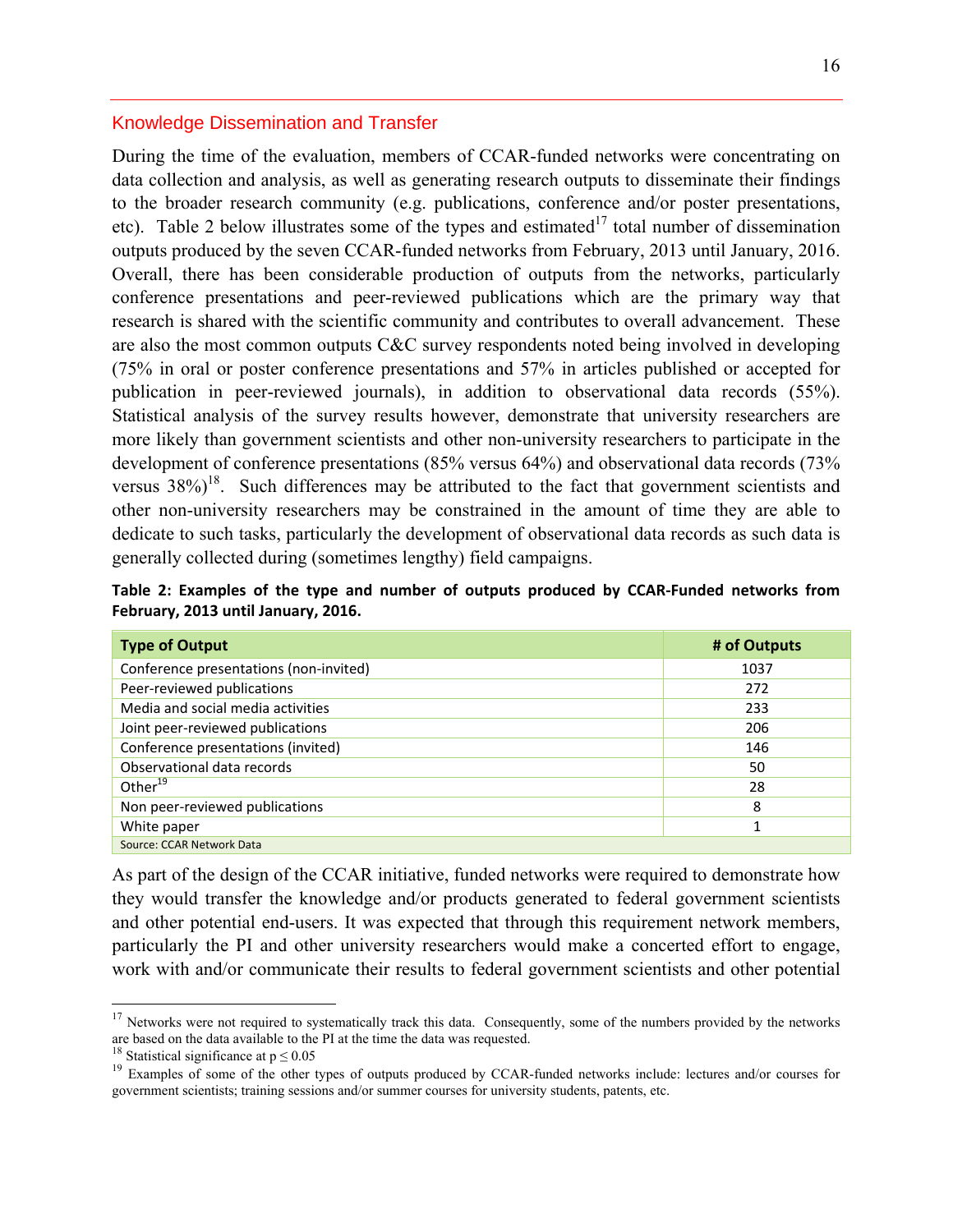## Knowledge Dissemination and Transfer

During the time of the evaluation, members of CCAR-funded networks were concentrating on data collection and analysis, as well as generating research outputs to disseminate their findings to the broader research community (e.g. publications, conference and/or poster presentations, etc). Table 2 below illustrates some of the types and estimated[17] total number of dissemination outputs produced by the seven CCAR-funded networks from February, 2013 until January, 2016. Overall, there has been considerable production of outputs from the networks, particularly conference presentations and peer-reviewed publications which are the primary way that research is shared with the scientific community and contributes to overall advancement. These are also the most common outputs C&C survey respondents noted being involved in developing (75% in oral or poster conference presentations and 57% in articles published or accepted for publication in peer-reviewed journals), in addition to observational data records (55%). Statistical analysis of the survey results however, demonstrate that university researchers are more likely than government scientists and other non-university researchers to participate in the development of conference presentations (85% versus 64%) and observational data records (73% versus 38%)[18]. Such differences may be attributed to the fact that government scientists and other non-university researchers may be constrained in the amount of time they are able to dedicate to such tasks, particularly the development of observational data records as such data is generally collected during (sometimes lengthy) field campaigns.

**Table 2: Examples of the type and number of outputs produced by CCAR-Funded networks from February, 2013 until January, 2016.**

| Type of Output | # of Outputs |
|---|---|
| Conference presentations (non-invited) | 1037 |
| Peer-reviewed publications | 272 |
| Media and social media activities | 233 |
| Joint peer-reviewed publications | 206 |
| Conference presentations (invited) | 146 |
| Observational data records | 50 |
| Other[19] | 28 |
| Non peer-reviewed publications | 8 |
| White paper | 1 |

Source: CCAR Network Data

As part of the design of the CCAR initiative, funded networks were required to demonstrate how they would transfer the knowledge and/or products generated to federal government scientists and other potential end-users. It was expected that through this requirement network members, particularly the PI and other university researchers would make a concerted effort to engage, work with and/or communicate their results to federal government scientists and other potential

---

[17] Networks were not required to systematically track this data. Consequently, some of the numbers provided by the networks are based on the data available to the PI at the time the data was requested.

[18] Statistical significance at $p \leq 0.05$

[19] Examples of some of the other types of outputs produced by CCAR-funded networks include: lectures and/or courses for government scientists; training sessions and/or summer courses for university students, patents, etc.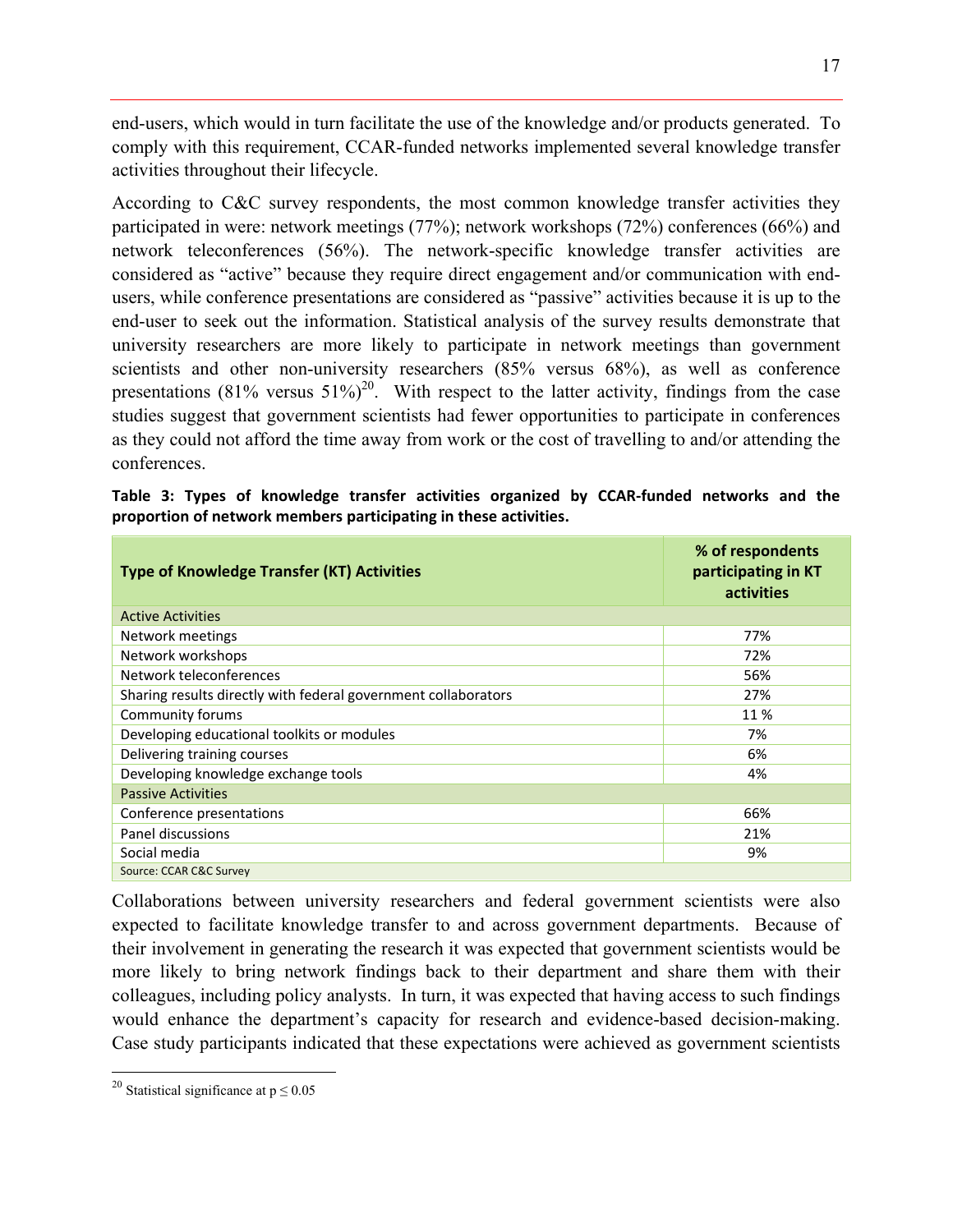end-users, which would in turn facilitate the use of the knowledge and/or products generated. To comply with this requirement, CCAR-funded networks implemented several knowledge transfer activities throughout their lifecycle.

According to C&C survey respondents, the most common knowledge transfer activities they participated in were: network meetings (77%); network workshops (72%) conferences (66%) and network teleconferences (56%). The network-specific knowledge transfer activities are considered as "active" because they require direct engagement and/or communication with end-users, while conference presentations are considered as "passive" activities because it is up to the end-user to seek out the information. Statistical analysis of the survey results demonstrate that university researchers are more likely to participate in network meetings than government scientists and other non-university researchers (85% versus 68%), as well as conference presentations (81% versus 51%)[20]. With respect to the latter activity, findings from the case studies suggest that government scientists had fewer opportunities to participate in conferences as they could not afford the time away from work or the cost of travelling to and/or attending the conferences.

**Table 3: Types of knowledge transfer activities organized by CCAR-funded networks and the proportion of network members participating in these activities.**

| Type of Knowledge Transfer (KT) Activities | % of respondents participating in KT activities |
|---|---|
| Active Activities | |
| Network meetings | 77% |
| Network workshops | 72% |
| Network teleconferences | 56% |
| Sharing results directly with federal government collaborators | 27% |
| Community forums | 11 % |
| Developing educational toolkits or modules | 7% |
| Delivering training courses | 6% |
| Developing knowledge exchange tools | 4% |
| Passive Activities | |
| Conference presentations | 66% |
| Panel discussions | 21% |
| Social media | 9% |
| Source: CCAR C&C Survey | |

Collaborations between university researchers and federal government scientists were also expected to facilitate knowledge transfer to and across government departments. Because of their involvement in generating the research it was expected that government scientists would be more likely to bring network findings back to their department and share them with their colleagues, including policy analysts. In turn, it was expected that having access to such findings would enhance the department's capacity for research and evidence-based decision-making. Case study participants indicated that these expectations were achieved as government scientists

[20] Statistical significance at $p \leq 0.05$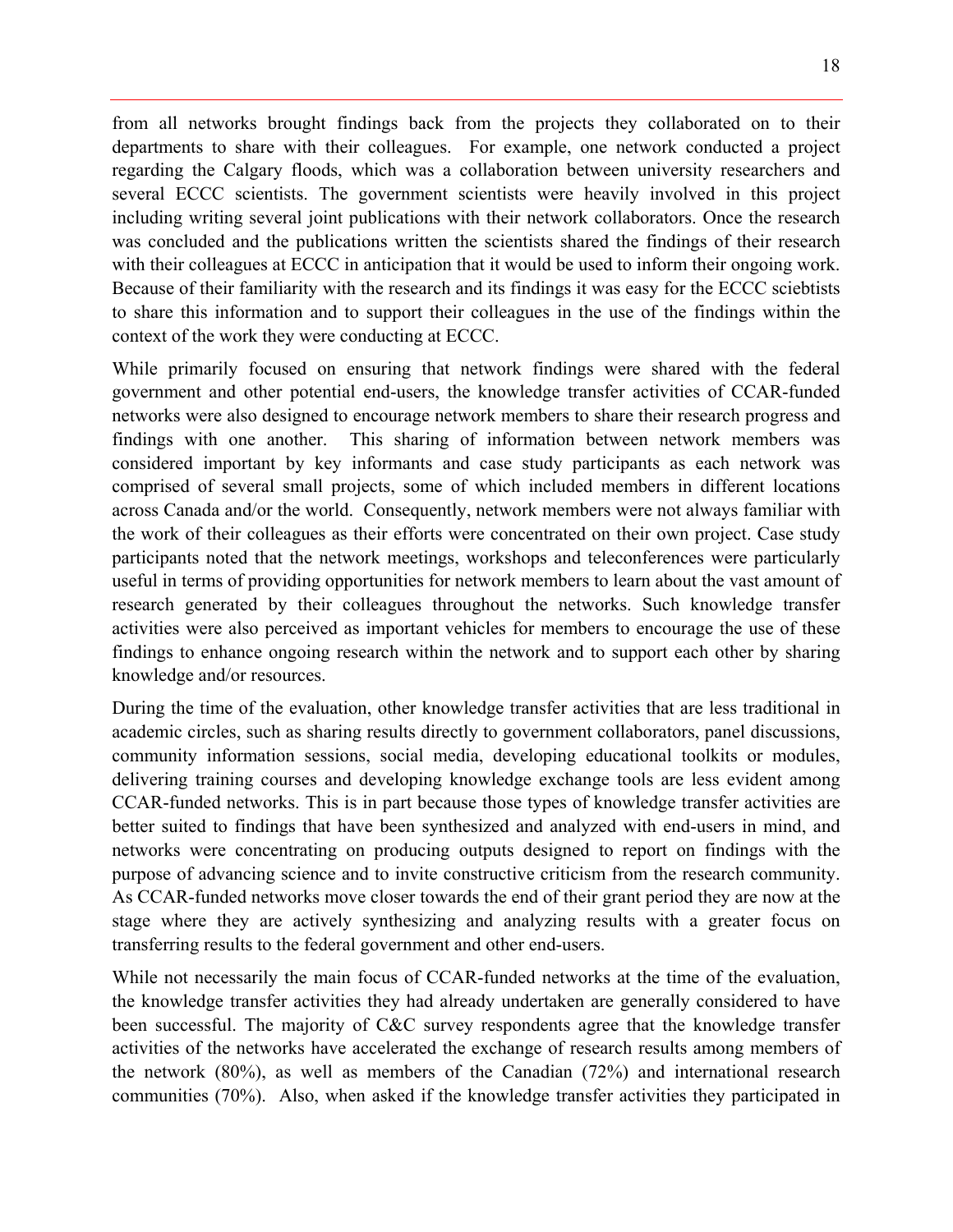from all networks brought findings back from the projects they collaborated on to their departments to share with their colleagues. For example, one network conducted a project regarding the Calgary floods, which was a collaboration between university researchers and several ECCC scientists. The government scientists were heavily involved in this project including writing several joint publications with their network collaborators. Once the research was concluded and the publications written the scientists shared the findings of their research with their colleagues at ECCC in anticipation that it would be used to inform their ongoing work. Because of their familiarity with the research and its findings it was easy for the ECCC sciebtists to share this information and to support their colleagues in the use of the findings within the context of the work they were conducting at ECCC.

While primarily focused on ensuring that network findings were shared with the federal government and other potential end-users, the knowledge transfer activities of CCAR-funded networks were also designed to encourage network members to share their research progress and findings with one another. This sharing of information between network members was considered important by key informants and case study participants as each network was comprised of several small projects, some of which included members in different locations across Canada and/or the world. Consequently, network members were not always familiar with the work of their colleagues as their efforts were concentrated on their own project. Case study participants noted that the network meetings, workshops and teleconferences were particularly useful in terms of providing opportunities for network members to learn about the vast amount of research generated by their colleagues throughout the networks. Such knowledge transfer activities were also perceived as important vehicles for members to encourage the use of these findings to enhance ongoing research within the network and to support each other by sharing knowledge and/or resources.

During the time of the evaluation, other knowledge transfer activities that are less traditional in academic circles, such as sharing results directly to government collaborators, panel discussions, community information sessions, social media, developing educational toolkits or modules, delivering training courses and developing knowledge exchange tools are less evident among CCAR-funded networks. This is in part because those types of knowledge transfer activities are better suited to findings that have been synthesized and analyzed with end-users in mind, and networks were concentrating on producing outputs designed to report on findings with the purpose of advancing science and to invite constructive criticism from the research community. As CCAR-funded networks move closer towards the end of their grant period they are now at the stage where they are actively synthesizing and analyzing results with a greater focus on transferring results to the federal government and other end-users.

While not necessarily the main focus of CCAR-funded networks at the time of the evaluation, the knowledge transfer activities they had already undertaken are generally considered to have been successful. The majority of C&C survey respondents agree that the knowledge transfer activities of the networks have accelerated the exchange of research results among members of the network (80%), as well as members of the Canadian (72%) and international research communities (70%). Also, when asked if the knowledge transfer activities they participated in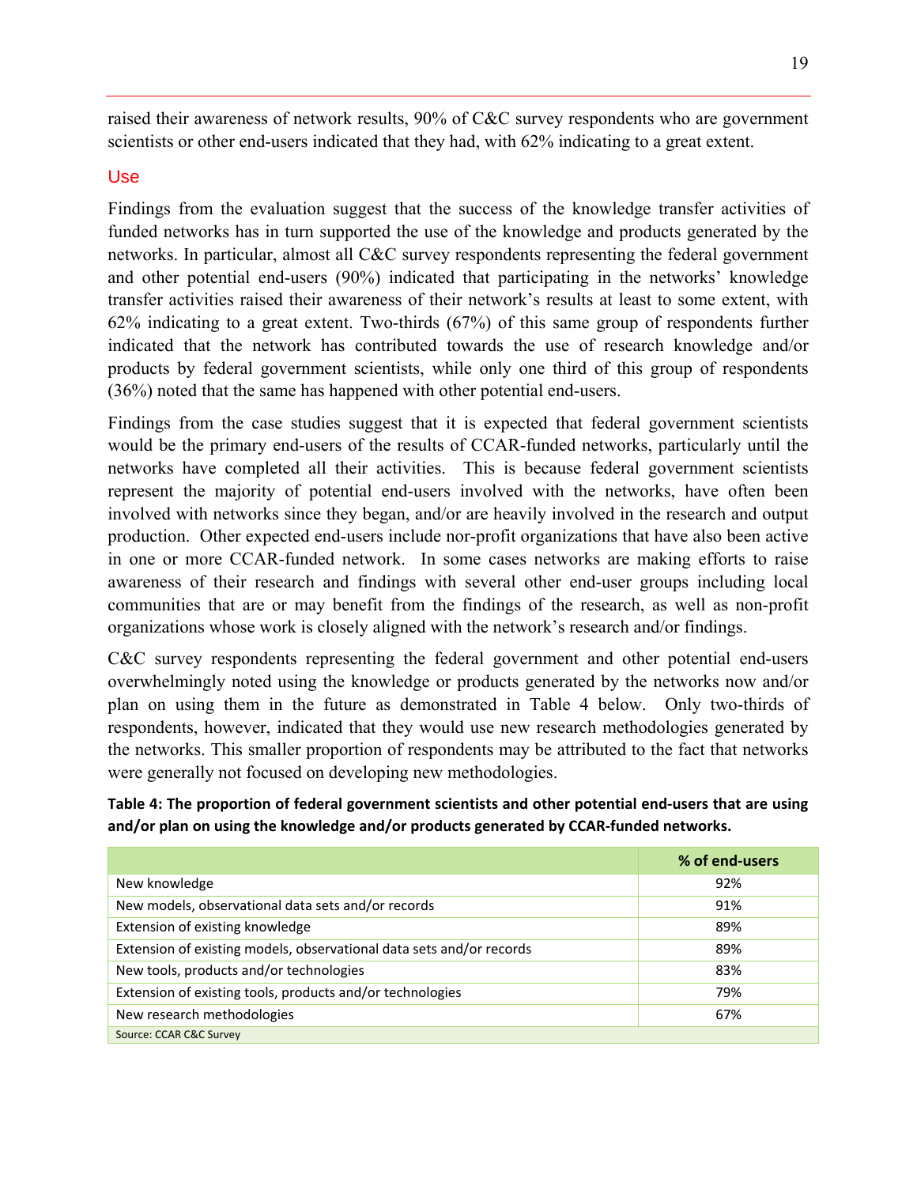raised their awareness of network results, 90% of C&C survey respondents who are government scientists or other end-users indicated that they had, with 62% indicating to a great extent.

## Use

Findings from the evaluation suggest that the success of the knowledge transfer activities of funded networks has in turn supported the use of the knowledge and products generated by the networks. In particular, almost all C&C survey respondents representing the federal government and other potential end-users (90%) indicated that participating in the networks' knowledge transfer activities raised their awareness of their network's results at least to some extent, with 62% indicating to a great extent. Two-thirds (67%) of this same group of respondents further indicated that the network has contributed towards the use of research knowledge and/or products by federal government scientists, while only one third of this group of respondents (36%) noted that the same has happened with other potential end-users.

Findings from the case studies suggest that it is expected that federal government scientists would be the primary end-users of the results of CCAR-funded networks, particularly until the networks have completed all their activities. This is because federal government scientists represent the majority of potential end-users involved with the networks, have often been involved with networks since they began, and/or are heavily involved in the research and output production. Other expected end-users include nor-profit organizations that have also been active in one or more CCAR-funded network. In some cases networks are making efforts to raise awareness of their research and findings with several other end-user groups including local communities that are or may benefit from the findings of the research, as well as non-profit organizations whose work is closely aligned with the network's research and/or findings.

C&C survey respondents representing the federal government and other potential end-users overwhelmingly noted using the knowledge or products generated by the networks now and/or plan on using them in the future as demonstrated in Table 4 below. Only two-thirds of respondents, however, indicated that they would use new research methodologies generated by the networks. This smaller proportion of respondents may be attributed to the fact that networks were generally not focused on developing new methodologies.

**Table 4: The proportion of federal government scientists and other potential end-users that are using and/or plan on using the knowledge and/or products generated by CCAR-funded networks.**

| | % of end-users |
|---|---|
| New knowledge | 92% |
| New models, observational data sets and/or records | 91% |
| Extension of existing knowledge | 89% |
| Extension of existing models, observational data sets and/or records | 89% |
| New tools, products and/or technologies | 83% |
| Extension of existing tools, products and/or technologies | 79% |
| New research methodologies | 67% |

Source: CCAR C&C Survey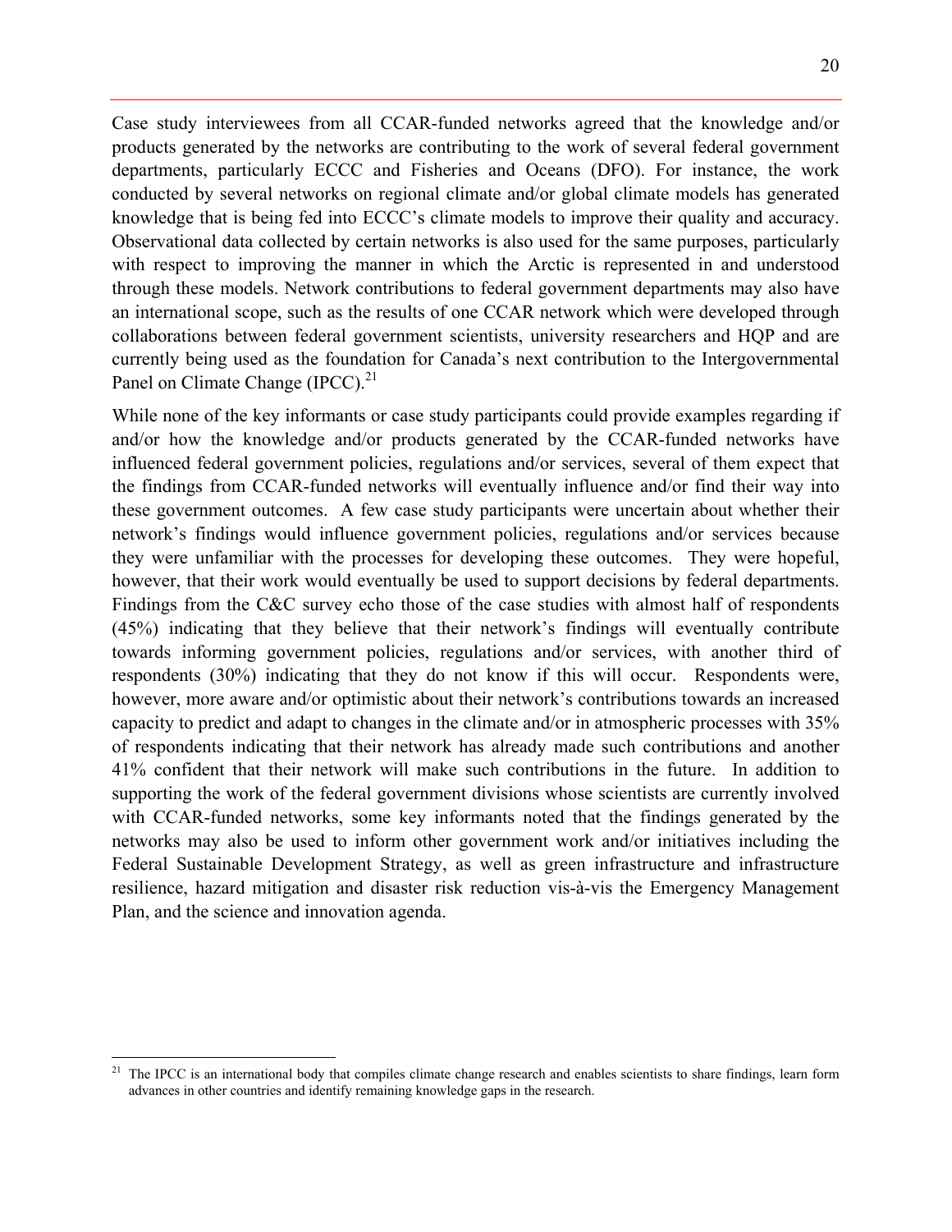Case study interviewees from all CCAR-funded networks agreed that the knowledge and/or products generated by the networks are contributing to the work of several federal government departments, particularly ECCC and Fisheries and Oceans (DFO). For instance, the work conducted by several networks on regional climate and/or global climate models has generated knowledge that is being fed into ECCC's climate models to improve their quality and accuracy. Observational data collected by certain networks is also used for the same purposes, particularly with respect to improving the manner in which the Arctic is represented in and understood through these models. Network contributions to federal government departments may also have an international scope, such as the results of one CCAR network which were developed through collaborations between federal government scientists, university researchers and HQP and are currently being used as the foundation for Canada's next contribution to the Intergovernmental Panel on Climate Change (IPCC).[21]

While none of the key informants or case study participants could provide examples regarding if and/or how the knowledge and/or products generated by the CCAR-funded networks have influenced federal government policies, regulations and/or services, several of them expect that the findings from CCAR-funded networks will eventually influence and/or find their way into these government outcomes. A few case study participants were uncertain about whether their network's findings would influence government policies, regulations and/or services because they were unfamiliar with the processes for developing these outcomes. They were hopeful, however, that their work would eventually be used to support decisions by federal departments. Findings from the C&C survey echo those of the case studies with almost half of respondents (45%) indicating that they believe that their network's findings will eventually contribute towards informing government policies, regulations and/or services, with another third of respondents (30%) indicating that they do not know if this will occur. Respondents were, however, more aware and/or optimistic about their network's contributions towards an increased capacity to predict and adapt to changes in the climate and/or in atmospheric processes with 35% of respondents indicating that their network has already made such contributions and another 41% confident that their network will make such contributions in the future. In addition to supporting the work of the federal government divisions whose scientists are currently involved with CCAR-funded networks, some key informants noted that the findings generated by the networks may also be used to inform other government work and/or initiatives including the Federal Sustainable Development Strategy, as well as green infrastructure and infrastructure resilience, hazard mitigation and disaster risk reduction vis-à-vis the Emergency Management Plan, and the science and innovation agenda.

[21] The IPCC is an international body that compiles climate change research and enables scientists to share findings, learn form advances in other countries and identify remaining knowledge gaps in the research.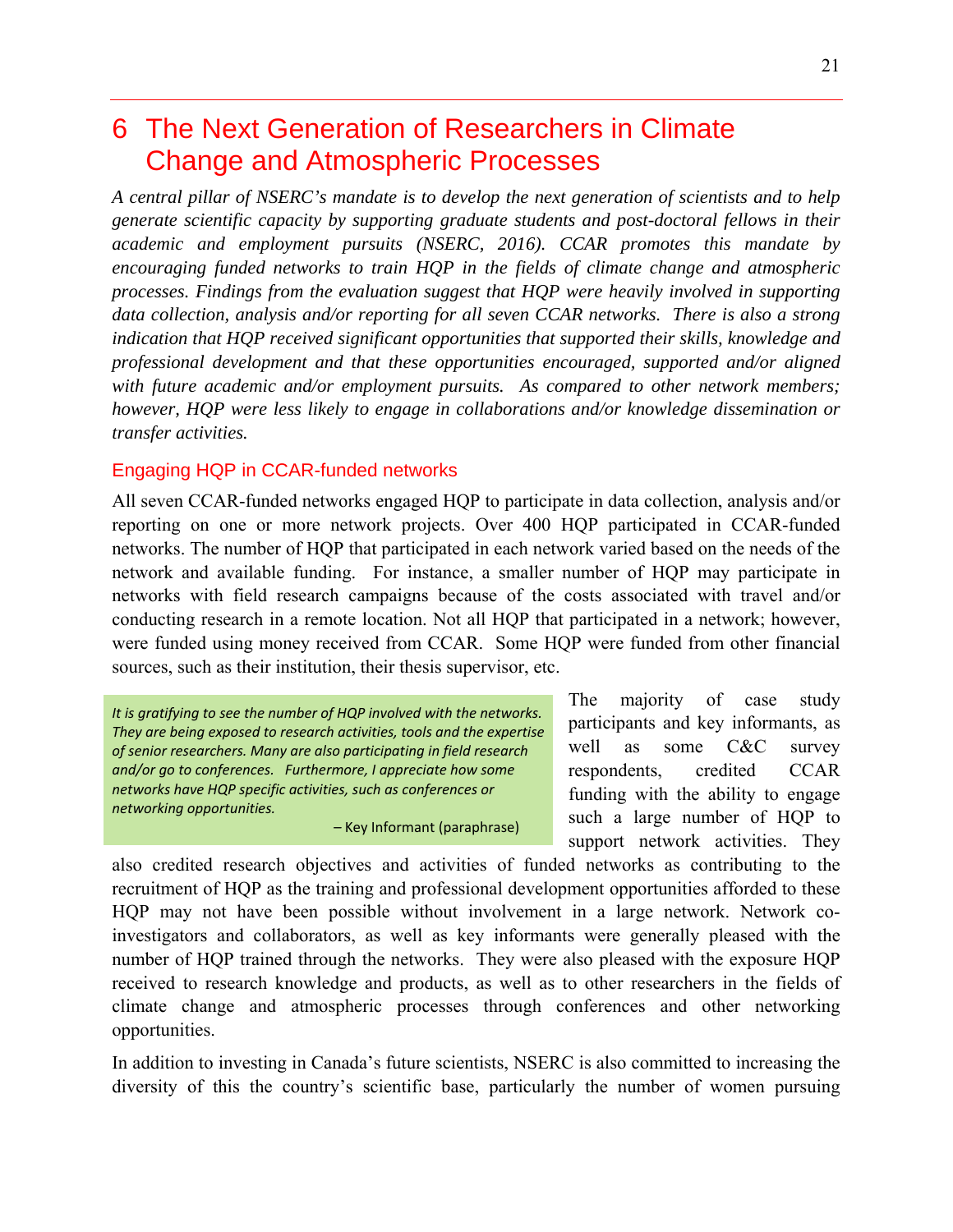# 6 The Next Generation of Researchers in Climate Change and Atmospheric Processes

*A central pillar of NSERC's mandate is to develop the next generation of scientists and to help generate scientific capacity by supporting graduate students and post-doctoral fellows in their academic and employment pursuits (NSERC, 2016). CCAR promotes this mandate by encouraging funded networks to train HQP in the fields of climate change and atmospheric processes. Findings from the evaluation suggest that HQP were heavily involved in supporting data collection, analysis and/or reporting for all seven CCAR networks. There is also a strong indication that HQP received significant opportunities that supported their skills, knowledge and professional development and that these opportunities encouraged, supported and/or aligned with future academic and/or employment pursuits. As compared to other network members; however, HQP were less likely to engage in collaborations and/or knowledge dissemination or transfer activities.*

## Engaging HQP in CCAR-funded networks

All seven CCAR-funded networks engaged HQP to participate in data collection, analysis and/or reporting on one or more network projects. Over 400 HQP participated in CCAR-funded networks. The number of HQP that participated in each network varied based on the needs of the network and available funding. For instance, a smaller number of HQP may participate in networks with field research campaigns because of the costs associated with travel and/or conducting research in a remote location. Not all HQP that participated in a network; however, were funded using money received from CCAR. Some HQP were funded from other financial sources, such as their institution, their thesis supervisor, etc.

> *It is gratifying to see the number of HQP involved with the networks. They are being exposed to research activities, tools and the expertise of senior researchers. Many are also participating in field research and/or go to conferences. Furthermore, I appreciate how some networks have HQP specific activities, such as conferences or networking opportunities.*
>
> – Key Informant (paraphrase)

The majority of case study participants and key informants, as well as some C&C survey respondents, credited CCAR funding with the ability to engage such a large number of HQP to support network activities. They also credited research objectives and activities of funded networks as contributing to the recruitment of HQP as the training and professional development opportunities afforded to these HQP may not have been possible without involvement in a large network. Network co-investigators and collaborators, as well as key informants were generally pleased with the number of HQP trained through the networks. They were also pleased with the exposure HQP received to research knowledge and products, as well as to other researchers in the fields of climate change and atmospheric processes through conferences and other networking opportunities.

In addition to investing in Canada's future scientists, NSERC is also committed to increasing the diversity of this the country's scientific base, particularly the number of women pursuing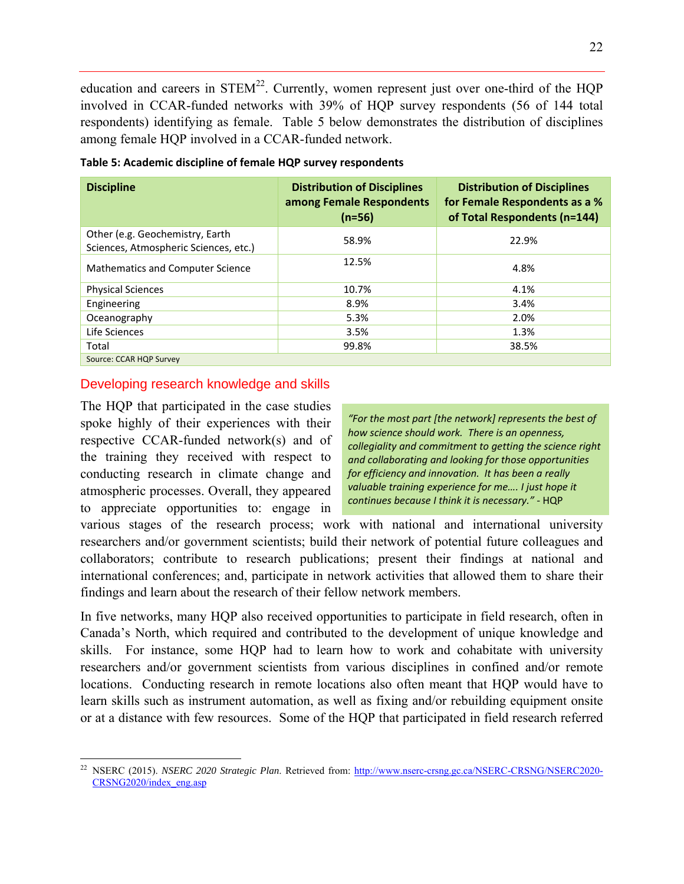education and careers in STEM[22]. Currently, women represent just over one-third of the HQP involved in CCAR-funded networks with 39% of HQP survey respondents (56 of 144 total respondents) identifying as female. Table 5 below demonstrates the distribution of disciplines among female HQP involved in a CCAR-funded network.

**Table 5: Academic discipline of female HQP survey respondents**

| Discipline | Distribution of Disciplines among Female Respondents (n=56) | Distribution of Disciplines for Female Respondents as a % of Total Respondents (n=144) |
|---|---|---|
| Other (e.g. Geochemistry, Earth Sciences, Atmospheric Sciences, etc.) | 58.9% | 22.9% |
| Mathematics and Computer Science | 12.5% | 4.8% |
| Physical Sciences | 10.7% | 4.1% |
| Engineering | 8.9% | 3.4% |
| Oceanography | 5.3% | 2.0% |
| Life Sciences | 3.5% | 1.3% |
| Total | 99.8% | 38.5% |

Source: CCAR HQP Survey

## Developing research knowledge and skills

> *"For the most part [the network] represents the best of how science should work. There is an openness, collegiality and commitment to getting the science right and collaborating and looking for those opportunities for efficiency and innovation. It has been a really valuable training experience for me…. I just hope it continues because I think it is necessary."* - HQP

The HQP that participated in the case studies spoke highly of their experiences with their respective CCAR-funded network(s) and of the training they received with respect to conducting research in climate change and atmospheric processes. Overall, they appeared to appreciate opportunities to: engage in various stages of the research process; work with national and international university researchers and/or government scientists; build their network of potential future colleagues and collaborators; contribute to research publications; present their findings at national and international conferences; and, participate in network activities that allowed them to share their findings and learn about the research of their fellow network members.

In five networks, many HQP also received opportunities to participate in field research, often in Canada's North, which required and contributed to the development of unique knowledge and skills. For instance, some HQP had to learn how to work and cohabitate with university researchers and/or government scientists from various disciplines in confined and/or remote locations. Conducting research in remote locations also often meant that HQP would have to learn skills such as instrument automation, as well as fixing and/or rebuilding equipment onsite or at a distance with few resources. Some of the HQP that participated in field research referred

[22] NSERC (2015). *NSERC 2020 Strategic Plan*. Retrieved from: http://www.nserc-crsng.gc.ca/NSERC-CRSNG/NSERC2020-CRSNG2020/index_eng.asp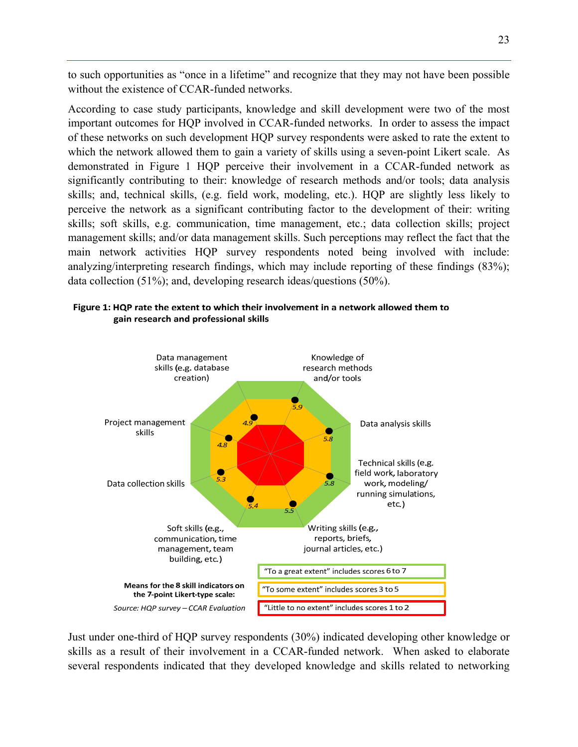to such opportunities as "once in a lifetime" and recognize that they may not have been possible without the existence of CCAR-funded networks.

According to case study participants, knowledge and skill development were two of the most important outcomes for HQP involved in CCAR-funded networks. In order to assess the impact of these networks on such development HQP survey respondents were asked to rate the extent to which the network allowed them to gain a variety of skills using a seven-point Likert scale. As demonstrated in Figure 1 HQP perceive their involvement in a CCAR-funded network as significantly contributing to their: knowledge of research methods and/or tools; data analysis skills; and, technical skills, (e.g. field work, modeling, etc.). HQP are slightly less likely to perceive the network as a significant contributing factor to the development of their: writing skills; soft skills, e.g. communication, time management, etc.; data collection skills; project management skills; and/or data management skills. Such perceptions may reflect the fact that the main network activities HQP survey respondents noted being involved with include: analyzing/interpreting research findings, which may include reporting of these findings (83%); data collection (51%); and, developing research ideas/questions (50%).

**Figure 1: HQP rate the extent to which their involvement in a network allowed them to gain research and professional skills**

Knowledge of research methods and/or tools 5.9

Data analysis skills 5.8

Technical skills (e.g. field work, laboratory work, modeling/ running simulations, etc.) 5.8

Writing skills (e.g., reports, briefs, journal articles, etc.) 5.5

Soft skills (e.g., communication, time management, team building, etc.) 5.4

Data collection skills 5.3

Project management skills 4.8

Data management skills (e.g. database creation) 4.9

"To a great extent" includes scores 6 to 7

"To some extent" includes scores 3 to 5

"Little to no extent" includes scores 1 to 2

**Means for the 8 skill indicators on the 7-point Likert-type scale:**

*Source: HQP survey – CCAR Evaluation*

Just under one-third of HQP survey respondents (30%) indicated developing other knowledge or skills as a result of their involvement in a CCAR-funded network. When asked to elaborate several respondents indicated that they developed knowledge and skills related to networking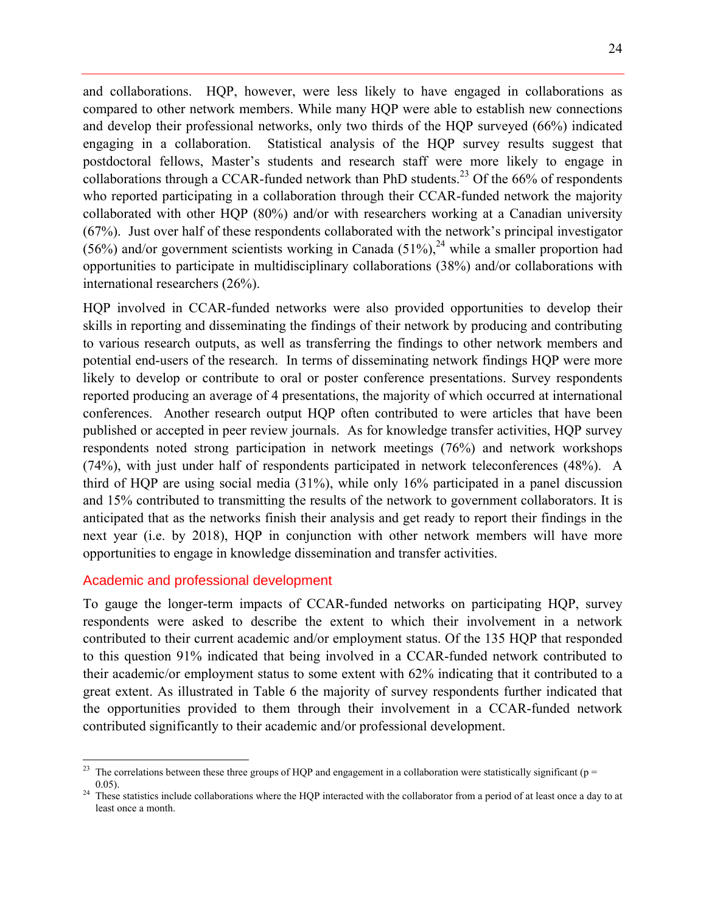and collaborations. HQP, however, were less likely to have engaged in collaborations as compared to other network members. While many HQP were able to establish new connections and develop their professional networks, only two thirds of the HQP surveyed (66%) indicated engaging in a collaboration. Statistical analysis of the HQP survey results suggest that postdoctoral fellows, Master's students and research staff were more likely to engage in collaborations through a CCAR-funded network than PhD students.[23] Of the 66% of respondents who reported participating in a collaboration through their CCAR-funded network the majority collaborated with other HQP (80%) and/or with researchers working at a Canadian university (67%). Just over half of these respondents collaborated with the network's principal investigator (56%) and/or government scientists working in Canada (51%),[24] while a smaller proportion had opportunities to participate in multidisciplinary collaborations (38%) and/or collaborations with international researchers (26%).

HQP involved in CCAR-funded networks were also provided opportunities to develop their skills in reporting and disseminating the findings of their network by producing and contributing to various research outputs, as well as transferring the findings to other network members and potential end-users of the research. In terms of disseminating network findings HQP were more likely to develop or contribute to oral or poster conference presentations. Survey respondents reported producing an average of 4 presentations, the majority of which occurred at international conferences. Another research output HQP often contributed to were articles that have been published or accepted in peer review journals. As for knowledge transfer activities, HQP survey respondents noted strong participation in network meetings (76%) and network workshops (74%), with just under half of respondents participated in network teleconferences (48%). A third of HQP are using social media (31%), while only 16% participated in a panel discussion and 15% contributed to transmitting the results of the network to government collaborators. It is anticipated that as the networks finish their analysis and get ready to report their findings in the next year (i.e. by 2018), HQP in conjunction with other network members will have more opportunities to engage in knowledge dissemination and transfer activities.

### Academic and professional development

To gauge the longer-term impacts of CCAR-funded networks on participating HQP, survey respondents were asked to describe the extent to which their involvement in a network contributed to their current academic and/or employment status. Of the 135 HQP that responded to this question 91% indicated that being involved in a CCAR-funded network contributed to their academic/or employment status to some extent with 62% indicating that it contributed to a great extent. As illustrated in Table 6 the majority of survey respondents further indicated that the opportunities provided to them through their involvement in a CCAR-funded network contributed significantly to their academic and/or professional development.

---

[23] The correlations between these three groups of HQP and engagement in a collaboration were statistically significant ($p = 0.05$).

[24] These statistics include collaborations where the HQP interacted with the collaborator from a period of at least once a day to at least once a month.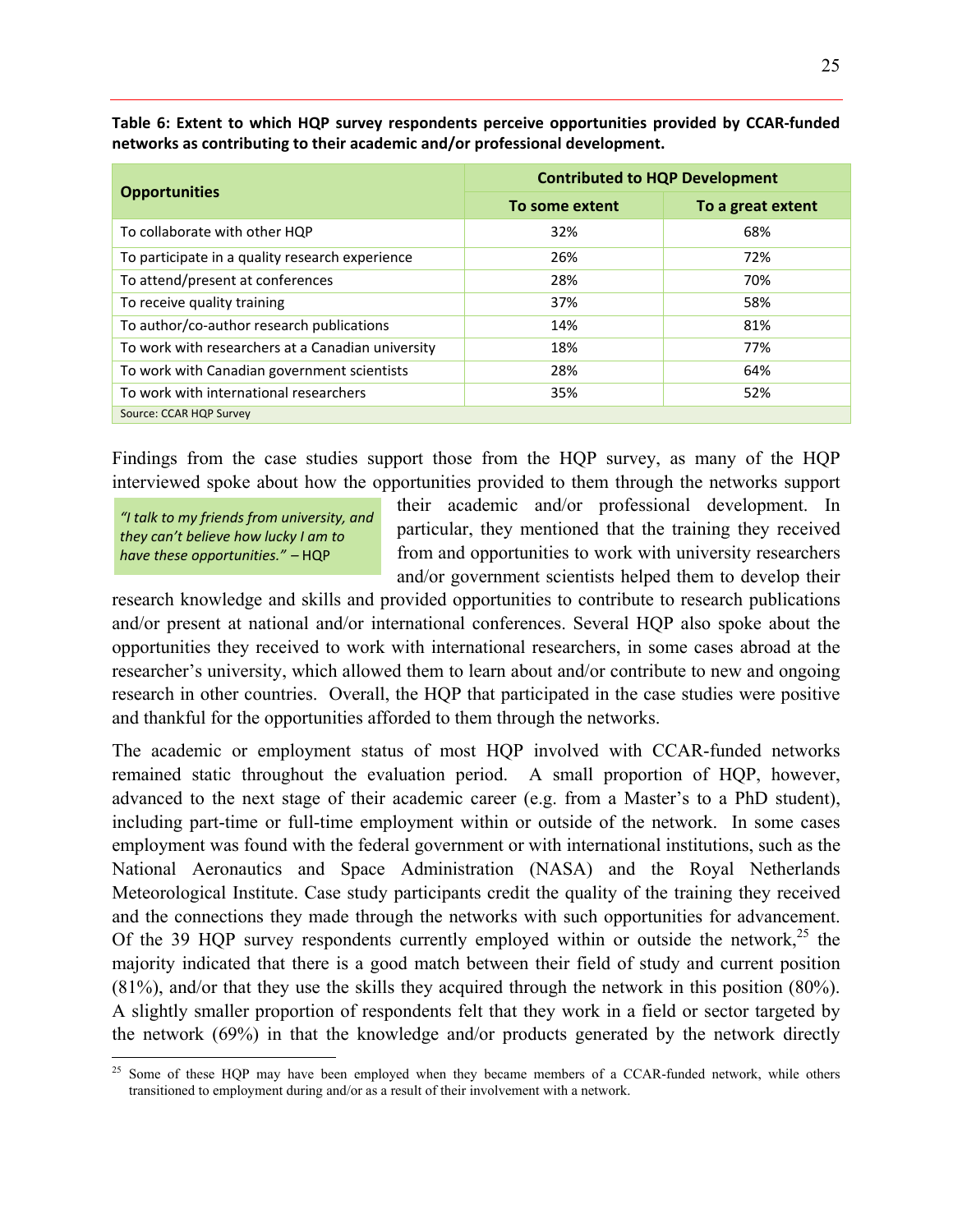**Table 6: Extent to which HQP survey respondents perceive opportunities provided by CCAR-funded networks as contributing to their academic and/or professional development.**

| Opportunities | Contributed to HQP Development | |
|---|---|---|
| | To some extent | To a great extent |
| To collaborate with other HQP | 32% | 68% |
| To participate in a quality research experience | 26% | 72% |
| To attend/present at conferences | 28% | 70% |
| To receive quality training | 37% | 58% |
| To author/co-author research publications | 14% | 81% |
| To work with researchers at a Canadian university | 18% | 77% |
| To work with Canadian government scientists | 28% | 64% |
| To work with international researchers | 35% | 52% |

Source: CCAR HQP Survey

> *"I talk to my friends from university, and they can't believe how lucky I am to have these opportunities."* – HQP

Findings from the case studies support those from the HQP survey, as many of the HQP interviewed spoke about how the opportunities provided to them through the networks support their academic and/or professional development. In particular, they mentioned that the training they received from and opportunities to work with university researchers and/or government scientists helped them to develop their research knowledge and skills and provided opportunities to contribute to research publications and/or present at national and/or international conferences. Several HQP also spoke about the opportunities they received to work with international researchers, in some cases abroad at the researcher's university, which allowed them to learn about and/or contribute to new and ongoing research in other countries. Overall, the HQP that participated in the case studies were positive and thankful for the opportunities afforded to them through the networks.

The academic or employment status of most HQP involved with CCAR-funded networks remained static throughout the evaluation period. A small proportion of HQP, however, advanced to the next stage of their academic career (e.g. from a Master's to a PhD student), including part-time or full-time employment within or outside of the network. In some cases employment was found with the federal government or with international institutions, such as the National Aeronautics and Space Administration (NASA) and the Royal Netherlands Meteorological Institute. Case study participants credit the quality of the training they received and the connections they made through the networks with such opportunities for advancement. Of the 39 HQP survey respondents currently employed within or outside the network,[25] the majority indicated that there is a good match between their field of study and current position (81%), and/or that they use the skills they acquired through the network in this position (80%). A slightly smaller proportion of respondents felt that they work in a field or sector targeted by the network (69%) in that the knowledge and/or products generated by the network directly

[25] Some of these HQP may have been employed when they became members of a CCAR-funded network, while others transitioned to employment during and/or as a result of their involvement with a network.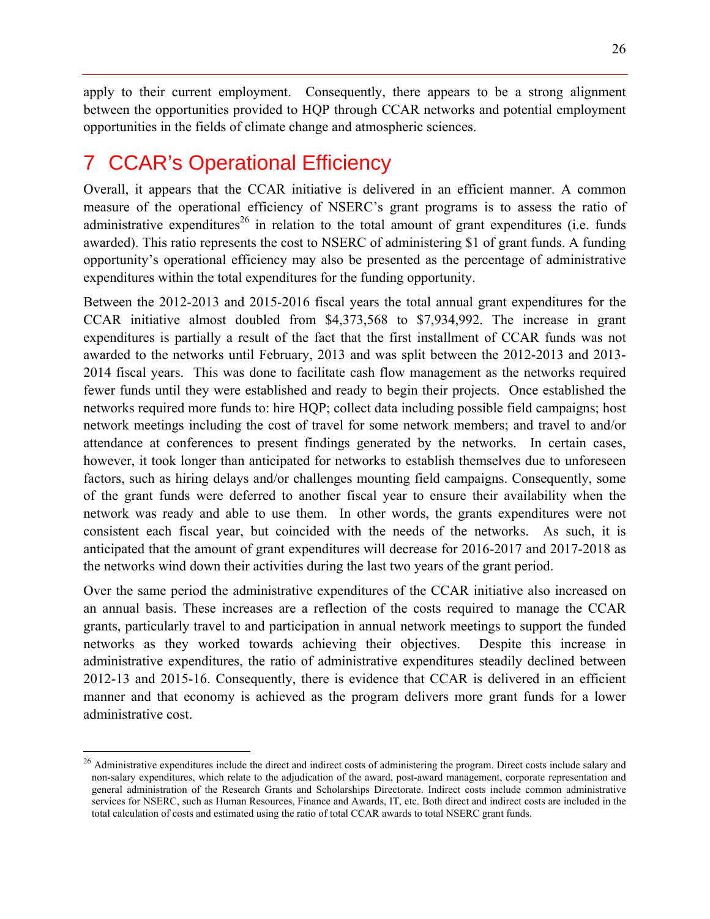apply to their current employment. Consequently, there appears to be a strong alignment between the opportunities provided to HQP through CCAR networks and potential employment opportunities in the fields of climate change and atmospheric sciences.

# 7 CCAR's Operational Efficiency

Overall, it appears that the CCAR initiative is delivered in an efficient manner. A common measure of the operational efficiency of NSERC's grant programs is to assess the ratio of administrative expenditures[26] in relation to the total amount of grant expenditures (i.e. funds awarded). This ratio represents the cost to NSERC of administering $1 of grant funds. A funding opportunity's operational efficiency may also be presented as the percentage of administrative expenditures within the total expenditures for the funding opportunity.

Between the 2012-2013 and 2015-2016 fiscal years the total annual grant expenditures for the CCAR initiative almost doubled from $4,373,568 to $7,934,992. The increase in grant expenditures is partially a result of the fact that the first installment of CCAR funds was not awarded to the networks until February, 2013 and was split between the 2012-2013 and 2013-2014 fiscal years. This was done to facilitate cash flow management as the networks required fewer funds until they were established and ready to begin their projects. Once established the networks required more funds to: hire HQP; collect data including possible field campaigns; host network meetings including the cost of travel for some network members; and travel to and/or attendance at conferences to present findings generated by the networks. In certain cases, however, it took longer than anticipated for networks to establish themselves due to unforeseen factors, such as hiring delays and/or challenges mounting field campaigns. Consequently, some of the grant funds were deferred to another fiscal year to ensure their availability when the network was ready and able to use them. In other words, the grants expenditures were not consistent each fiscal year, but coincided with the needs of the networks. As such, it is anticipated that the amount of grant expenditures will decrease for 2016-2017 and 2017-2018 as the networks wind down their activities during the last two years of the grant period.

Over the same period the administrative expenditures of the CCAR initiative also increased on an annual basis. These increases are a reflection of the costs required to manage the CCAR grants, particularly travel to and participation in annual network meetings to support the funded networks as they worked towards achieving their objectives. Despite this increase in administrative expenditures, the ratio of administrative expenditures steadily declined between 2012-13 and 2015-16. Consequently, there is evidence that CCAR is delivered in an efficient manner and that economy is achieved as the program delivers more grant funds for a lower administrative cost.

[26] Administrative expenditures include the direct and indirect costs of administering the program. Direct costs include salary and non-salary expenditures, which relate to the adjudication of the award, post-award management, corporate representation and general administration of the Research Grants and Scholarships Directorate. Indirect costs include common administrative services for NSERC, such as Human Resources, Finance and Awards, IT, etc. Both direct and indirect costs are included in the total calculation of costs and estimated using the ratio of total CCAR awards to total NSERC grant funds.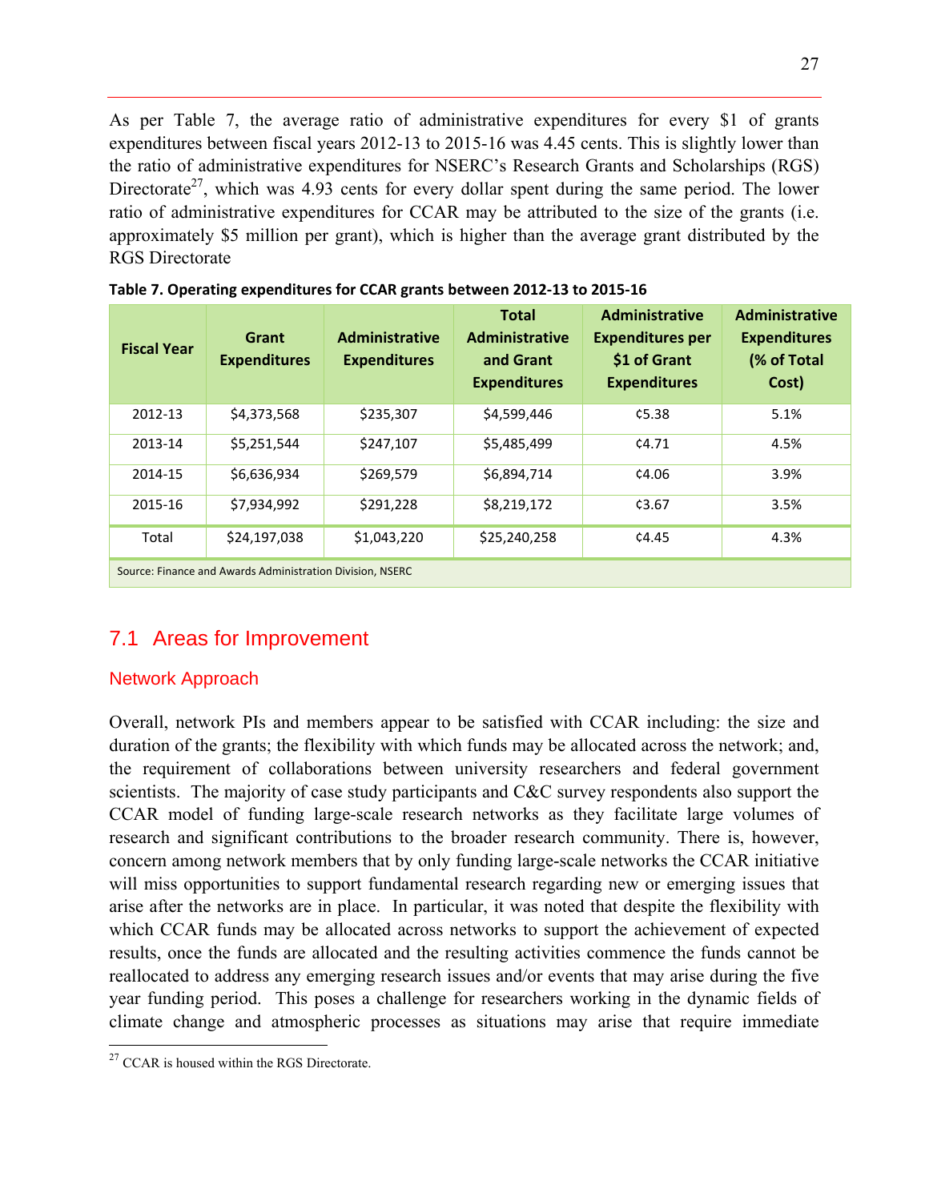As per Table 7, the average ratio of administrative expenditures for every $1 of grants expenditures between fiscal years 2012-13 to 2015-16 was 4.45 cents. This is slightly lower than the ratio of administrative expenditures for NSERC's Research Grants and Scholarships (RGS) Directorate[27], which was 4.93 cents for every dollar spent during the same period. The lower ratio of administrative expenditures for CCAR may be attributed to the size of the grants (i.e. approximately $5 million per grant), which is higher than the average grant distributed by the RGS Directorate

**Table 7. Operating expenditures for CCAR grants between 2012-13 to 2015-16**

| Fiscal Year | Grant Expenditures | Administrative Expenditures | Total Administrative and Grant Expenditures | Administrative Expenditures per $1 of Grant Expenditures | Administrative Expenditures (% of Total Cost) |
|---|---|---|---|---|---|
| 2012-13 | $4,373,568 | $235,307 | $4,599,446 | ¢5.38 | 5.1% |
| 2013-14 | $5,251,544 | $247,107 | $5,485,499 | ¢4.71 | 4.5% |
| 2014-15 | $6,636,934 | $269,579 | $6,894,714 | ¢4.06 | 3.9% |
| 2015-16 | $7,934,992 | $291,228 | $8,219,172 | ¢3.67 | 3.5% |
| Total | $24,197,038 | $1,043,220 | $25,240,258 | ¢4.45 | 4.3% |

Source: Finance and Awards Administration Division, NSERC

## 7.1 Areas for Improvement

### Network Approach

Overall, network PIs and members appear to be satisfied with CCAR including: the size and duration of the grants; the flexibility with which funds may be allocated across the network; and, the requirement of collaborations between university researchers and federal government scientists. The majority of case study participants and C&C survey respondents also support the CCAR model of funding large-scale research networks as they facilitate large volumes of research and significant contributions to the broader research community. There is, however, concern among network members that by only funding large-scale networks the CCAR initiative will miss opportunities to support fundamental research regarding new or emerging issues that arise after the networks are in place. In particular, it was noted that despite the flexibility with which CCAR funds may be allocated across networks to support the achievement of expected results, once the funds are allocated and the resulting activities commence the funds cannot be reallocated to address any emerging research issues and/or events that may arise during the five year funding period. This poses a challenge for researchers working in the dynamic fields of climate change and atmospheric processes as situations may arise that require immediate

[27] CCAR is housed within the RGS Directorate.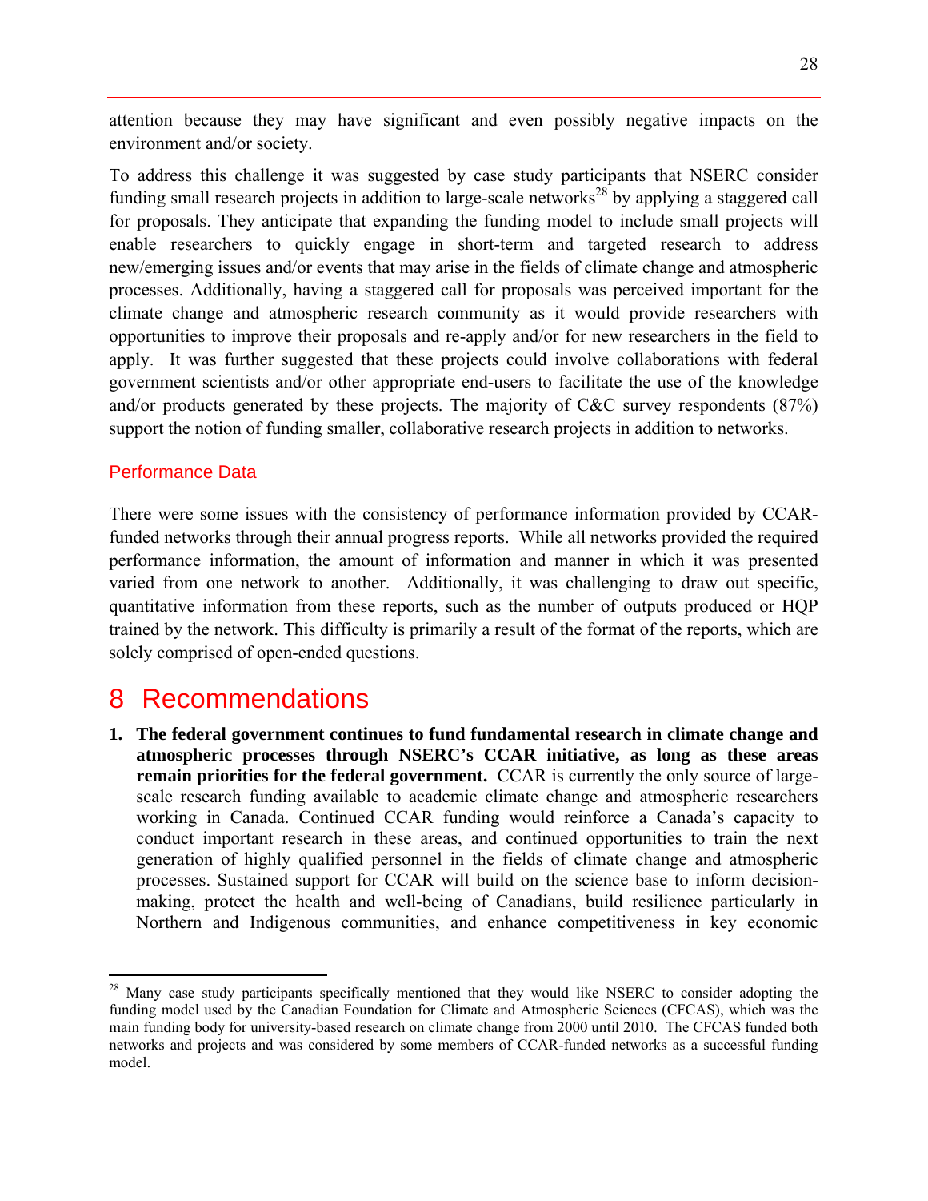attention because they may have significant and even possibly negative impacts on the environment and/or society.

To address this challenge it was suggested by case study participants that NSERC consider funding small research projects in addition to large-scale networks[28] by applying a staggered call for proposals. They anticipate that expanding the funding model to include small projects will enable researchers to quickly engage in short-term and targeted research to address new/emerging issues and/or events that may arise in the fields of climate change and atmospheric processes. Additionally, having a staggered call for proposals was perceived important for the climate change and atmospheric research community as it would provide researchers with opportunities to improve their proposals and re-apply and/or for new researchers in the field to apply. It was further suggested that these projects could involve collaborations with federal government scientists and/or other appropriate end-users to facilitate the use of the knowledge and/or products generated by these projects. The majority of C&C survey respondents (87%) support the notion of funding smaller, collaborative research projects in addition to networks.

### Performance Data

There were some issues with the consistency of performance information provided by CCAR-funded networks through their annual progress reports. While all networks provided the required performance information, the amount of information and manner in which it was presented varied from one network to another. Additionally, it was challenging to draw out specific, quantitative information from these reports, such as the number of outputs produced or HQP trained by the network. This difficulty is primarily a result of the format of the reports, which are solely comprised of open-ended questions.

# 8 Recommendations

1. **The federal government continues to fund fundamental research in climate change and atmospheric processes through NSERC's CCAR initiative, as long as these areas remain priorities for the federal government.** CCAR is currently the only source of large-scale research funding available to academic climate change and atmospheric researchers working in Canada. Continued CCAR funding would reinforce a Canada's capacity to conduct important research in these areas, and continued opportunities to train the next generation of highly qualified personnel in the fields of climate change and atmospheric processes. Sustained support for CCAR will build on the science base to inform decision-making, protect the health and well-being of Canadians, build resilience particularly in Northern and Indigenous communities, and enhance competitiveness in key economic

[28] Many case study participants specifically mentioned that they would like NSERC to consider adopting the funding model used by the Canadian Foundation for Climate and Atmospheric Sciences (CFCAS), which was the main funding body for university-based research on climate change from 2000 until 2010. The CFCAS funded both networks and projects and was considered by some members of CCAR-funded networks as a successful funding model.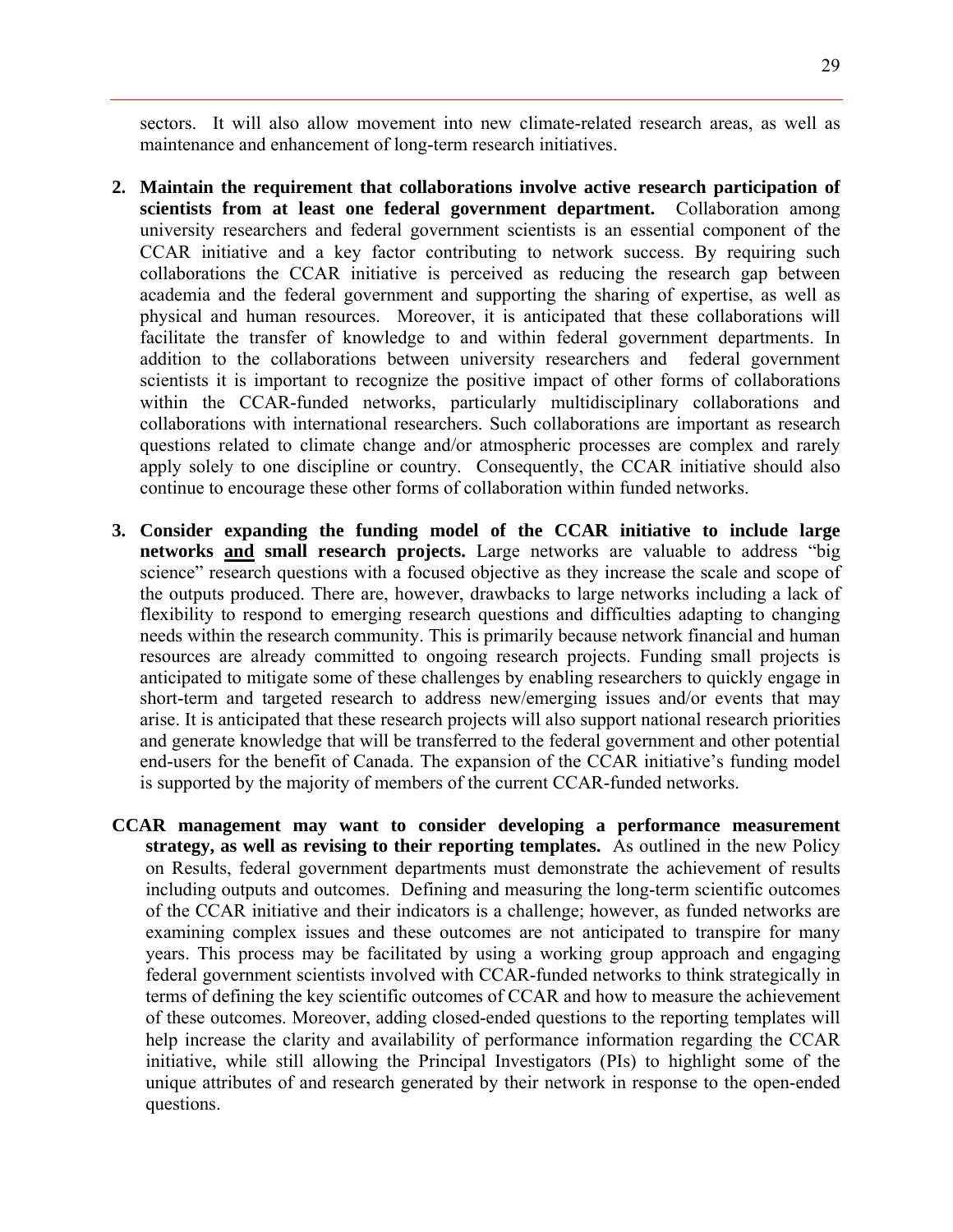sectors. It will also allow movement into new climate-related research areas, as well as maintenance and enhancement of long-term research initiatives.

2. **Maintain the requirement that collaborations involve active research participation of scientists from at least one federal government department.** Collaboration among university researchers and federal government scientists is an essential component of the CCAR initiative and a key factor contributing to network success. By requiring such collaborations the CCAR initiative is perceived as reducing the research gap between academia and the federal government and supporting the sharing of expertise, as well as physical and human resources. Moreover, it is anticipated that these collaborations will facilitate the transfer of knowledge to and within federal government departments. In addition to the collaborations between university researchers and federal government scientists it is important to recognize the positive impact of other forms of collaborations within the CCAR-funded networks, particularly multidisciplinary collaborations and collaborations with international researchers. Such collaborations are important as research questions related to climate change and/or atmospheric processes are complex and rarely apply solely to one discipline or country. Consequently, the CCAR initiative should also continue to encourage these other forms of collaboration within funded networks.

3. **Consider expanding the funding model of the CCAR initiative to include large networks <u>and</u> small research projects.** Large networks are valuable to address "big science" research questions with a focused objective as they increase the scale and scope of the outputs produced. There are, however, drawbacks to large networks including a lack of flexibility to respond to emerging research questions and difficulties adapting to changing needs within the research community. This is primarily because network financial and human resources are already committed to ongoing research projects. Funding small projects is anticipated to mitigate some of these challenges by enabling researchers to quickly engage in short-term and targeted research to address new/emerging issues and/or events that may arise. It is anticipated that these research projects will also support national research priorities and generate knowledge that will be transferred to the federal government and other potential end-users for the benefit of Canada. The expansion of the CCAR initiative's funding model is supported by the majority of members of the current CCAR-funded networks.

**CCAR management may want to consider developing a performance measurement strategy, as well as revising to their reporting templates.** As outlined in the new Policy on Results, federal government departments must demonstrate the achievement of results including outputs and outcomes. Defining and measuring the long-term scientific outcomes of the CCAR initiative and their indicators is a challenge; however, as funded networks are examining complex issues and these outcomes are not anticipated to transpire for many years. This process may be facilitated by using a working group approach and engaging federal government scientists involved with CCAR-funded networks to think strategically in terms of defining the key scientific outcomes of CCAR and how to measure the achievement of these outcomes. Moreover, adding closed-ended questions to the reporting templates will help increase the clarity and availability of performance information regarding the CCAR initiative, while still allowing the Principal Investigators (PIs) to highlight some of the unique attributes of and research generated by their network in response to the open-ended questions.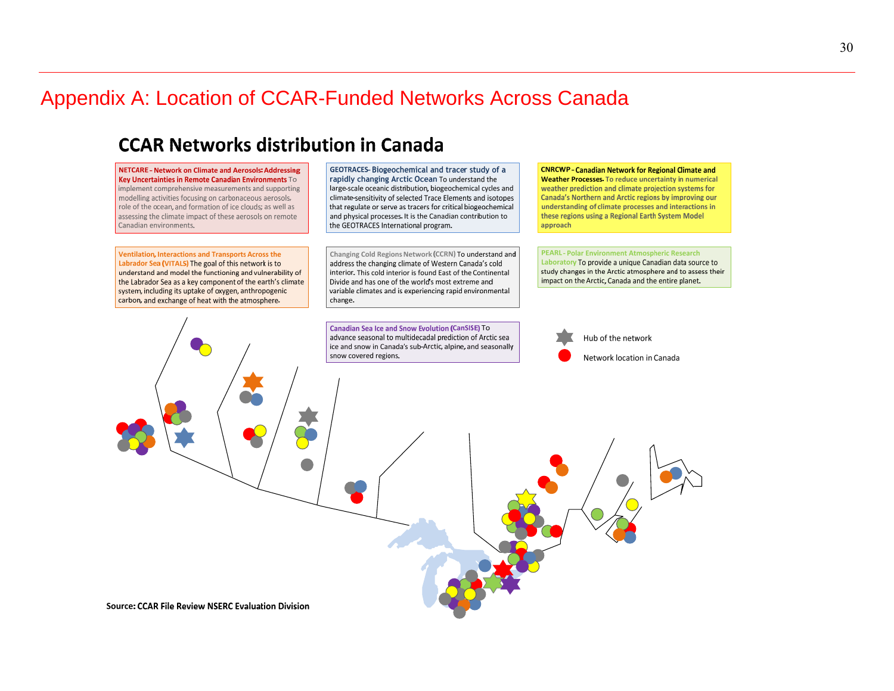# Appendix A: Location of CCAR-Funded Networks Across Canada

## CCAR Networks distribution in Canada

**NETCARE – Network on Climate and Aerosols: Addressing Key Uncertainties in Remote Canadian Environments** To implement comprehensive measurements and supporting modelling activities focusing on carbonaceous aerosols, role of the ocean, and formation of ice clouds; as well as assessing the climate impact of these aerosols on remote Canadian environments.

**GEOTRACES- Biogeochemical and tracer study of a rapidly changing Arctic Ocean** To understand the large-scale oceanic distribution, biogeochemical cycles and climate-sensitivity of selected Trace Elements and isotopes that regulate or serve as tracers for critical biogeochemical and physical processes. It is the Canadian contribution to the GEOTRACES International program.

**CNRCWP – Canadian Network for Regional Climate and Weather Processes.** To reduce uncertainty in numerical weather prediction and climate projection systems for Canada's Northern and Arctic regions by improving our understanding of climate processes and interactions in these regions using a Regional Earth System Model approach

**Ventilation, Interactions and Transports Across the Labrador Sea (VITALS)** The goal of this network is to understand and model the functioning and vulnerability of the Labrador Sea as a key component of the earth's climate system, including its uptake of oxygen, anthropogenic carbon, and exchange of heat with the atmosphere.

**Changing Cold Regions Network (CCRN)** To understand and address the changing climate of Western Canada's cold interior. This cold interior is found East of the Continental Divide and has one of the world's most extreme and variable climates and is experiencing rapid environmental change.

**PEARL - Polar Environment Atmospheric Research Laboratory** To provide a unique Canadian data source to study changes in the Arctic atmosphere and to assess their impact on the Arctic, Canada and the entire planet.

**Canadian Sea Ice and Snow Evolution (CanSISE)** To advance seasonal to multidecadal prediction of Arctic sea ice and snow in Canada's sub-Arctic, alpine, and seasonally snow covered regions.

Hub of the network

Network location in Canada

**Source: CCAR File Review NSERC Evaluation Division**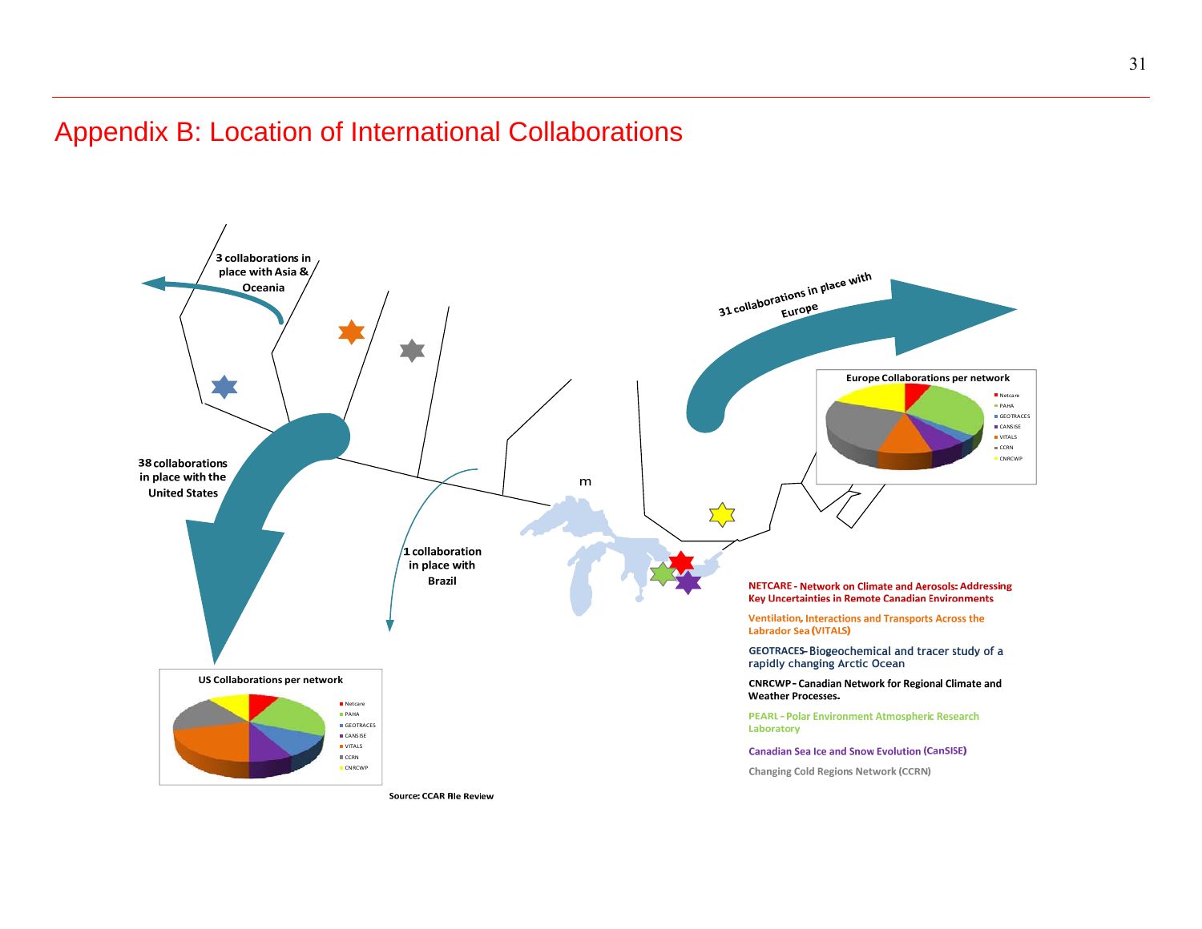# Appendix B: Location of International Collaborations

3 collaborations in place with Asia & Oceania

31 collaborations in place with Europe

38 collaborations in place with the United States

1 collaboration in place with Brazil

m

Europe Collaborations per network

Netcare
PAHA
GEOTRACES
CANSISE
VITALS
CCRN
CNRCWP

US Collaborations per network

Netcare
PAHA
GEOTRACES
CANSISE
VITALS
CCRN
CNRCWP

**NETCARE - Network on Climate and Aerosols: Addressing Key Uncertainties in Remote Canadian Environments**

**Ventilation, Interactions and Transports Across the Labrador Sea (VITALS)**

**GEOTRACES**- Biogeochemical and tracer study of a rapidly changing Arctic Ocean

**CNRCWP - Canadian Network for Regional Climate and Weather Processes.**

**PEARL - Polar Environment Atmospheric Research Laboratory**

**Canadian Sea Ice and Snow Evolution (CanSISE)**

**Changing Cold Regions Network (CCRN)**

**Source: CCAR File Review**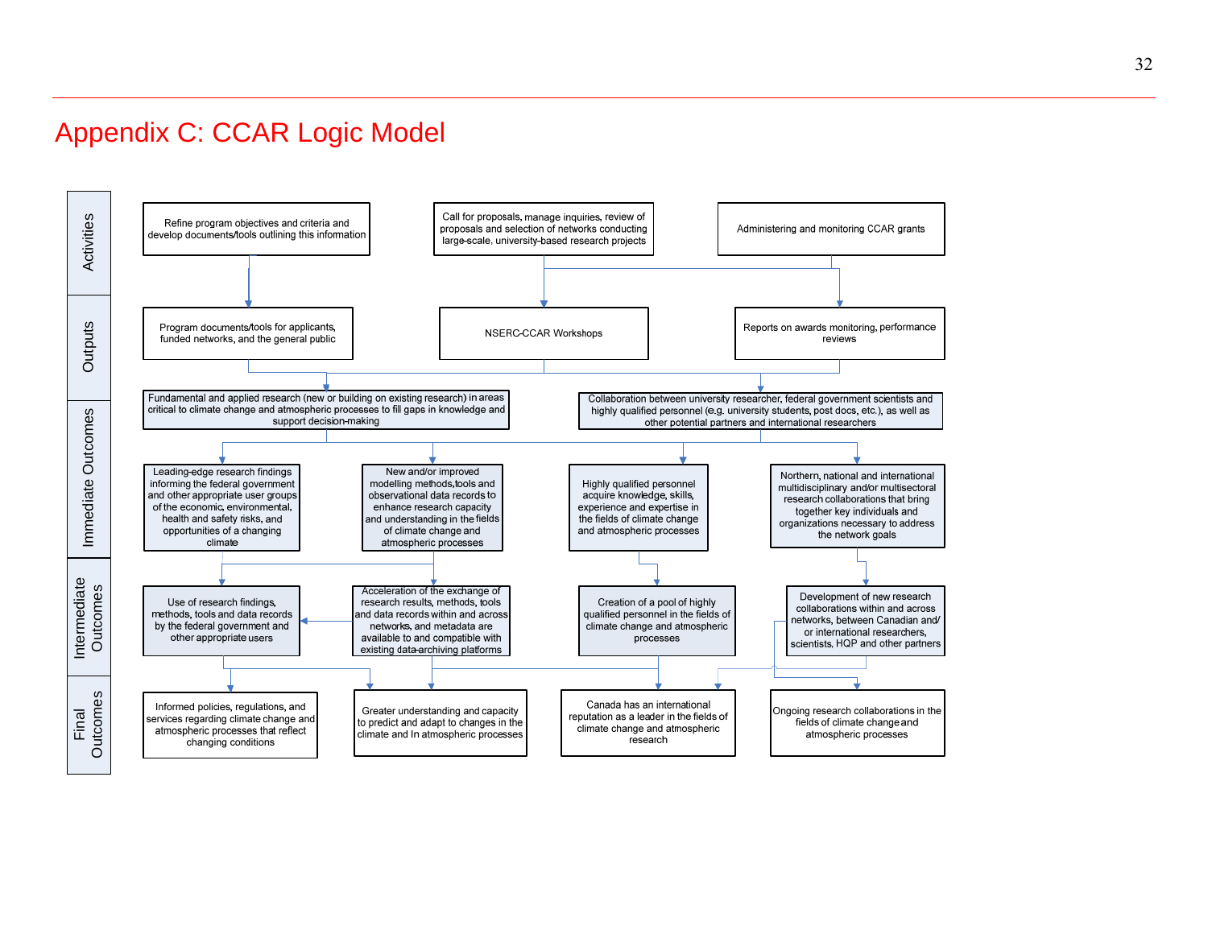# Appendix C: CCAR Logic Model

Activities

Refine program objectives and criteria and develop documents/tools outlining this information

Call for proposals, manage inquiries, review of proposals and selection of networks conducting large-scale, university-based research projects

Administering and monitoring CCAR grants

Outputs

Program documents/tools for applicants, funded networks, and the general public

NSERC-CCAR Workshops

Reports on awards monitoring, performance reviews

Immediate Outcomes

Fundamental and applied research (new or building on existing research) in areas critical to climate change and atmospheric processes to fill gaps in knowledge and support decision-making

Collaboration between university researcher, federal government scientists and highly qualified personnel (e.g. university students, post docs, etc.), as well as other potential partners and international researchers

Leading-edge research findings informing the federal government and other appropriate user groups of the economic, environmental, health and safety risks, and opportunities of a changing climate

New and/or improved modelling methods, tools and observational data records to enhance research capacity and understanding in the fields of climate change and atmospheric processes

Highly qualified personnel acquire knowledge, skills, experience and expertise in the fields of climate change and atmospheric processes

Northern, national and international multidisciplinary and/or multisectoral research collaborations that bring together key individuals and organizations necessary to address the network goals

Intermediate Outcomes

Use of research findings, methods, tools and data records by the federal government and other appropriate users

Acceleration of the exchange of research results, methods, tools and data records within and across networks, and metadata are available to and compatible with existing data-archiving platforms

Creation of a pool of highly qualified personnel in the fields of climate change and atmospheric processes

Development of new research collaborations within and across networks, between Canadian and/ or international researchers, scientists, HQP and other partners

Final Outcomes

Informed policies, regulations, and services regarding climate change and atmospheric processes that reflect changing conditions

Greater understanding and capacity to predict and adapt to changes in the climate and In atmospheric processes

Canada has an international reputation as a leader in the fields of climate change and atmospheric research

Ongoing research collaborations in the fields of climate change and atmospheric processes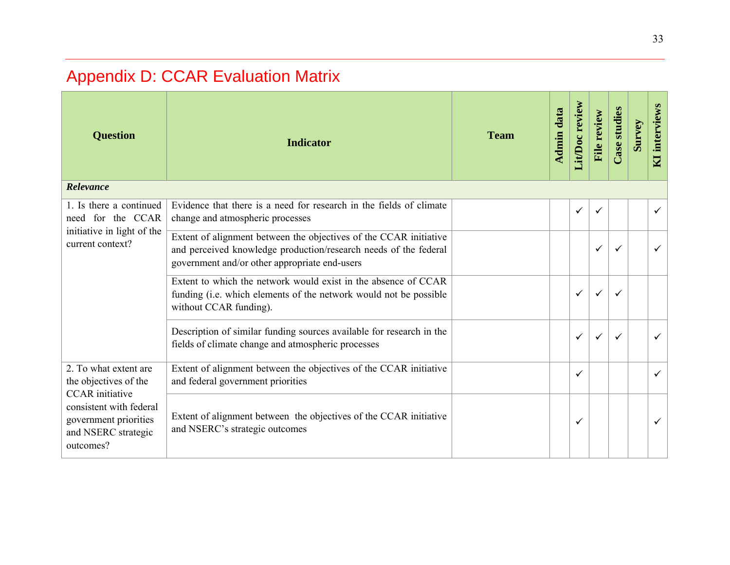## Appendix D: CCAR Evaluation Matrix

| Question | Indicator | Team | Admin data | Lit/Doc review | File review | Case studies | Survey | KI interviews |
|---|---|---|---|---|---|---|---|---|
| ***Relevance*** | | | | | | | | |
| 1. Is there a continued need for the CCAR initiative in light of the current context? | Evidence that there is a need for research in the fields of climate change and atmospheric processes | | | ✓ | ✓ | | | ✓ |
| | Extent of alignment between the objectives of the CCAR initiative and perceived knowledge production/research needs of the federal government and/or other appropriate end-users | | | | ✓ | ✓ | | ✓ |
| | Extent to which the network would exist in the absence of CCAR funding (i.e. which elements of the network would not be possible without CCAR funding). | | | ✓ | ✓ | ✓ | | |
| | Description of similar funding sources available for research in the fields of climate change and atmospheric processes | | | ✓ | ✓ | ✓ | | ✓ |
| 2. To what extent are the objectives of the CCAR initiative consistent with federal government priorities and NSERC strategic outcomes? | Extent of alignment between the objectives of the CCAR initiative and federal government priorities | | | ✓ | | | | ✓ |
| | Extent of alignment between the objectives of the CCAR initiative and NSERC's strategic outcomes | | | ✓ | | | | ✓ |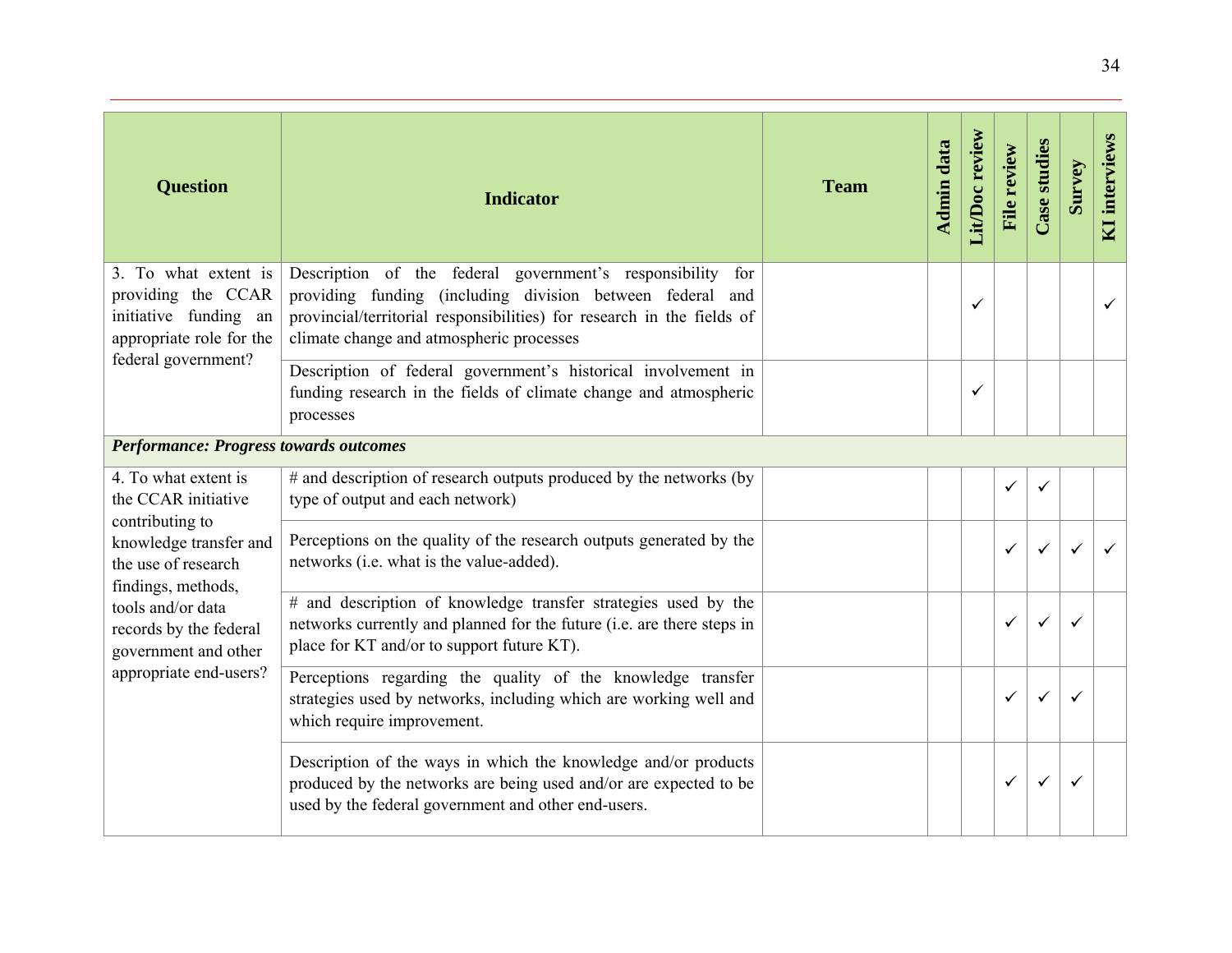| Question | Indicator | Team | Admin data | Lit/Doc review | File review | Case studies | Survey | KI interviews |
|---|---|---|---|---|---|---|---|---|
| 3. To what extent is providing the CCAR initiative funding an appropriate role for the federal government? | Description of the federal government's responsibility for providing funding (including division between federal and provincial/territorial responsibilities) for research in the fields of climate change and atmospheric processes | | | ✓ | | | | ✓ |
| | Description of federal government's historical involvement in funding research in the fields of climate change and atmospheric processes | | | ✓ | | | | |
| ***Performance: Progress towards outcomes*** | | | | | | | | |
| 4. To what extent is the CCAR initiative contributing to knowledge transfer and the use of research findings, methods, tools and/or data records by the federal government and other appropriate end-users? | # and description of research outputs produced by the networks (by type of output and each network) | | | | ✓ | ✓ | | |
| | Perceptions on the quality of the research outputs generated by the networks (i.e. what is the value-added). | | | | ✓ | ✓ | ✓ | ✓ |
| | # and description of knowledge transfer strategies used by the networks currently and planned for the future (i.e. are there steps in place for KT and/or to support future KT). | | | | ✓ | ✓ | ✓ | |
| | Perceptions regarding the quality of the knowledge transfer strategies used by networks, including which are working well and which require improvement. | | | | ✓ | ✓ | ✓ | |
| | Description of the ways in which the knowledge and/or products produced by the networks are being used and/or are expected to be used by the federal government and other end-users. | | | | ✓ | ✓ | ✓ | |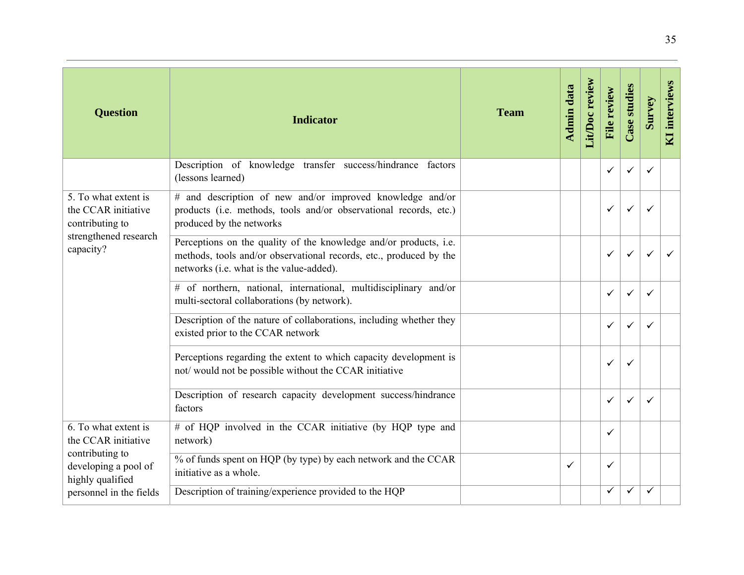| Question | Indicator | Team | Admin data | Lit/Doc review | File review | Case studies | Survey | KI interviews |
|---|---|---|---|---|---|---|---|---|
| | Description of knowledge transfer success/hindrance factors (lessons learned) | | | | ✓ | ✓ | ✓ | |
| 5. To what extent is the CCAR initiative contributing to strengthened research capacity? | # and description of new and/or improved knowledge and/or products (i.e. methods, tools and/or observational records, etc.) produced by the networks | | | | ✓ | ✓ | ✓ | |
| | Perceptions on the quality of the knowledge and/or products, i.e. methods, tools and/or observational records, etc., produced by the networks (i.e. what is the value-added). | | | | ✓ | ✓ | ✓ | ✓ |
| | # of northern, national, international, multidisciplinary and/or multi-sectoral collaborations (by network). | | | | ✓ | ✓ | ✓ | |
| | Description of the nature of collaborations, including whether they existed prior to the CCAR network | | | | ✓ | ✓ | ✓ | |
| | Perceptions regarding the extent to which capacity development is not/ would not be possible without the CCAR initiative | | | | ✓ | ✓ | | |
| | Description of research capacity development success/hindrance factors | | | | ✓ | ✓ | ✓ | |
| 6. To what extent is the CCAR initiative contributing to developing a pool of highly qualified personnel in the fields | # of HQP involved in the CCAR initiative (by HQP type and network) | | | | ✓ | | | |
| | % of funds spent on HQP (by type) by each network and the CCAR initiative as a whole. | | ✓ | | ✓ | | | |
| | Description of training/experience provided to the HQP | | | | ✓ | ✓ | ✓ | |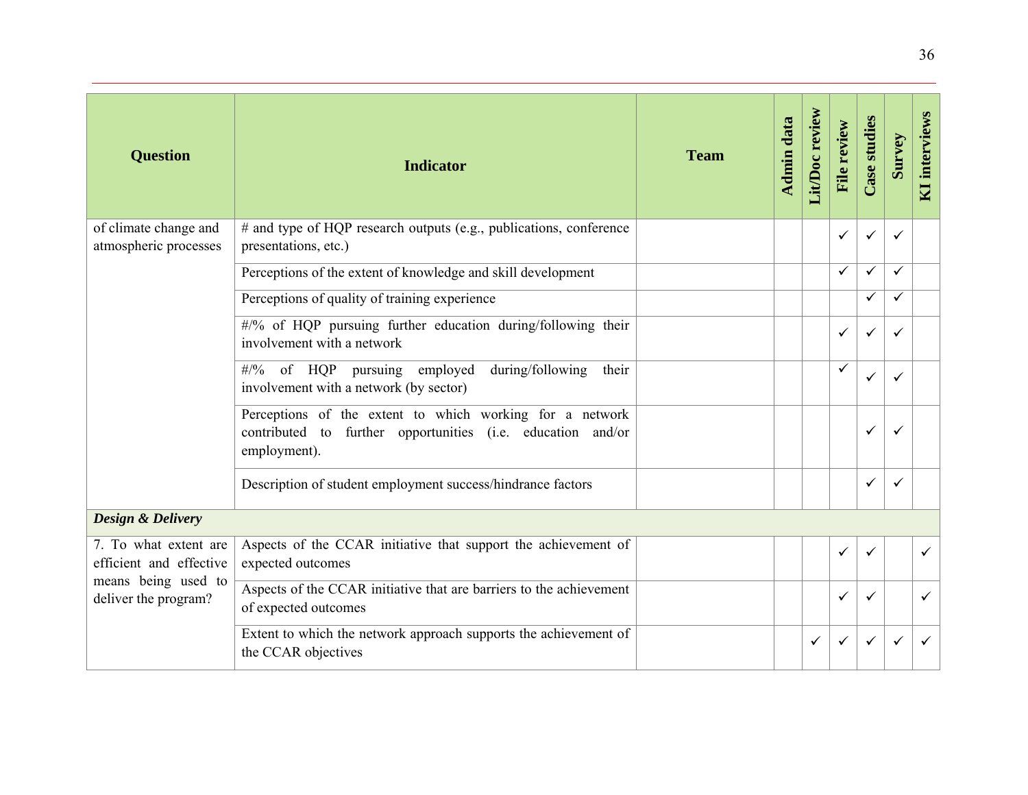| Question | Indicator | Team | Admin data | Lit/Doc review | File review | Case studies | Survey | KI interviews |
|---|---|---|---|---|---|---|---|---|
| of climate change and atmospheric processes | # and type of HQP research outputs (e.g., publications, conference presentations, etc.) | | | | ✓ | ✓ | ✓ | |
| | Perceptions of the extent of knowledge and skill development | | | | ✓ | ✓ | ✓ | |
| | Perceptions of quality of training experience | | | | | ✓ | ✓ | |
| | #/% of HQP pursuing further education during/following their involvement with a network | | | | ✓ | ✓ | ✓ | |
| | #/% of HQP pursuing employed during/following their involvement with a network (by sector) | | | | ✓ | ✓ | ✓ | |
| | Perceptions of the extent to which working for a network contributed to further opportunities (i.e. education and/or employment). | | | | | ✓ | ✓ | |
| | Description of student employment success/hindrance factors | | | | | ✓ | ✓ | |
| ***Design & Delivery*** | | | | | | | | |
| 7. To what extent are efficient and effective means being used to deliver the program? | Aspects of the CCAR initiative that support the achievement of expected outcomes | | | | ✓ | ✓ | | ✓ |
| | Aspects of the CCAR initiative that are barriers to the achievement of expected outcomes | | | | ✓ | ✓ | | ✓ |
| | Extent to which the network approach supports the achievement of the CCAR objectives | | | ✓ | ✓ | ✓ | ✓ | ✓ |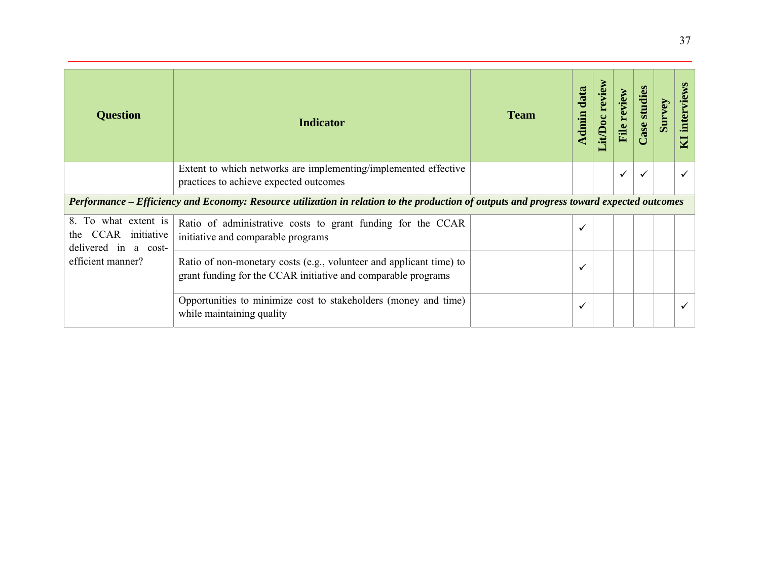| Question | Indicator | Team | Admin data | Lit/Doc review | File review | Case studies | Survey | KI interviews |
|---|---|---|---|---|---|---|---|---|
| | Extent to which networks are implementing/implemented effective practices to achieve expected outcomes | | | | ✓ | ✓ | | ✓ |
| ***Performance – Efficiency and Economy: Resource utilization in relation to the production of outputs and progress toward expected outcomes*** | | | | | | | | |
| 8. To what extent is the CCAR initiative delivered in a cost-efficient manner? | Ratio of administrative costs to grant funding for the CCAR initiative and comparable programs | | ✓ | | | | | |
| | Ratio of non-monetary costs (e.g., volunteer and applicant time) to grant funding for the CCAR initiative and comparable programs | | ✓ | | | | | |
| | Opportunities to minimize cost to stakeholders (money and time) while maintaining quality | | ✓ | | | | | ✓ |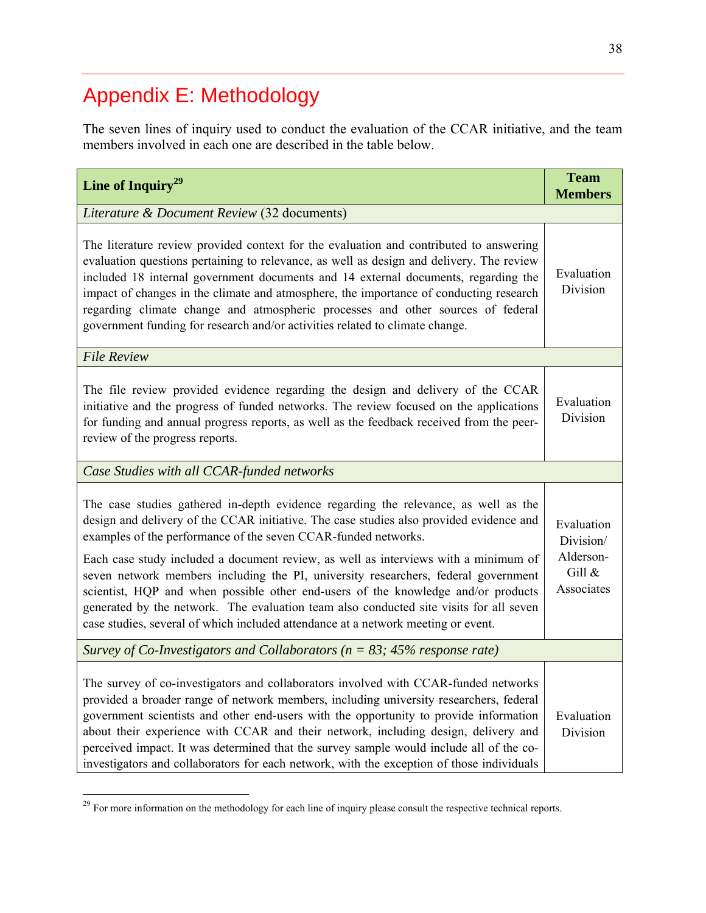# Appendix E: Methodology

The seven lines of inquiry used to conduct the evaluation of the CCAR initiative, and the team members involved in each one are described in the table below.

| Line of Inquiry[29] | Team Members |
|---|---|
| *Literature & Document Review* (32 documents) | |
| The literature review provided context for the evaluation and contributed to answering evaluation questions pertaining to relevance, as well as design and delivery. The review included 18 internal government documents and 14 external documents, regarding the impact of changes in the climate and atmosphere, the importance of conducting research regarding climate change and atmospheric processes and other sources of federal government funding for research and/or activities related to climate change. | Evaluation Division |
| *File Review* | |
| The file review provided evidence regarding the design and delivery of the CCAR initiative and the progress of funded networks. The review focused on the applications for funding and annual progress reports, as well as the feedback received from the peer-review of the progress reports. | Evaluation Division |
| *Case Studies with all CCAR-funded networks* | |
| The case studies gathered in-depth evidence regarding the relevance, as well as the design and delivery of the CCAR initiative. The case studies also provided evidence and examples of the performance of the seven CCAR-funded networks.<br><br>Each case study included a document review, as well as interviews with a minimum of seven network members including the PI, university researchers, federal government scientist, HQP and when possible other end-users of the knowledge and/or products generated by the network. The evaluation team also conducted site visits for all seven case studies, several of which included attendance at a network meeting or event. | Evaluation Division/ Alderson-Gill & Associates |
| *Survey of Co-Investigators and Collaborators (n = 83; 45% response rate)* | |
| The survey of co-investigators and collaborators involved with CCAR-funded networks provided a broader range of network members, including university researchers, federal government scientists and other end-users with the opportunity to provide information about their experience with CCAR and their network, including design, delivery and perceived impact. It was determined that the survey sample would include all of the co-investigators and collaborators for each network, with the exception of those individuals | Evaluation Division |

[29] For more information on the methodology for each line of inquiry please consult the respective technical reports.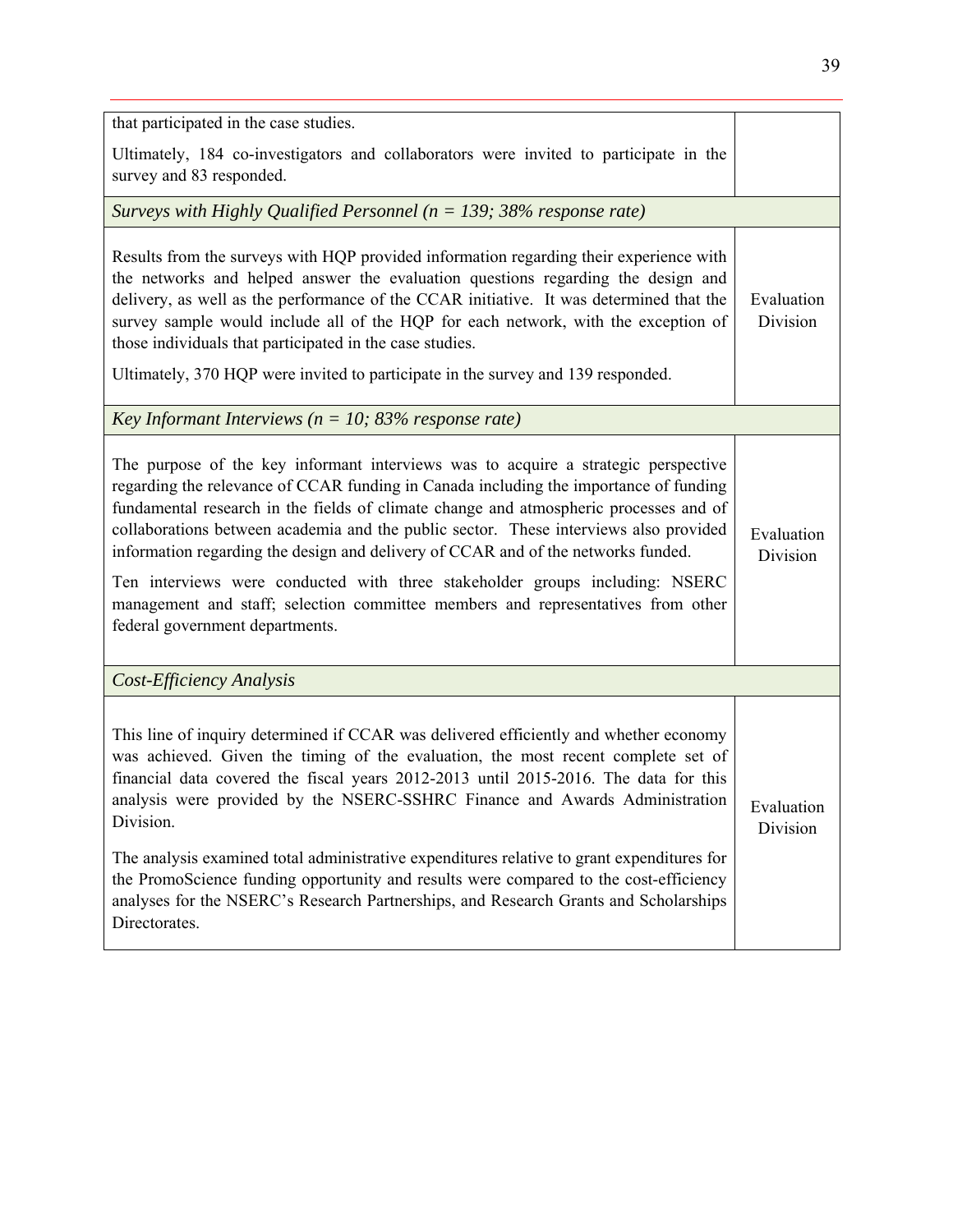| | |
|---|---|
| that participated in the case studies.<br><br>Ultimately, 184 co-investigators and collaborators were invited to participate in the survey and 83 responded. | |
| *Surveys with Highly Qualified Personnel (n = 139; 38% response rate)* | |
| Results from the surveys with HQP provided information regarding their experience with the networks and helped answer the evaluation questions regarding the design and delivery, as well as the performance of the CCAR initiative. It was determined that the survey sample would include all of the HQP for each network, with the exception of those individuals that participated in the case studies.<br><br>Ultimately, 370 HQP were invited to participate in the survey and 139 responded. | Evaluation Division |
| *Key Informant Interviews (n = 10; 83% response rate)* | |
| The purpose of the key informant interviews was to acquire a strategic perspective regarding the relevance of CCAR funding in Canada including the importance of funding fundamental research in the fields of climate change and atmospheric processes and of collaborations between academia and the public sector. These interviews also provided information regarding the design and delivery of CCAR and of the networks funded.<br><br>Ten interviews were conducted with three stakeholder groups including: NSERC management and staff; selection committee members and representatives from other federal government departments. | Evaluation Division |
| *Cost-Efficiency Analysis* | |
| This line of inquiry determined if CCAR was delivered efficiently and whether economy was achieved. Given the timing of the evaluation, the most recent complete set of financial data covered the fiscal years 2012-2013 until 2015-2016. The data for this analysis were provided by the NSERC-SSHRC Finance and Awards Administration Division.<br><br>The analysis examined total administrative expenditures relative to grant expenditures for the PromoScience funding opportunity and results were compared to the cost-efficiency analyses for the NSERC's Research Partnerships, and Research Grants and Scholarships Directorates. | Evaluation Division |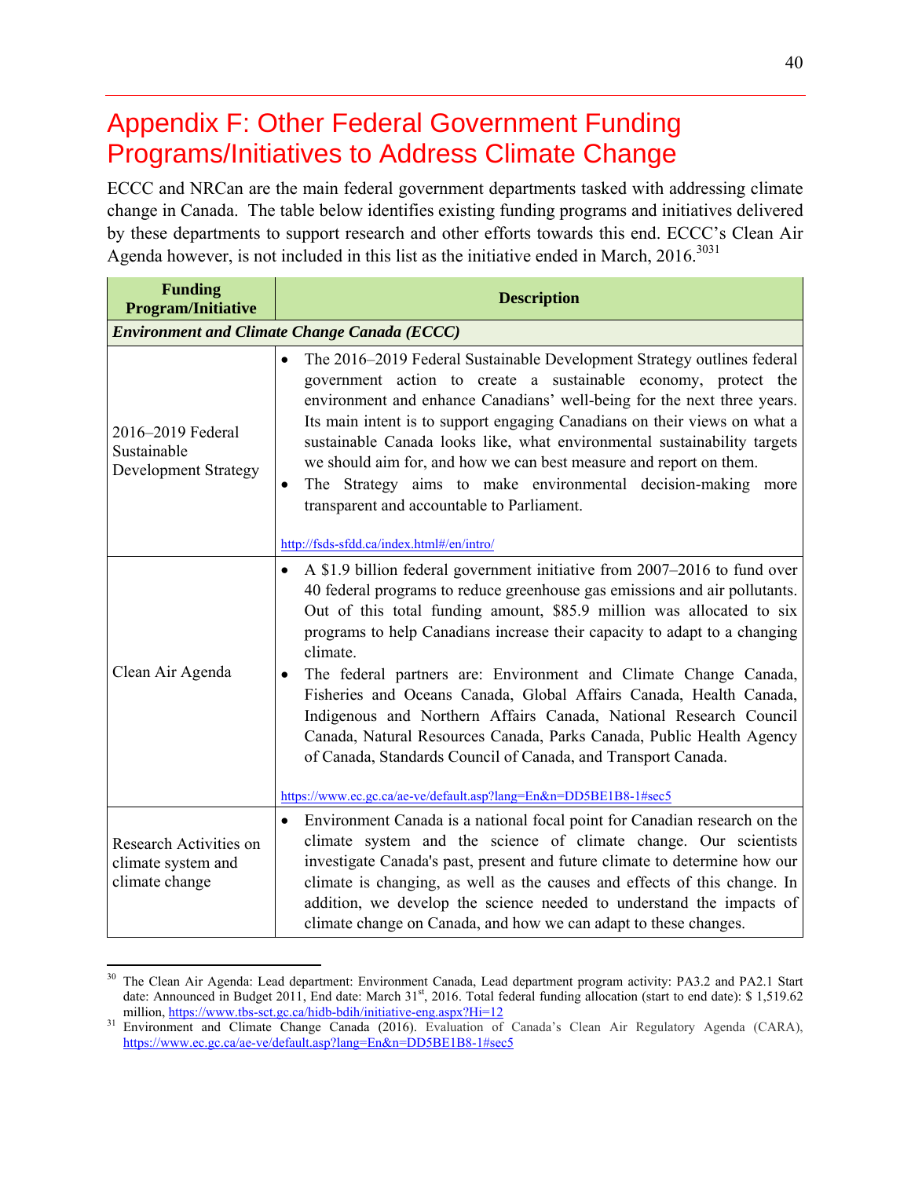# Appendix F: Other Federal Government Funding Programs/Initiatives to Address Climate Change

ECCC and NRCan are the main federal government departments tasked with addressing climate change in Canada. The table below identifies existing funding programs and initiatives delivered by these departments to support research and other efforts towards this end. ECCC's Clean Air Agenda however, is not included in this list as the initiative ended in March, 2016.[30][31]

| Funding Program/Initiative | Description |
|---|---|
| ***Environment and Climate Change Canada (ECCC)*** | |
| 2016–2019 Federal Sustainable Development Strategy | • The 2016–2019 Federal Sustainable Development Strategy outlines federal government action to create a sustainable economy, protect the environment and enhance Canadians' well-being for the next three years. Its main intent is to support engaging Canadians on their views on what a sustainable Canada looks like, what environmental sustainability targets we should aim for, and how we can best measure and report on them.<br>• The Strategy aims to make environmental decision-making more transparent and accountable to Parliament.<br><br>http://fsds-sfdd.ca/index.html#/en/intro/ |
| Clean Air Agenda | • A $1.9 billion federal government initiative from 2007–2016 to fund over 40 federal programs to reduce greenhouse gas emissions and air pollutants. Out of this total funding amount, $85.9 million was allocated to six programs to help Canadians increase their capacity to adapt to a changing climate.<br>• The federal partners are: Environment and Climate Change Canada, Fisheries and Oceans Canada, Global Affairs Canada, Health Canada, Indigenous and Northern Affairs Canada, National Research Council Canada, Natural Resources Canada, Parks Canada, Public Health Agency of Canada, Standards Council of Canada, and Transport Canada.<br><br>https://www.ec.gc.ca/ae-ve/default.asp?lang=En&n=DD5BE1B8-1#sec5 |
| Research Activities on climate system and climate change | • Environment Canada is a national focal point for Canadian research on the climate system and the science of climate change. Our scientists investigate Canada's past, present and future climate to determine how our climate is changing, as well as the causes and effects of this change. In addition, we develop the science needed to understand the impacts of climate change on Canada, and how we can adapt to these changes. |

[30] The Clean Air Agenda: Lead department: Environment Canada, Lead department program activity: PA3.2 and PA2.1 Start date: Announced in Budget 2011, End date: March 31st, 2016. Total federal funding allocation (start to end date): $ 1,519.62 million, https://www.tbs-sct.gc.ca/hidb-bdih/initiative-eng.aspx?Hi=12

[31] Environment and Climate Change Canada (2016). Evaluation of Canada's Clean Air Regulatory Agenda (CARA), https://www.ec.gc.ca/ae-ve/default.asp?lang=En&n=DD5BE1B8-1#sec5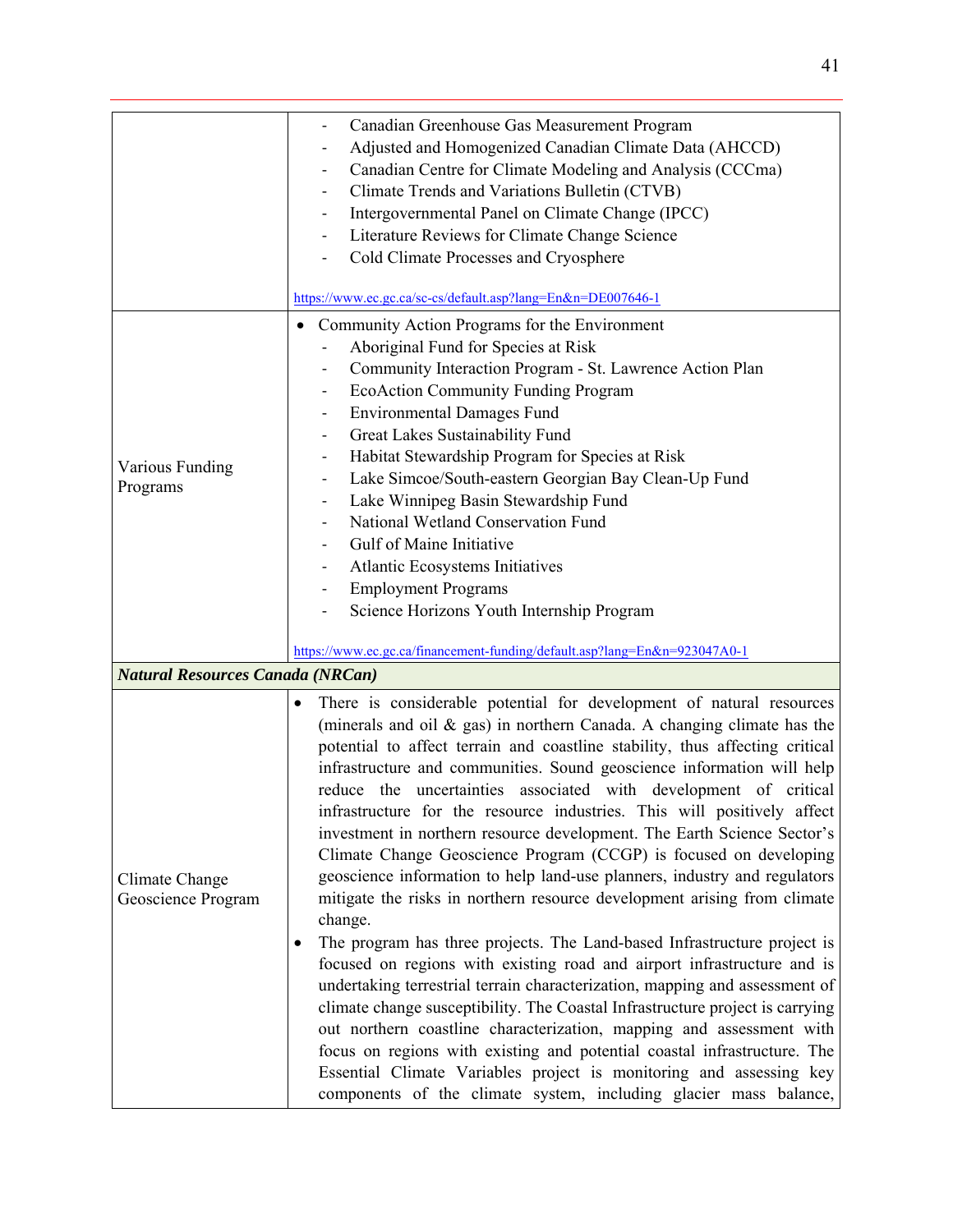| | |
|---|---|
| | - Canadian Greenhouse Gas Measurement Program<br>- Adjusted and Homogenized Canadian Climate Data (AHCCD)<br>- Canadian Centre for Climate Modeling and Analysis (CCCma)<br>- Climate Trends and Variations Bulletin (CTVB)<br>- Intergovernmental Panel on Climate Change (IPCC)<br>- Literature Reviews for Climate Change Science<br>- Cold Climate Processes and Cryosphere<br><br>https://www.ec.gc.ca/sc-cs/default.asp?lang=En&n=DE007646-1 |
| Various Funding Programs | • Community Action Programs for the Environment<br>- Aboriginal Fund for Species at Risk<br>- Community Interaction Program - St. Lawrence Action Plan<br>- EcoAction Community Funding Program<br>- Environmental Damages Fund<br>- Great Lakes Sustainability Fund<br>- Habitat Stewardship Program for Species at Risk<br>- Lake Simcoe/South-eastern Georgian Bay Clean-Up Fund<br>- Lake Winnipeg Basin Stewardship Fund<br>- National Wetland Conservation Fund<br>- Gulf of Maine Initiative<br>- Atlantic Ecosystems Initiatives<br>- Employment Programs<br>- Science Horizons Youth Internship Program<br><br>https://www.ec.gc.ca/financement-funding/default.asp?lang=En&n=923047A0-1 |
| ***Natural Resources Canada (NRCan)*** | |
| Climate Change Geoscience Program | • There is considerable potential for development of natural resources (minerals and oil & gas) in northern Canada. A changing climate has the potential to affect terrain and coastline stability, thus affecting critical infrastructure and communities. Sound geoscience information will help reduce the uncertainties associated with development of critical infrastructure for the resource industries. This will positively affect investment in northern resource development. The Earth Science Sector's Climate Change Geoscience Program (CCGP) is focused on developing geoscience information to help land-use planners, industry and regulators mitigate the risks in northern resource development arising from climate change.<br>• The program has three projects. The Land-based Infrastructure project is focused on regions with existing road and airport infrastructure and is undertaking terrestrial terrain characterization, mapping and assessment of climate change susceptibility. The Coastal Infrastructure project is carrying out northern coastline characterization, mapping and assessment with focus on regions with existing and potential coastal infrastructure. The Essential Climate Variables project is monitoring and assessing key components of the climate system, including glacier mass balance, |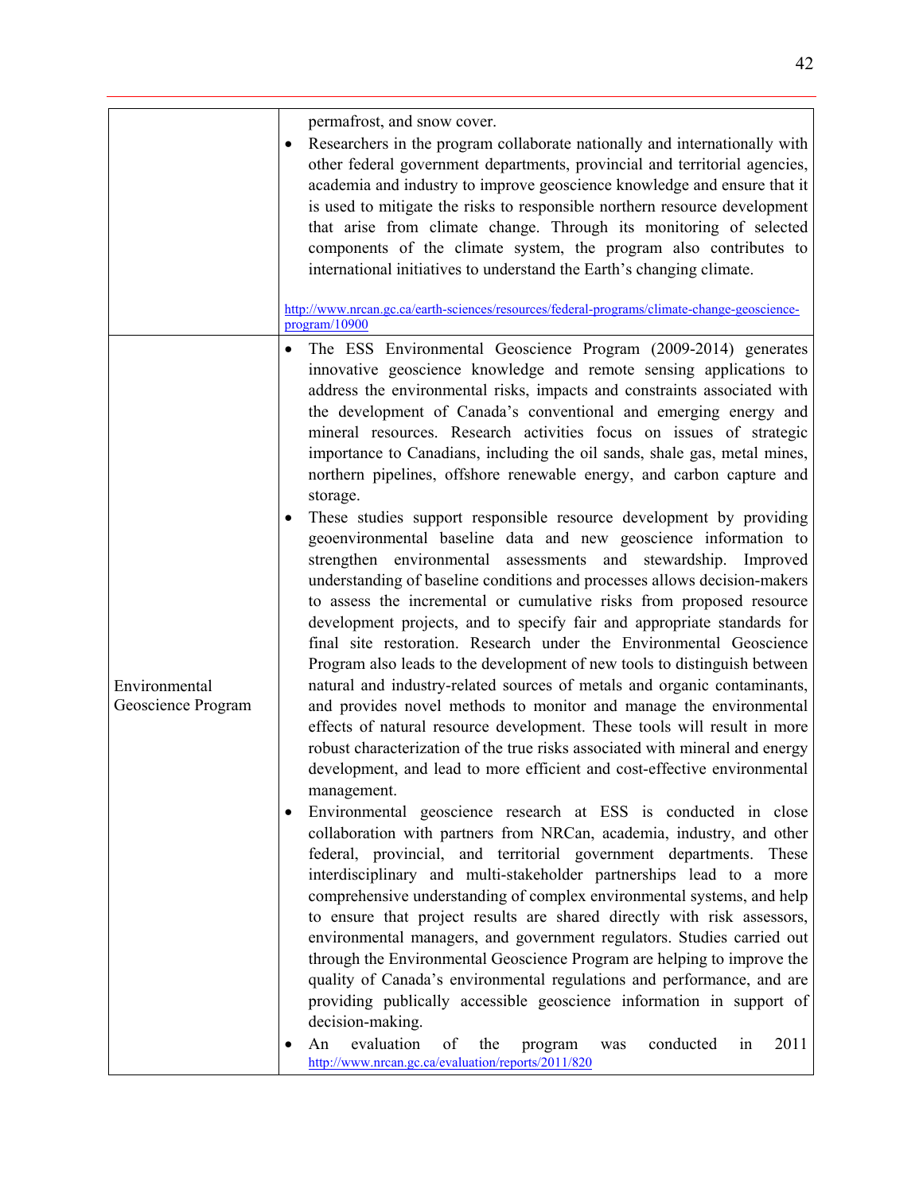| | |
|---|---|
| | permafrost, and snow cover.<br>• Researchers in the program collaborate nationally and internationally with other federal government departments, provincial and territorial agencies, academia and industry to improve geoscience knowledge and ensure that it is used to mitigate the risks to responsible northern resource development that arise from climate change. Through its monitoring of selected components of the climate system, the program also contributes to international initiatives to understand the Earth's changing climate.<br><br>http://www.nrcan.gc.ca/earth-sciences/resources/federal-programs/climate-change-geoscience-program/10900 |
| Environmental Geoscience Program | • The ESS Environmental Geoscience Program (2009-2014) generates innovative geoscience knowledge and remote sensing applications to address the environmental risks, impacts and constraints associated with the development of Canada's conventional and emerging energy and mineral resources. Research activities focus on issues of strategic importance to Canadians, including the oil sands, shale gas, metal mines, northern pipelines, offshore renewable energy, and carbon capture and storage.<br>• These studies support responsible resource development by providing geoenvironmental baseline data and new geoscience information to strengthen environmental assessments and stewardship. Improved understanding of baseline conditions and processes allows decision-makers to assess the incremental or cumulative risks from proposed resource development projects, and to specify fair and appropriate standards for final site restoration. Research under the Environmental Geoscience Program also leads to the development of new tools to distinguish between natural and industry-related sources of metals and organic contaminants, and provides novel methods to monitor and manage the environmental effects of natural resource development. These tools will result in more robust characterization of the true risks associated with mineral and energy development, and lead to more efficient and cost-effective environmental management.<br>• Environmental geoscience research at ESS is conducted in close collaboration with partners from NRCan, academia, industry, and other federal, provincial, and territorial government departments. These interdisciplinary and multi-stakeholder partnerships lead to a more comprehensive understanding of complex environmental systems, and help to ensure that project results are shared directly with risk assessors, environmental managers, and government regulators. Studies carried out through the Environmental Geoscience Program are helping to improve the quality of Canada's environmental regulations and performance, and are providing publically accessible geoscience information in support of decision-making.<br>• An evaluation of the program was conducted in 2011 http://www.nrcan.gc.ca/evaluation/reports/2011/820 |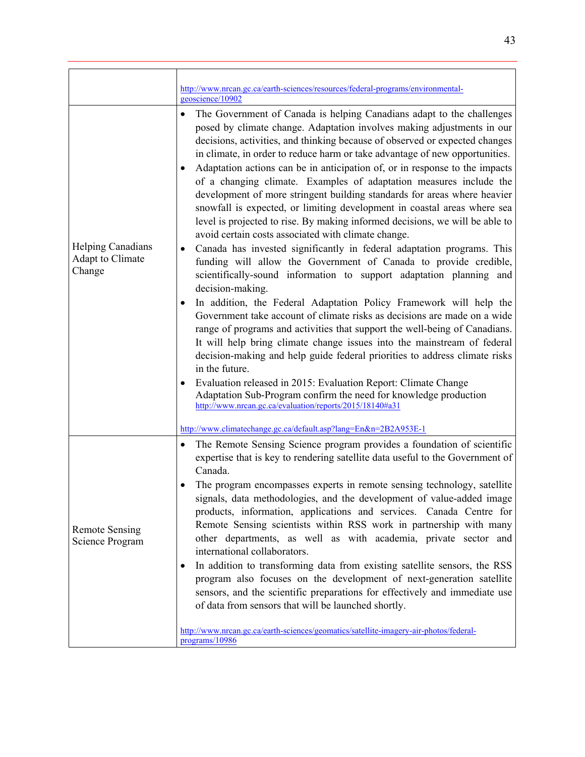| | |
|---|---|
| | http://www.nrcan.gc.ca/earth-sciences/resources/federal-programs/environmental-geoscience/10902 |
| Helping Canadians Adapt to Climate Change | • The Government of Canada is helping Canadians adapt to the challenges posed by climate change. Adaptation involves making adjustments in our decisions, activities, and thinking because of observed or expected changes in climate, in order to reduce harm or take advantage of new opportunities.<br>• Adaptation actions can be in anticipation of, or in response to the impacts of a changing climate. Examples of adaptation measures include the development of more stringent building standards for areas where heavier snowfall is expected, or limiting development in coastal areas where sea level is projected to rise. By making informed decisions, we will be able to avoid certain costs associated with climate change.<br>• Canada has invested significantly in federal adaptation programs. This funding will allow the Government of Canada to provide credible, scientifically-sound information to support adaptation planning and decision-making.<br>• In addition, the Federal Adaptation Policy Framework will help the Government take account of climate risks as decisions are made on a wide range of programs and activities that support the well-being of Canadians. It will help bring climate change issues into the mainstream of federal decision-making and help guide federal priorities to address climate risks in the future.<br>• Evaluation released in 2015: Evaluation Report: Climate Change Adaptation Sub-Program confirm the need for knowledge production http://www.nrcan.gc.ca/evaluation/reports/2015/18140#a31<br><br>http://www.climatechange.gc.ca/default.asp?lang=En&n=2B2A953E-1 |
| Remote Sensing Science Program | • The Remote Sensing Science program provides a foundation of scientific expertise that is key to rendering satellite data useful to the Government of Canada.<br>• The program encompasses experts in remote sensing technology, satellite signals, data methodologies, and the development of value-added image products, information, applications and services. Canada Centre for Remote Sensing scientists within RSS work in partnership with many other departments, as well as with academia, private sector and international collaborators.<br>• In addition to transforming data from existing satellite sensors, the RSS program also focuses on the development of next-generation satellite sensors, and the scientific preparations for effectively and immediate use of data from sensors that will be launched shortly.<br><br>http://www.nrcan.gc.ca/earth-sciences/geomatics/satellite-imagery-air-photos/federal-programs/10986 |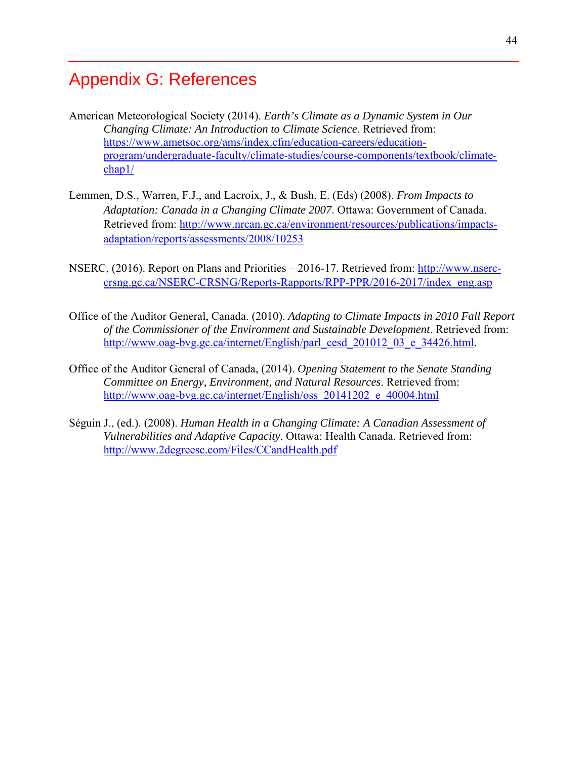# Appendix G: References

American Meteorological Society (2014). *Earth's Climate as a Dynamic System in Our Changing Climate: An Introduction to Climate Science*. Retrieved from: https://www.ametsoc.org/ams/index.cfm/education-careers/education-program/undergraduate-faculty/climate-studies/course-components/textbook/climate-chap1/

Lemmen, D.S., Warren, F.J., and Lacroix, J., & Bush, E. (Eds) (2008). *From Impacts to Adaptation: Canada in a Changing Climate 2007*. Ottawa: Government of Canada. Retrieved from: http://www.nrcan.gc.ca/environment/resources/publications/impacts-adaptation/reports/assessments/2008/10253

NSERC, (2016). Report on Plans and Priorities – 2016-17. Retrieved from: http://www.nserc-crsng.gc.ca/NSERC-CRSNG/Reports-Rapports/RPP-PPR/2016-2017/index_eng.asp

Office of the Auditor General, Canada. (2010). *Adapting to Climate Impacts in 2010 Fall Report of the Commissioner of the Environment and Sustainable Development*. Retrieved from: http://www.oag-bvg.gc.ca/internet/English/parl_cesd_201012_03_e_34426.html.

Office of the Auditor General of Canada, (2014). *Opening Statement to the Senate Standing Committee on Energy, Environment, and Natural Resources*. Retrieved from: http://www.oag-bvg.gc.ca/internet/English/oss_20141202_e_40004.html

Séguin J., (ed.). (2008). *Human Health in a Changing Climate: A Canadian Assessment of Vulnerabilities and Adaptive Capacity*. Ottawa: Health Canada. Retrieved from: http://www.2degreesc.com/Files/CCandHealth.pdf